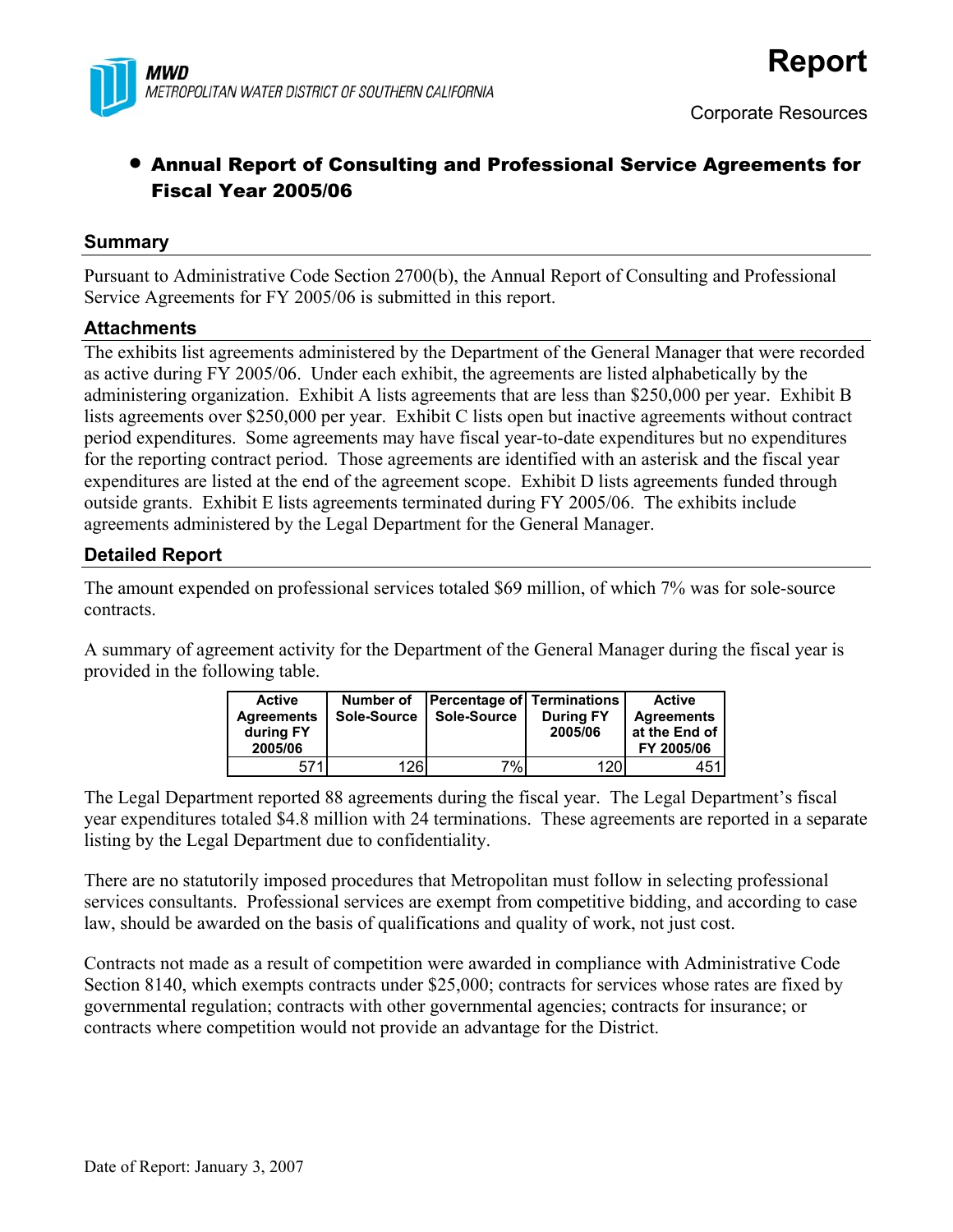MWD
METROPOLITAN WATER DISTRICT OF SOUTHERN CALIFORNIA

# Report

Corporate Resources

## • Annual Report of Consulting and Professional Service Agreements for Fiscal Year 2005/06

### Summary

Pursuant to Administrative Code Section 2700(b), the Annual Report of Consulting and Professional Service Agreements for FY 2005/06 is submitted in this report.

### Attachments

The exhibits list agreements administered by the Department of the General Manager that were recorded as active during FY 2005/06. Under each exhibit, the agreements are listed alphabetically by the administering organization. Exhibit A lists agreements that are less than $250,000 per year. Exhibit B lists agreements over $250,000 per year. Exhibit C lists open but inactive agreements without contract period expenditures. Some agreements may have fiscal year-to-date expenditures but no expenditures for the reporting contract period. Those agreements are identified with an asterisk and the fiscal year expenditures are listed at the end of the agreement scope. Exhibit D lists agreements funded through outside grants. Exhibit E lists agreements terminated during FY 2005/06. The exhibits include agreements administered by the Legal Department for the General Manager.

### Detailed Report

The amount expended on professional services totaled $69 million, of which 7% was for sole-source contracts.

A summary of agreement activity for the Department of the General Manager during the fiscal year is provided in the following table.

| Active Agreements during FY 2005/06 | Number of Sole-Source | Percentage of Sole-Source | Terminations During FY 2005/06 | Active Agreements at the End of FY 2005/06 |
|---|---|---|---|---|
| 571 | 126 | 7% | 120 | 451 |

The Legal Department reported 88 agreements during the fiscal year. The Legal Department's fiscal year expenditures totaled $4.8 million with 24 terminations. These agreements are reported in a separate listing by the Legal Department due to confidentiality.

There are no statutorily imposed procedures that Metropolitan must follow in selecting professional services consultants. Professional services are exempt from competitive bidding, and according to case law, should be awarded on the basis of qualifications and quality of work, not just cost.

Contracts not made as a result of competition were awarded in compliance with Administrative Code Section 8140, which exempts contracts under $25,000; contracts for services whose rates are fixed by governmental regulation; contracts with other governmental agencies; contracts for insurance; or contracts where competition would not provide an advantage for the District.

Date of Report: January 3, 2007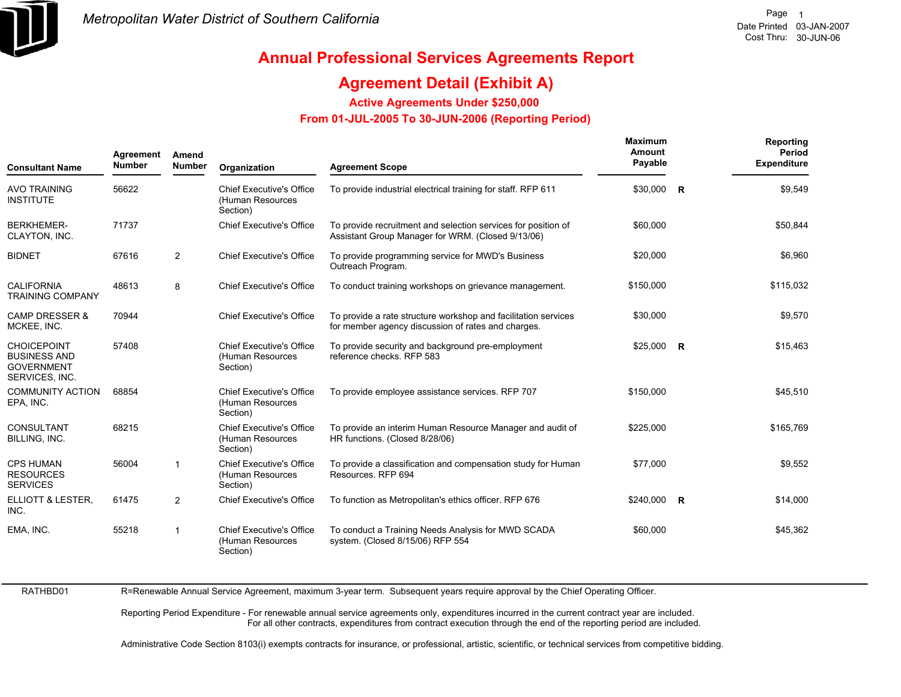Metropolitan Water District of Southern California

Date Printed 03-JAN-2007
Cost Thru: 30-JUN-06

# Annual Professional Services Agreements Report

## Agreement Detail (Exhibit A)

### Active Agreements Under $250,000

### From 01-JUL-2005 To 30-JUN-2006 (Reporting Period)

| Consultant Name | Agreement Number | Amend Number | Organization | Agreement Scope | Maximum Amount Payable | | Reporting Period Expenditure |
|---|---|---|---|---|---|---|---|
| AVO TRAINING INSTITUTE | 56622 | | Chief Executive's Office (Human Resources Section) | To provide industrial electrical training for staff. RFP 611 | $30,000 | R | $9,549 |
| BERKHEMER-CLAYTON, INC. | 71737 | | Chief Executive's Office | To provide recruitment and selection services for position of Assistant Group Manager for WRM. (Closed 9/13/06) | $60,000 | | $50,844 |
| BIDNET | 67616 | 2 | Chief Executive's Office | To provide programming service for MWD's Business Outreach Program. | $20,000 | | $6,960 |
| CALIFORNIA TRAINING COMPANY | 48613 | 8 | Chief Executive's Office | To conduct training workshops on grievance management. | $150,000 | | $115,032 |
| CAMP DRESSER & MCKEE, INC. | 70944 | | Chief Executive's Office | To provide a rate structure workshop and facilitation services for member agency discussion of rates and charges. | $30,000 | | $9,570 |
| CHOICEPOINT BUSINESS AND GOVERNMENT SERVICES, INC. | 57408 | | Chief Executive's Office (Human Resources Section) | To provide security and background pre-employment reference checks. RFP 583 | $25,000 | R | $15,463 |
| COMMUNITY ACTION EPA, INC. | 68854 | | Chief Executive's Office (Human Resources Section) | To provide employee assistance services. RFP 707 | $150,000 | | $45,510 |
| CONSULTANT BILLING, INC. | 68215 | | Chief Executive's Office (Human Resources Section) | To provide an interim Human Resource Manager and audit of HR functions. (Closed 8/28/06) | $225,000 | | $165,769 |
| CPS HUMAN RESOURCES SERVICES | 56004 | 1 | Chief Executive's Office (Human Resources Section) | To provide a classification and compensation study for Human Resources. RFP 694 | $77,000 | | $9,552 |
| ELLIOTT & LESTER, INC. | 61475 | 2 | Chief Executive's Office | To function as Metropolitan's ethics officer. RFP 676 | $240,000 | R | $14,000 |
| EMA, INC. | 55218 | 1 | Chief Executive's Office (Human Resources Section) | To conduct a Training Needs Analysis for MWD SCADA system. (Closed 8/15/06) RFP 554 | $60,000 | | $45,362 |

RATHBD01

R=Renewable Annual Service Agreement, maximum 3-year term. Subsequent years require approval by the Chief Operating Officer.

Reporting Period Expenditure - For renewable annual service agreements only, expenditures incurred in the current contract year are included. For all other contracts, expenditures from contract execution through the end of the reporting period are included.

Administrative Code Section 8103(i) exempts contracts for insurance, or professional, artistic, scientific, or technical services from competitive bidding.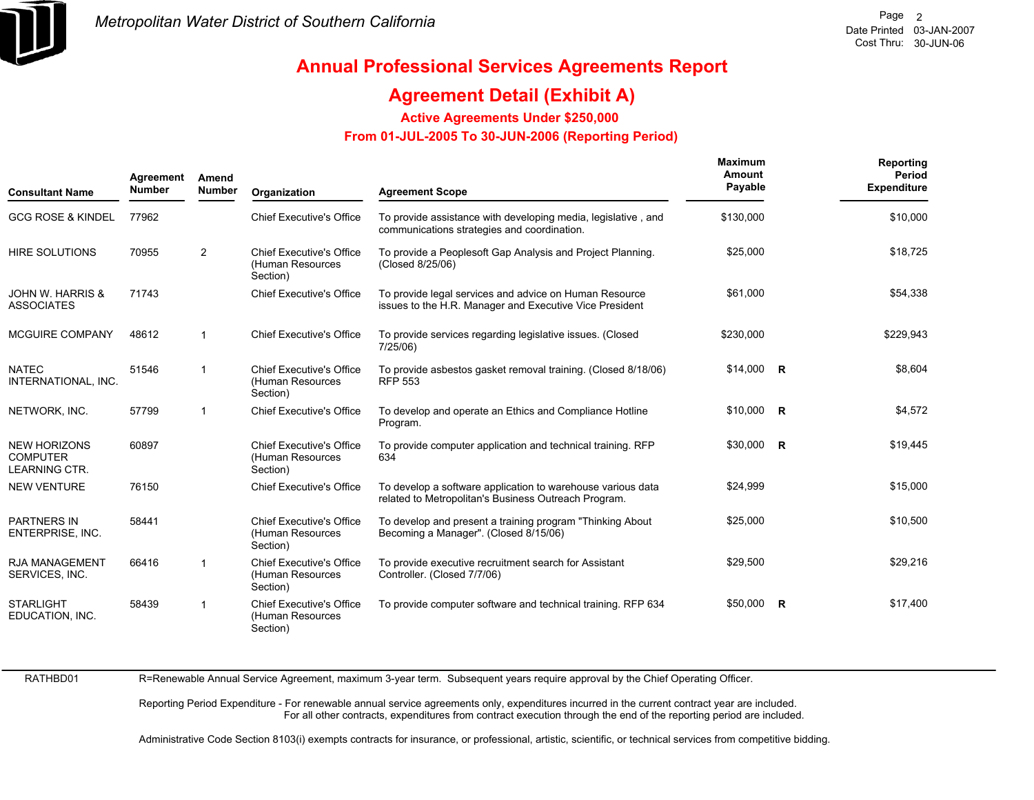# Annual Professional Services Agreements Report

## Agreement Detail (Exhibit A)

### Active Agreements Under $250,000

### From 01-JUL-2005 To 30-JUN-2006 (Reporting Period)

| Consultant Name | Agreement Number | Amend Number | Organization | Agreement Scope | Maximum Amount Payable | | Reporting Period Expenditure |
|---|---|---|---|---|---|---|---|
| GCG ROSE & KINDEL | 77962 | | Chief Executive's Office | To provide assistance with developing media, legislative , and communications strategies and coordination. | $130,000 | | $10,000 |
| HIRE SOLUTIONS | 70955 | 2 | Chief Executive's Office (Human Resources Section) | To provide a Peoplesoft Gap Analysis and Project Planning. (Closed 8/25/06) | $25,000 | | $18,725 |
| JOHN W. HARRIS & ASSOCIATES | 71743 | | Chief Executive's Office | To provide legal services and advice on Human Resource issues to the H.R. Manager and Executive Vice President | $61,000 | | $54,338 |
| MCGUIRE COMPANY | 48612 | 1 | Chief Executive's Office | To provide services regarding legislative issues. (Closed 7/25/06) | $230,000 | | $229,943 |
| NATEC INTERNATIONAL, INC. | 51546 | 1 | Chief Executive's Office (Human Resources Section) | To provide asbestos gasket removal training. (Closed 8/18/06) RFP 553 | $14,000 | R | $8,604 |
| NETWORK, INC. | 57799 | 1 | Chief Executive's Office | To develop and operate an Ethics and Compliance Hotline Program. | $10,000 | R | $4,572 |
| NEW HORIZONS COMPUTER LEARNING CTR. | 60897 | | Chief Executive's Office (Human Resources Section) | To provide computer application and technical training. RFP 634 | $30,000 | R | $19,445 |
| NEW VENTURE | 76150 | | Chief Executive's Office | To develop a software application to warehouse various data related to Metropolitan's Business Outreach Program. | $24,999 | | $15,000 |
| PARTNERS IN ENTERPRISE, INC. | 58441 | | Chief Executive's Office (Human Resources Section) | To develop and present a training program "Thinking About Becoming a Manager". (Closed 8/15/06) | $25,000 | | $10,500 |
| RJA MANAGEMENT SERVICES, INC. | 66416 | 1 | Chief Executive's Office (Human Resources Section) | To provide executive recruitment search for Assistant Controller. (Closed 7/7/06) | $29,500 | | $29,216 |
| STARLIGHT EDUCATION, INC. | 58439 | 1 | Chief Executive's Office (Human Resources Section) | To provide computer software and technical training. RFP 634 | $50,000 | R | $17,400 |

RATHBD01

R=Renewable Annual Service Agreement, maximum 3-year term. Subsequent years require approval by the Chief Operating Officer.

Reporting Period Expenditure - For renewable annual service agreements only, expenditures incurred in the current contract year are included. For all other contracts, expenditures from contract execution through the end of the reporting period are included.

Administrative Code Section 8103(i) exempts contracts for insurance, or professional, artistic, scientific, or technical services from competitive bidding.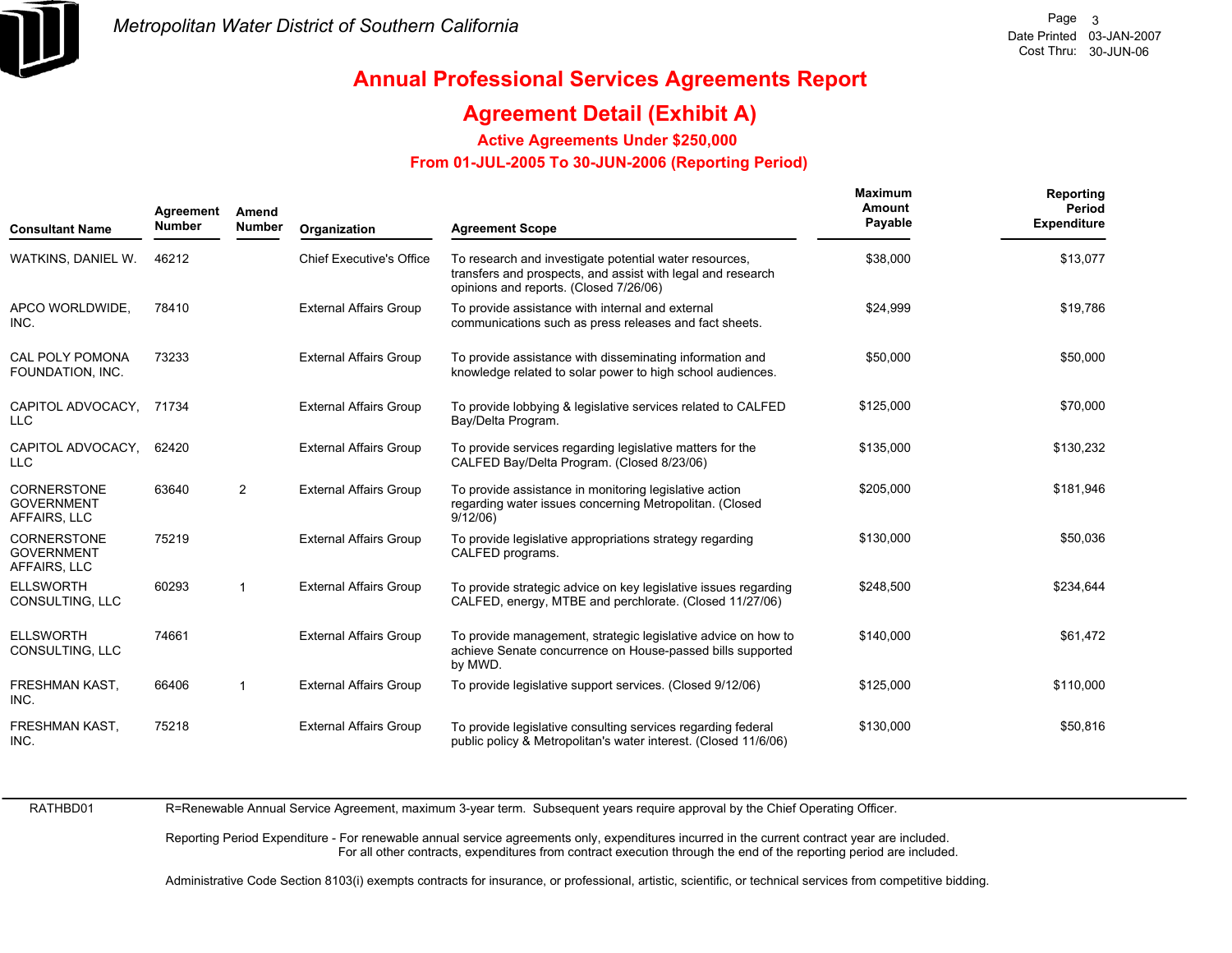# Annual Professional Services Agreements Report

## Agreement Detail (Exhibit A)

### Active Agreements Under $250,000

### From 01-JUL-2005 To 30-JUN-2006 (Reporting Period)

| Consultant Name | Agreement Number | Amend Number | Organization | Agreement Scope | Maximum Amount Payable | Reporting Period Expenditure |
|---|---|---|---|---|---|---|
| WATKINS, DANIEL W. | 46212 | | Chief Executive's Office | To research and investigate potential water resources, transfers and prospects, and assist with legal and research opinions and reports. (Closed 7/26/06) | $38,000 | $13,077 |
| APCO WORLDWIDE, INC. | 78410 | | External Affairs Group | To provide assistance with internal and external communications such as press releases and fact sheets. | $24,999 | $19,786 |
| CAL POLY POMONA FOUNDATION, INC. | 73233 | | External Affairs Group | To provide assistance with disseminating information and knowledge related to solar power to high school audiences. | $50,000 | $50,000 |
| CAPITOL ADVOCACY, LLC | 71734 | | External Affairs Group | To provide lobbying & legislative services related to CALFED Bay/Delta Program. | $125,000 | $70,000 |
| CAPITOL ADVOCACY, LLC | 62420 | | External Affairs Group | To provide services regarding legislative matters for the CALFED Bay/Delta Program. (Closed 8/23/06) | $135,000 | $130,232 |
| CORNERSTONE GOVERNMENT AFFAIRS, LLC | 63640 | 2 | External Affairs Group | To provide assistance in monitoring legislative action regarding water issues concerning Metropolitan. (Closed 9/12/06) | $205,000 | $181,946 |
| CORNERSTONE GOVERNMENT AFFAIRS, LLC | 75219 | | External Affairs Group | To provide legislative appropriations strategy regarding CALFED programs. | $130,000 | $50,036 |
| ELLSWORTH CONSULTING, LLC | 60293 | 1 | External Affairs Group | To provide strategic advice on key legislative issues regarding CALFED, energy, MTBE and perchlorate. (Closed 11/27/06) | $248,500 | $234,644 |
| ELLSWORTH CONSULTING, LLC | 74661 | | External Affairs Group | To provide management, strategic legislative advice on how to achieve Senate concurrence on House-passed bills supported by MWD. | $140,000 | $61,472 |
| FRESHMAN KAST, INC. | 66406 | 1 | External Affairs Group | To provide legislative support services. (Closed 9/12/06) | $125,000 | $110,000 |
| FRESHMAN KAST, INC. | 75218 | | External Affairs Group | To provide legislative consulting services regarding federal public policy & Metropolitan's water interest. (Closed 11/6/06) | $130,000 | $50,816 |

RATHBD01

R=Renewable Annual Service Agreement, maximum 3-year term. Subsequent years require approval by the Chief Operating Officer.

Reporting Period Expenditure - For renewable annual service agreements only, expenditures incurred in the current contract year are included. For all other contracts, expenditures from contract execution through the end of the reporting period are included.

Administrative Code Section 8103(i) exempts contracts for insurance, or professional, artistic, scientific, or technical services from competitive bidding.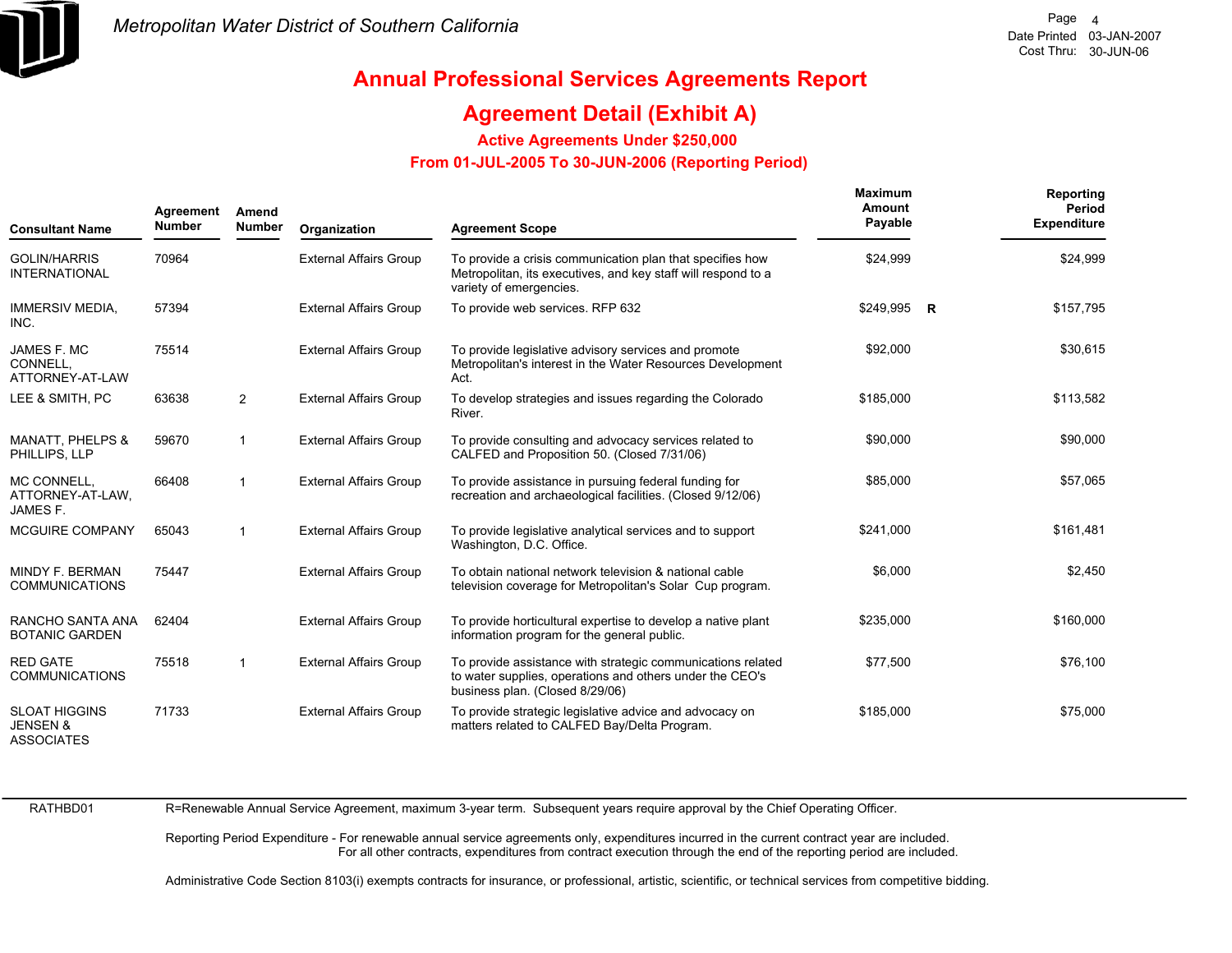# Annual Professional Services Agreements Report

## Agreement Detail (Exhibit A)

### Active Agreements Under $250,000

### From 01-JUL-2005 To 30-JUN-2006 (Reporting Period)

| Consultant Name | Agreement Number | Amend Number | Organization | Agreement Scope | Maximum Amount Payable | | Reporting Period Expenditure |
|---|---|---|---|---|---|---|---|
| GOLIN/HARRIS INTERNATIONAL | 70964 | | External Affairs Group | To provide a crisis communication plan that specifies how Metropolitan, its executives, and key staff will respond to a variety of emergencies. | $24,999 | | $24,999 |
| IMMERSIV MEDIA, INC. | 57394 | | External Affairs Group | To provide web services. RFP 632 | $249,995 | R | $157,795 |
| JAMES F. MC CONNELL, ATTORNEY-AT-LAW | 75514 | | External Affairs Group | To provide legislative advisory services and promote Metropolitan's interest in the Water Resources Development Act. | $92,000 | | $30,615 |
| LEE & SMITH, PC | 63638 | 2 | External Affairs Group | To develop strategies and issues regarding the Colorado River. | $185,000 | | $113,582 |
| MANATT, PHELPS & PHILLIPS, LLP | 59670 | 1 | External Affairs Group | To provide consulting and advocacy services related to CALFED and Proposition 50. (Closed 7/31/06) | $90,000 | | $90,000 |
| MC CONNELL, ATTORNEY-AT-LAW, JAMES F. | 66408 | 1 | External Affairs Group | To provide assistance in pursuing federal funding for recreation and archaeological facilities. (Closed 9/12/06) | $85,000 | | $57,065 |
| MCGUIRE COMPANY | 65043 | 1 | External Affairs Group | To provide legislative analytical services and to support Washington, D.C. Office. | $241,000 | | $161,481 |
| MINDY F. BERMAN COMMUNICATIONS | 75447 | | External Affairs Group | To obtain national network television & national cable television coverage for Metropolitan's Solar Cup program. | $6,000 | | $2,450 |
| RANCHO SANTA ANA BOTANIC GARDEN | 62404 | | External Affairs Group | To provide horticultural expertise to develop a native plant information program for the general public. | $235,000 | | $160,000 |
| RED GATE COMMUNICATIONS | 75518 | 1 | External Affairs Group | To provide assistance with strategic communications related to water supplies, operations and others under the CEO's business plan. (Closed 8/29/06) | $77,500 | | $76,100 |
| SLOAT HIGGINS JENSEN & ASSOCIATES | 71733 | | External Affairs Group | To provide strategic legislative advice and advocacy on matters related to CALFED Bay/Delta Program. | $185,000 | | $75,000 |

RATHBD01

R=Renewable Annual Service Agreement, maximum 3-year term. Subsequent years require approval by the Chief Operating Officer.

Reporting Period Expenditure - For renewable annual service agreements only, expenditures incurred in the current contract year are included.
For all other contracts, expenditures from contract execution through the end of the reporting period are included.

Administrative Code Section 8103(i) exempts contracts for insurance, or professional, artistic, scientific, or technical services from competitive bidding.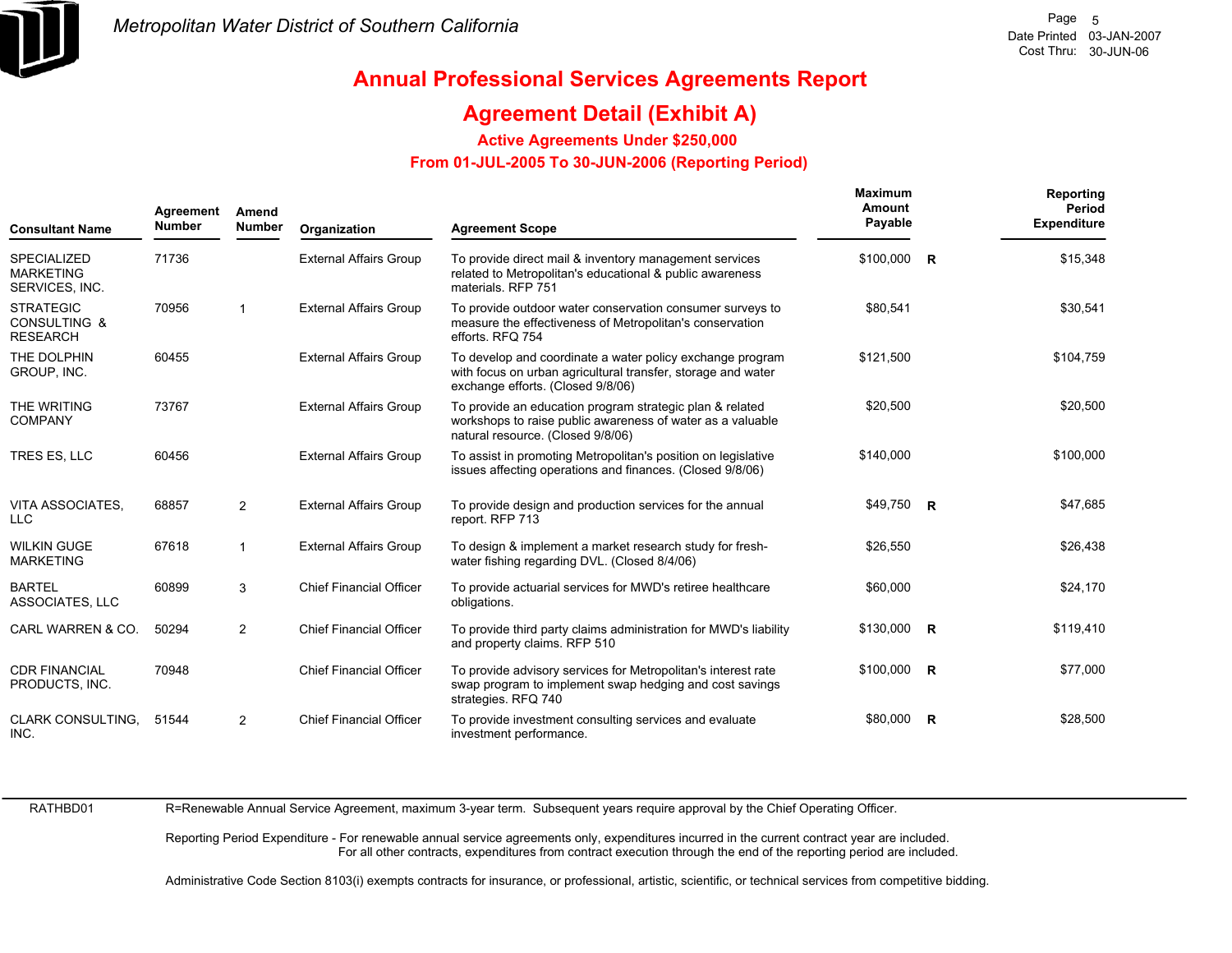Metropolitan Water District of Southern California

# Annual Professional Services Agreements Report

## Agreement Detail (Exhibit A)

### Active Agreements Under $250,000

### From 01-JUL-2005 To 30-JUN-2006 (Reporting Period)

| Consultant Name | Agreement Number | Amend Number | Organization | Agreement Scope | Maximum Amount Payable | | Reporting Period Expenditure |
|---|---|---|---|---|---|---|---|
| SPECIALIZED MARKETING SERVICES, INC. | 71736 | | External Affairs Group | To provide direct mail & inventory management services related to Metropolitan's educational & public awareness materials. RFP 751 | $100,000 | R | $15,348 |
| STRATEGIC CONSULTING & RESEARCH | 70956 | 1 | External Affairs Group | To provide outdoor water conservation consumer surveys to measure the effectiveness of Metropolitan's conservation efforts. RFQ 754 | $80,541 | | $30,541 |
| THE DOLPHIN GROUP, INC. | 60455 | | External Affairs Group | To develop and coordinate a water policy exchange program with focus on urban agricultural transfer, storage and water exchange efforts. (Closed 9/8/06) | $121,500 | | $104,759 |
| THE WRITING COMPANY | 73767 | | External Affairs Group | To provide an education program strategic plan & related workshops to raise public awareness of water as a valuable natural resource. (Closed 9/8/06) | $20,500 | | $20,500 |
| TRES ES, LLC | 60456 | | External Affairs Group | To assist in promoting Metropolitan's position on legislative issues affecting operations and finances. (Closed 9/8/06) | $140,000 | | $100,000 |
| VITA ASSOCIATES, LLC | 68857 | 2 | External Affairs Group | To provide design and production services for the annual report. RFP 713 | $49,750 | R | $47,685 |
| WILKIN GUGE MARKETING | 67618 | 1 | External Affairs Group | To design & implement a market research study for fresh-water fishing regarding DVL. (Closed 8/4/06) | $26,550 | | $26,438 |
| BARTEL ASSOCIATES, LLC | 60899 | 3 | Chief Financial Officer | To provide actuarial services for MWD's retiree healthcare obligations. | $60,000 | | $24,170 |
| CARL WARREN & CO. | 50294 | 2 | Chief Financial Officer | To provide third party claims administration for MWD's liability and property claims. RFP 510 | $130,000 | R | $119,410 |
| CDR FINANCIAL PRODUCTS, INC. | 70948 | | Chief Financial Officer | To provide advisory services for Metropolitan's interest rate swap program to implement swap hedging and cost savings strategies. RFQ 740 | $100,000 | R | $77,000 |
| CLARK CONSULTING, INC. | 51544 | 2 | Chief Financial Officer | To provide investment consulting services and evaluate investment performance. | $80,000 | R | $28,500 |

RATHBD01

R=Renewable Annual Service Agreement, maximum 3-year term. Subsequent years require approval by the Chief Operating Officer.

Reporting Period Expenditure - For renewable annual service agreements only, expenditures incurred in the current contract year are included.
For all other contracts, expenditures from contract execution through the end of the reporting period are included.

Administrative Code Section 8103(i) exempts contracts for insurance, or professional, artistic, scientific, or technical services from competitive bidding.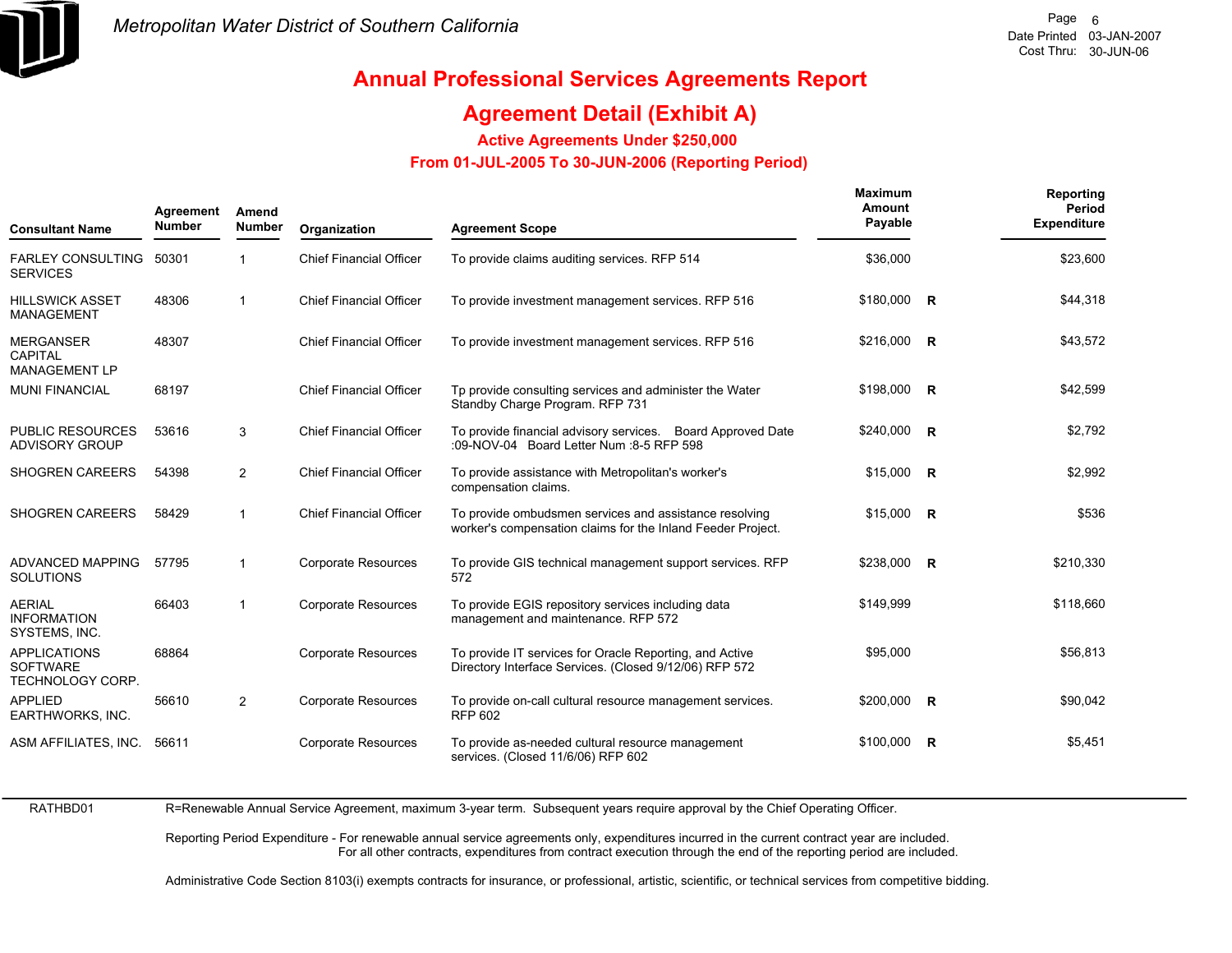# Annual Professional Services Agreements Report

## Agreement Detail (Exhibit A)

### Active Agreements Under $250,000

### From 01-JUL-2005 To 30-JUN-2006 (Reporting Period)

| Consultant Name | Agreement Number | Amend Number | Organization | Agreement Scope | Maximum Amount Payable | | Reporting Period Expenditure |
|---|---|---|---|---|---|---|---|
| FARLEY CONSULTING SERVICES | 50301 | 1 | Chief Financial Officer | To provide claims auditing services. RFP 514 | $36,000 | | $23,600 |
| HILLSWICK ASSET MANAGEMENT | 48306 | 1 | Chief Financial Officer | To provide investment management services. RFP 516 | $180,000 | R | $44,318 |
| MERGANSER CAPITAL MANAGEMENT LP | 48307 | | Chief Financial Officer | To provide investment management services. RFP 516 | $216,000 | R | $43,572 |
| MUNI FINANCIAL | 68197 | | Chief Financial Officer | Tp provide consulting services and administer the Water Standby Charge Program. RFP 731 | $198,000 | R | $42,599 |
| PUBLIC RESOURCES ADVISORY GROUP | 53616 | 3 | Chief Financial Officer | To provide financial advisory services. Board Approved Date :09-NOV-04 Board Letter Num :8-5 RFP 598 | $240,000 | R | $2,792 |
| SHOGREN CAREERS | 54398 | 2 | Chief Financial Officer | To provide assistance with Metropolitan's worker's compensation claims. | $15,000 | R | $2,992 |
| SHOGREN CAREERS | 58429 | 1 | Chief Financial Officer | To provide ombudsmen services and assistance resolving worker's compensation claims for the Inland Feeder Project. | $15,000 | R | $536 |
| ADVANCED MAPPING SOLUTIONS | 57795 | 1 | Corporate Resources | To provide GIS technical management support services. RFP 572 | $238,000 | R | $210,330 |
| AERIAL INFORMATION SYSTEMS, INC. | 66403 | 1 | Corporate Resources | To provide EGIS repository services including data management and maintenance. RFP 572 | $149,999 | | $118,660 |
| APPLICATIONS SOFTWARE TECHNOLOGY CORP. | 68864 | | Corporate Resources | To provide IT services for Oracle Reporting, and Active Directory Interface Services. (Closed 9/12/06) RFP 572 | $95,000 | | $56,813 |
| APPLIED EARTHWORKS, INC. | 56610 | 2 | Corporate Resources | To provide on-call cultural resource management services. RFP 602 | $200,000 | R | $90,042 |
| ASM AFFILIATES, INC. | 56611 | | Corporate Resources | To provide as-needed cultural resource management services. (Closed 11/6/06) RFP 602 | $100,000 | R | $5,451 |

RATHBD01

R=Renewable Annual Service Agreement, maximum 3-year term. Subsequent years require approval by the Chief Operating Officer.

Reporting Period Expenditure - For renewable annual service agreements only, expenditures incurred in the current contract year are included. For all other contracts, expenditures from contract execution through the end of the reporting period are included.

Administrative Code Section 8103(i) exempts contracts for insurance, or professional, artistic, scientific, or technical services from competitive bidding.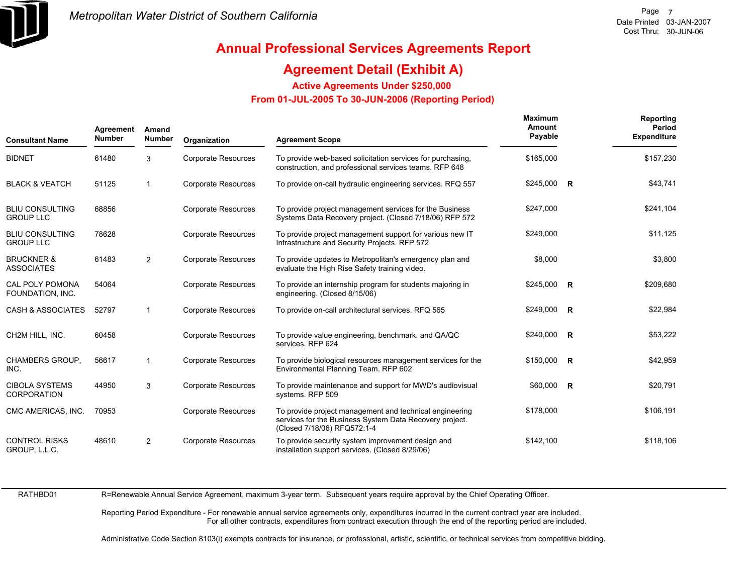Metropolitan Water District of Southern California

Date Printed 03-JAN-2007
Cost Thru: 30-JUN-06

# Annual Professional Services Agreements Report

## Agreement Detail (Exhibit A)

### Active Agreements Under $250,000

### From 01-JUL-2005 To 30-JUN-2006 (Reporting Period)

| Consultant Name | Agreement Number | Amend Number | Organization | Agreement Scope | Maximum Amount Payable | | Reporting Period Expenditure |
|---|---|---|---|---|---|---|---|
| BIDNET | 61480 | 3 | Corporate Resources | To provide web-based solicitation services for purchasing, construction, and professional services teams. RFP 648 | $165,000 | | $157,230 |
| BLACK & VEATCH | 51125 | 1 | Corporate Resources | To provide on-call hydraulic engineering services. RFQ 557 | $245,000 | R | $43,741 |
| BLIU CONSULTING GROUP LLC | 68856 | | Corporate Resources | To provide project management services for the Business Systems Data Recovery project. (Closed 7/18/06) RFP 572 | $247,000 | | $241,104 |
| BLIU CONSULTING GROUP LLC | 78628 | | Corporate Resources | To provide project management support for various new IT Infrastructure and Security Projects. RFP 572 | $249,000 | | $11,125 |
| BRUCKNER & ASSOCIATES | 61483 | 2 | Corporate Resources | To provide updates to Metropolitan's emergency plan and evaluate the High Rise Safety training video. | $8,000 | | $3,800 |
| CAL POLY POMONA FOUNDATION, INC. | 54064 | | Corporate Resources | To provide an internship program for students majoring in engineering. (Closed 8/15/06) | $245,000 | R | $209,680 |
| CASH & ASSOCIATES | 52797 | 1 | Corporate Resources | To provide on-call architectural services. RFQ 565 | $249,000 | R | $22,984 |
| CH2M HILL, INC. | 60458 | | Corporate Resources | To provide value engineering, benchmark, and QA/QC services. RFP 624 | $240,000 | R | $53,222 |
| CHAMBERS GROUP, INC. | 56617 | 1 | Corporate Resources | To provide biological resources management services for the Environmental Planning Team. RFP 602 | $150,000 | R | $42,959 |
| CIBOLA SYSTEMS CORPORATION | 44950 | 3 | Corporate Resources | To provide maintenance and support for MWD's audiovisual systems. RFP 509 | $60,000 | R | $20,791 |
| CMC AMERICAS, INC. | 70953 | | Corporate Resources | To provide project management and technical engineering services for the Business System Data Recovery project. (Closed 7/18/06) RFQ572:1-4 | $178,000 | | $106,191 |
| CONTROL RISKS GROUP, L.L.C. | 48610 | 2 | Corporate Resources | To provide security system improvement design and installation support services. (Closed 8/29/06) | $142,100 | | $118,106 |

RATHBD01

R=Renewable Annual Service Agreement, maximum 3-year term. Subsequent years require approval by the Chief Operating Officer.

Reporting Period Expenditure - For renewable annual service agreements only, expenditures incurred in the current contract year are included. For all other contracts, expenditures from contract execution through the end of the reporting period are included.

Administrative Code Section 8103(i) exempts contracts for insurance, or professional, artistic, scientific, or technical services from competitive bidding.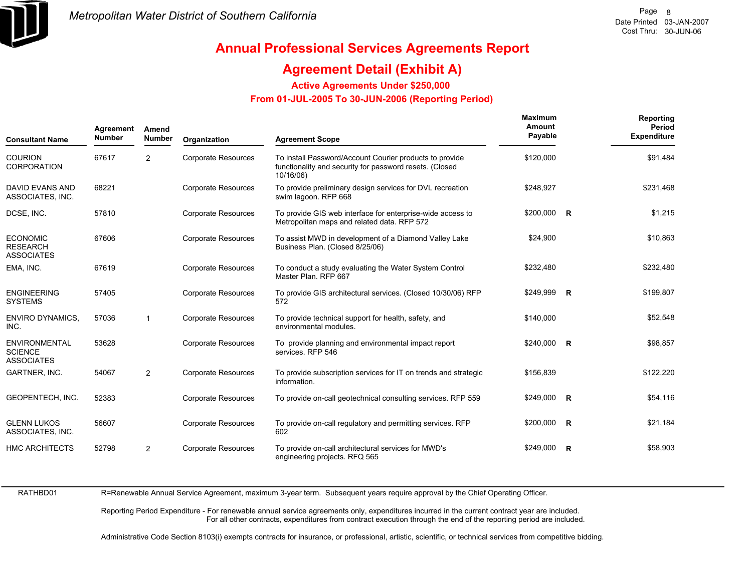# Metropolitan Water District of Southern California

## Annual Professional Services Agreements Report

## Agreement Detail (Exhibit A)

### Active Agreements Under $250,000

### From 01-JUL-2005 To 30-JUN-2006 (Reporting Period)

| Consultant Name | Agreement Number | Amend Number | Organization | Agreement Scope | Maximum Amount Payable | | Reporting Period Expenditure |
|---|---|---|---|---|---|---|---|
| COURION CORPORATION | 67617 | 2 | Corporate Resources | To install Password/Account Courier products to provide functionality and security for password resets. (Closed 10/16/06) | $120,000 | | $91,484 |
| DAVID EVANS AND ASSOCIATES, INC. | 68221 | | Corporate Resources | To provide preliminary design services for DVL recreation swim lagoon. RFP 668 | $248,927 | | $231,468 |
| DCSE, INC. | 57810 | | Corporate Resources | To provide GIS web interface for enterprise-wide access to Metropolitan maps and related data. RFP 572 | $200,000 | R | $1,215 |
| ECONOMIC RESEARCH ASSOCIATES | 67606 | | Corporate Resources | To assist MWD in development of a Diamond Valley Lake Business Plan. (Closed 8/25/06) | $24,900 | | $10,863 |
| EMA, INC. | 67619 | | Corporate Resources | To conduct a study evaluating the Water System Control Master Plan. RFP 667 | $232,480 | | $232,480 |
| ENGINEERING SYSTEMS | 57405 | | Corporate Resources | To provide GIS architectural services. (Closed 10/30/06) RFP 572 | $249,999 | R | $199,807 |
| ENVIRO DYNAMICS, INC. | 57036 | 1 | Corporate Resources | To provide technical support for health, safety, and environmental modules. | $140,000 | | $52,548 |
| ENVIRONMENTAL SCIENCE ASSOCIATES | 53628 | | Corporate Resources | To provide planning and environmental impact report services. RFP 546 | $240,000 | R | $98,857 |
| GARTNER, INC. | 54067 | 2 | Corporate Resources | To provide subscription services for IT on trends and strategic information. | $156,839 | | $122,220 |
| GEOPENTECH, INC. | 52383 | | Corporate Resources | To provide on-call geotechnical consulting services. RFP 559 | $249,000 | R | $54,116 |
| GLENN LUKOS ASSOCIATES, INC. | 56607 | | Corporate Resources | To provide on-call regulatory and permitting services. RFP 602 | $200,000 | R | $21,184 |
| HMC ARCHITECTS | 52798 | 2 | Corporate Resources | To provide on-call architectural services for MWD's engineering projects. RFQ 565 | $249,000 | R | $58,903 |

RATHBD01

R=Renewable Annual Service Agreement, maximum 3-year term. Subsequent years require approval by the Chief Operating Officer.

Reporting Period Expenditure - For renewable annual service agreements only, expenditures incurred in the current contract year are included. For all other contracts, expenditures from contract execution through the end of the reporting period are included.

Administrative Code Section 8103(i) exempts contracts for insurance, or professional, artistic, scientific, or technical services from competitive bidding.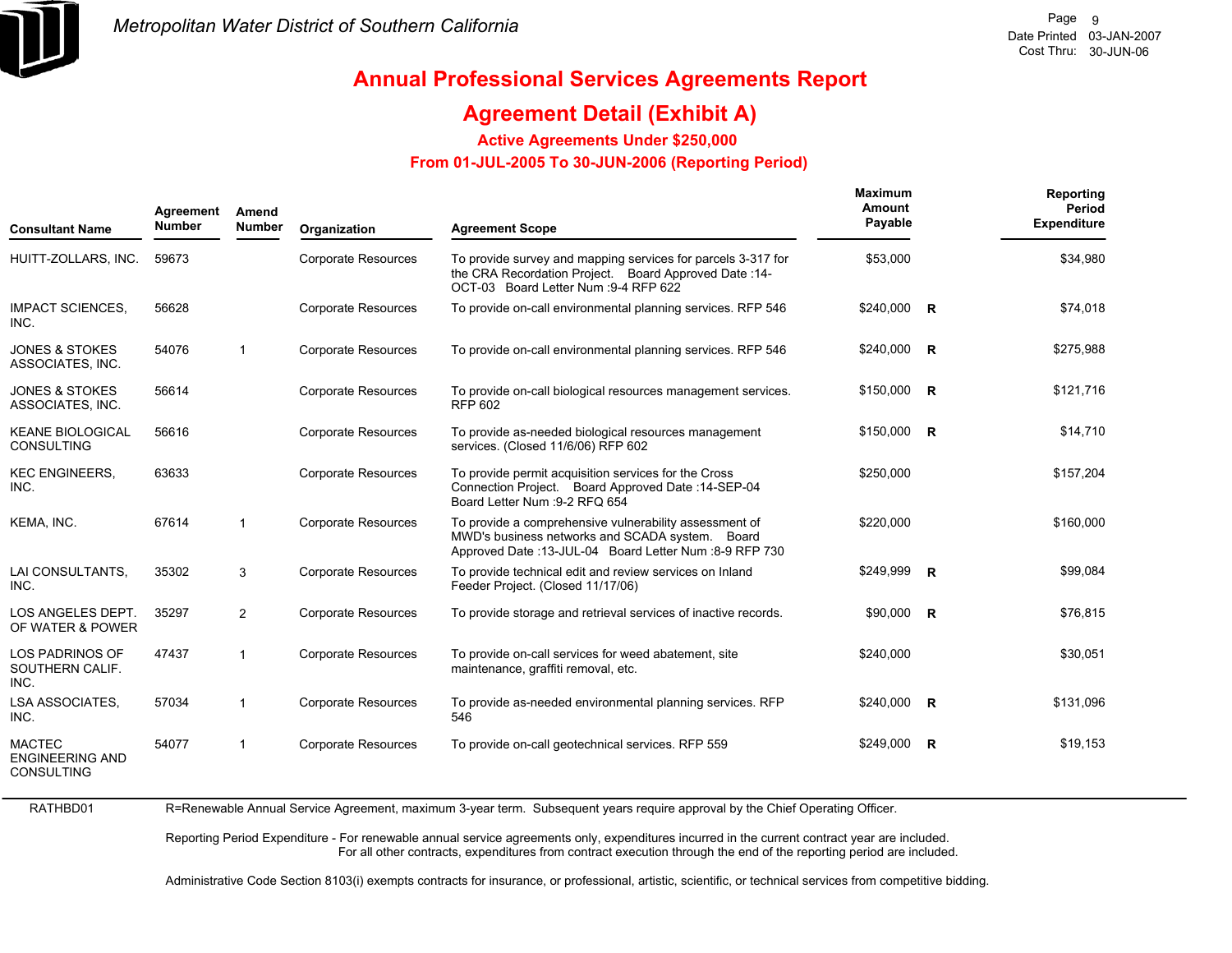# Metropolitan Water District of Southern California

## Annual Professional Services Agreements Report

## Agreement Detail (Exhibit A)

### Active Agreements Under $250,000

### From 01-JUL-2005 To 30-JUN-2006 (Reporting Period)

| Consultant Name | Agreement Number | Amend Number | Organization | Agreement Scope | Maximum Amount Payable | | Reporting Period Expenditure |
|---|---|---|---|---|---|---|---|
| HUITT-ZOLLARS, INC. | 59673 | | Corporate Resources | To provide survey and mapping services for parcels 3-317 for the CRA Recordation Project. Board Approved Date :14-OCT-03 Board Letter Num :9-4 RFP 622 | $53,000 | | $34,980 |
| IMPACT SCIENCES, INC. | 56628 | | Corporate Resources | To provide on-call environmental planning services. RFP 546 | $240,000 | R | $74,018 |
| JONES & STOKES ASSOCIATES, INC. | 54076 | 1 | Corporate Resources | To provide on-call environmental planning services. RFP 546 | $240,000 | R | $275,988 |
| JONES & STOKES ASSOCIATES, INC. | 56614 | | Corporate Resources | To provide on-call biological resources management services. RFP 602 | $150,000 | R | $121,716 |
| KEANE BIOLOGICAL CONSULTING | 56616 | | Corporate Resources | To provide as-needed biological resources management services. (Closed 11/6/06) RFP 602 | $150,000 | R | $14,710 |
| KEC ENGINEERS, INC. | 63633 | | Corporate Resources | To provide permit acquisition services for the Cross Connection Project. Board Approved Date :14-SEP-04 Board Letter Num :9-2 RFQ 654 | $250,000 | | $157,204 |
| KEMA, INC. | 67614 | 1 | Corporate Resources | To provide a comprehensive vulnerability assessment of MWD's business networks and SCADA system. Board Approved Date :13-JUL-04 Board Letter Num :8-9 RFP 730 | $220,000 | | $160,000 |
| LAI CONSULTANTS, INC. | 35302 | 3 | Corporate Resources | To provide technical edit and review services on Inland Feeder Project. (Closed 11/17/06) | $249,999 | R | $99,084 |
| LOS ANGELES DEPT. OF WATER & POWER | 35297 | 2 | Corporate Resources | To provide storage and retrieval services of inactive records. | $90,000 | R | $76,815 |
| LOS PADRINOS OF SOUTHERN CALIF. INC. | 47437 | 1 | Corporate Resources | To provide on-call services for weed abatement, site maintenance, graffiti removal, etc. | $240,000 | | $30,051 |
| LSA ASSOCIATES, INC. | 57034 | 1 | Corporate Resources | To provide as-needed environmental planning services. RFP 546 | $240,000 | R | $131,096 |
| MACTEC ENGINEERING AND CONSULTING | 54077 | 1 | Corporate Resources | To provide on-call geotechnical services. RFP 559 | $249,000 | R | $19,153 |

RATHBD01

R=Renewable Annual Service Agreement, maximum 3-year term. Subsequent years require approval by the Chief Operating Officer.

Reporting Period Expenditure - For renewable annual service agreements only, expenditures incurred in the current contract year are included. For all other contracts, expenditures from contract execution through the end of the reporting period are included.

Administrative Code Section 8103(i) exempts contracts for insurance, or professional, artistic, scientific, or technical services from competitive bidding.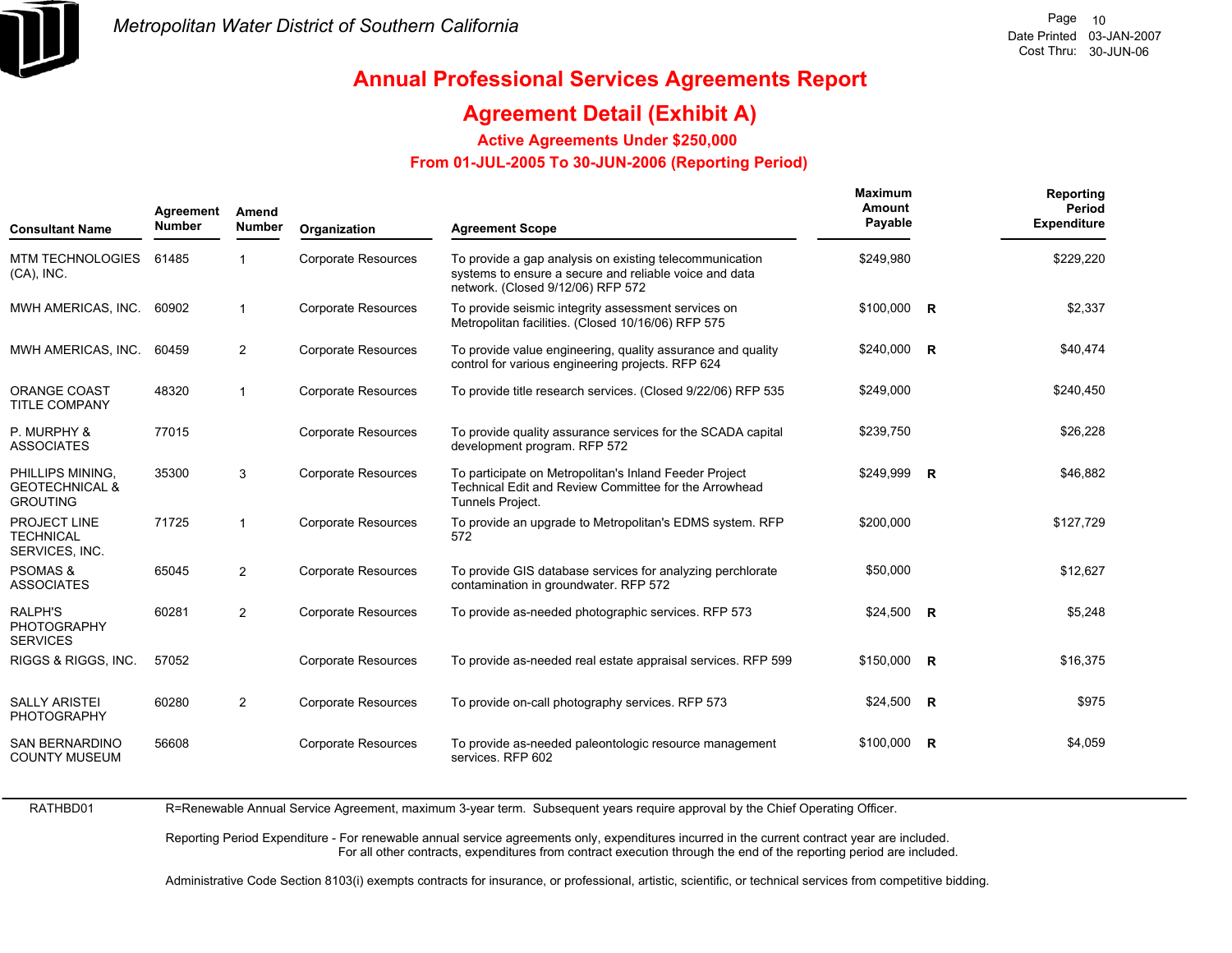# Annual Professional Services Agreements Report

## Agreement Detail (Exhibit A)

### Active Agreements Under $250,000

### From 01-JUL-2005 To 30-JUN-2006 (Reporting Period)

| Consultant Name | Agreement Number | Amend Number | Organization | Agreement Scope | Maximum Amount Payable | | Reporting Period Expenditure |
|---|---|---|---|---|---|---|---|
| MTM TECHNOLOGIES (CA), INC. | 61485 | 1 | Corporate Resources | To provide a gap analysis on existing telecommunication systems to ensure a secure and reliable voice and data network. (Closed 9/12/06) RFP 572 | $249,980 | | $229,220 |
| MWH AMERICAS, INC. | 60902 | 1 | Corporate Resources | To provide seismic integrity assessment services on Metropolitan facilities. (Closed 10/16/06) RFP 575 | $100,000 | R | $2,337 |
| MWH AMERICAS, INC. | 60459 | 2 | Corporate Resources | To provide value engineering, quality assurance and quality control for various engineering projects. RFP 624 | $240,000 | R | $40,474 |
| ORANGE COAST TITLE COMPANY | 48320 | 1 | Corporate Resources | To provide title research services. (Closed 9/22/06) RFP 535 | $249,000 | | $240,450 |
| P. MURPHY & ASSOCIATES | 77015 | | Corporate Resources | To provide quality assurance services for the SCADA capital development program. RFP 572 | $239,750 | | $26,228 |
| PHILLIPS MINING, GEOTECHNICAL & GROUTING | 35300 | 3 | Corporate Resources | To participate on Metropolitan's Inland Feeder Project Technical Edit and Review Committee for the Arrowhead Tunnels Project. | $249,999 | R | $46,882 |
| PROJECT LINE TECHNICAL SERVICES, INC. | 71725 | 1 | Corporate Resources | To provide an upgrade to Metropolitan's EDMS system. RFP 572 | $200,000 | | $127,729 |
| PSOMAS & ASSOCIATES | 65045 | 2 | Corporate Resources | To provide GIS database services for analyzing perchlorate contamination in groundwater. RFP 572 | $50,000 | | $12,627 |
| RALPH'S PHOTOGRAPHY SERVICES | 60281 | 2 | Corporate Resources | To provide as-needed photographic services. RFP 573 | $24,500 | R | $5,248 |
| RIGGS & RIGGS, INC. | 57052 | | Corporate Resources | To provide as-needed real estate appraisal services. RFP 599 | $150,000 | R | $16,375 |
| SALLY ARISTEI PHOTOGRAPHY | 60280 | 2 | Corporate Resources | To provide on-call photography services. RFP 573 | $24,500 | R | $975 |
| SAN BERNARDINO COUNTY MUSEUM | 56608 | | Corporate Resources | To provide as-needed paleontologic resource management services. RFP 602 | $100,000 | R | $4,059 |

RATHBD01

R=Renewable Annual Service Agreement, maximum 3-year term. Subsequent years require approval by the Chief Operating Officer.

Reporting Period Expenditure - For renewable annual service agreements only, expenditures incurred in the current contract year are included. For all other contracts, expenditures from contract execution through the end of the reporting period are included.

Administrative Code Section 8103(i) exempts contracts for insurance, or professional, artistic, scientific, or technical services from competitive bidding.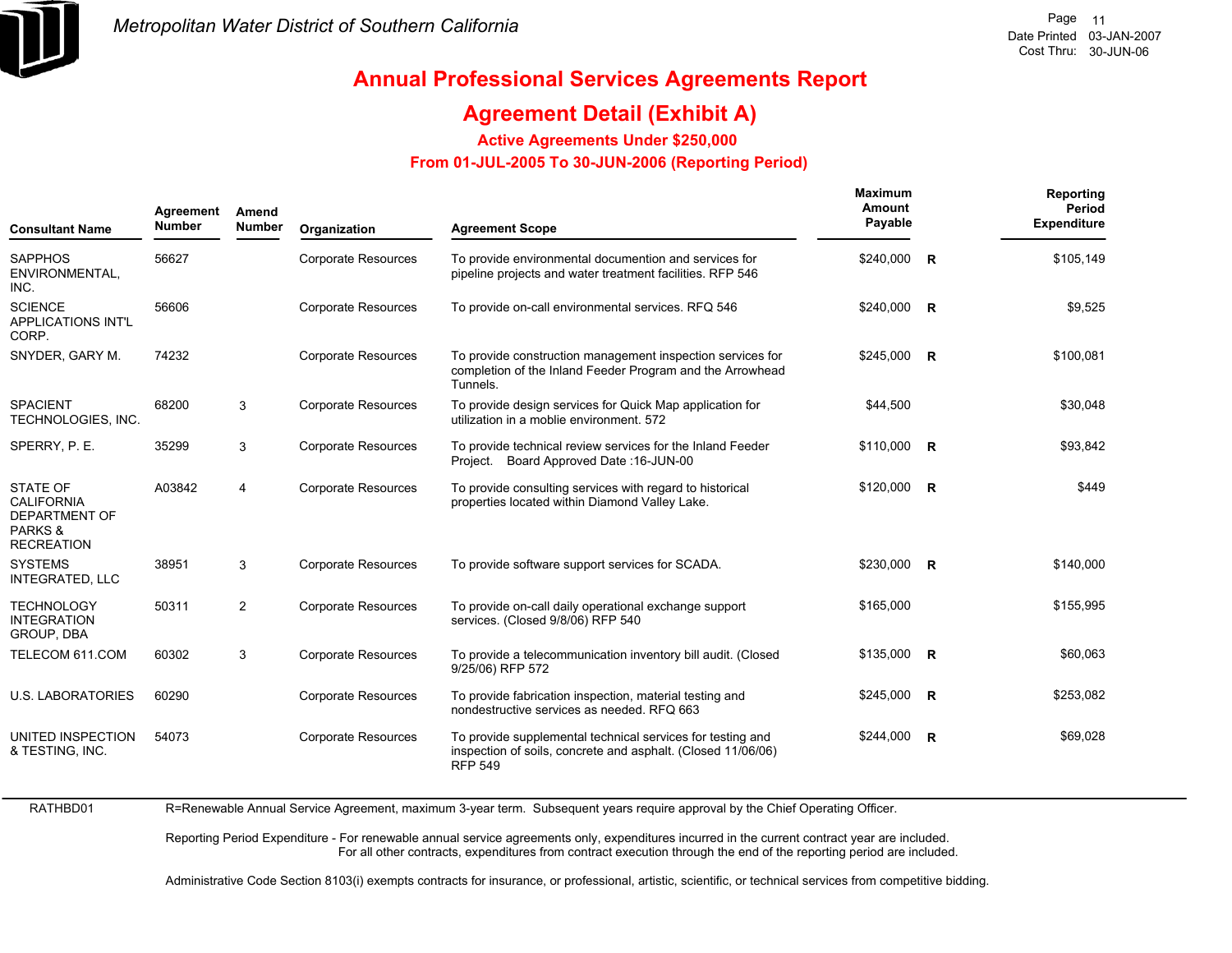# Annual Professional Services Agreements Report

## Agreement Detail (Exhibit A)

### Active Agreements Under $250,000

### From 01-JUL-2005 To 30-JUN-2006 (Reporting Period)

| Consultant Name | Agreement Number | Amend Number | Organization | Agreement Scope | Maximum Amount Payable | | Reporting Period Expenditure |
|---|---|---|---|---|---|---|---|
| SAPPHOS ENVIRONMENTAL, INC. | 56627 | | Corporate Resources | To provide environmental documention and services for pipeline projects and water treatment facilities. RFP 546 | $240,000 | R | $105,149 |
| SCIENCE APPLICATIONS INT'L CORP. | 56606 | | Corporate Resources | To provide on-call environmental services. RFQ 546 | $240,000 | R | $9,525 |
| SNYDER, GARY M. | 74232 | | Corporate Resources | To provide construction management inspection services for completion of the Inland Feeder Program and the Arrowhead Tunnels. | $245,000 | R | $100,081 |
| SPACIENT TECHNOLOGIES, INC. | 68200 | 3 | Corporate Resources | To provide design services for Quick Map application for utilization in a moblie environment. 572 | $44,500 | | $30,048 |
| SPERRY, P. E. | 35299 | 3 | Corporate Resources | To provide technical review services for the Inland Feeder Project. Board Approved Date :16-JUN-00 | $110,000 | R | $93,842 |
| STATE OF CALIFORNIA DEPARTMENT OF PARKS & RECREATION | A03842 | 4 | Corporate Resources | To provide consulting services with regard to historical properties located within Diamond Valley Lake. | $120,000 | R | $449 |
| SYSTEMS INTEGRATED, LLC | 38951 | 3 | Corporate Resources | To provide software support services for SCADA. | $230,000 | R | $140,000 |
| TECHNOLOGY INTEGRATION GROUP, DBA | 50311 | 2 | Corporate Resources | To provide on-call daily operational exchange support services. (Closed 9/8/06) RFP 540 | $165,000 | | $155,995 |
| TELECOM 611.COM | 60302 | 3 | Corporate Resources | To provide a telecommunication inventory bill audit. (Closed 9/25/06) RFP 572 | $135,000 | R | $60,063 |
| U.S. LABORATORIES | 60290 | | Corporate Resources | To provide fabrication inspection, material testing and nondestructive services as needed. RFQ 663 | $245,000 | R | $253,082 |
| UNITED INSPECTION & TESTING, INC. | 54073 | | Corporate Resources | To provide supplemental technical services for testing and inspection of soils, concrete and asphalt. (Closed 11/06/06) RFP 549 | $244,000 | R | $69,028 |

RATHBD01

R=Renewable Annual Service Agreement, maximum 3-year term. Subsequent years require approval by the Chief Operating Officer.

Reporting Period Expenditure - For renewable annual service agreements only, expenditures incurred in the current contract year are included. For all other contracts, expenditures from contract execution through the end of the reporting period are included.

Administrative Code Section 8103(i) exempts contracts for insurance, or professional, artistic, scientific, or technical services from competitive bidding.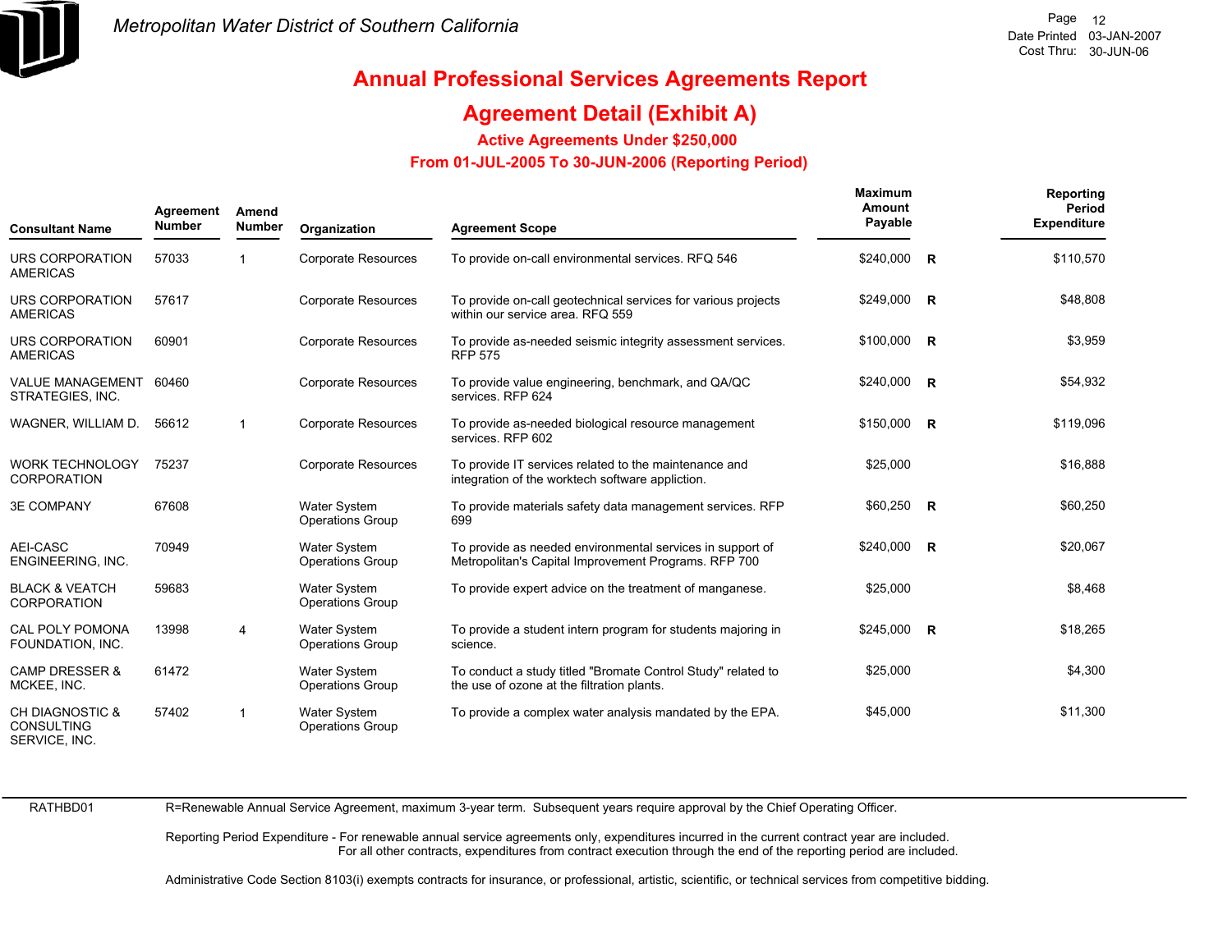Metropolitan Water District of Southern California

# Annual Professional Services Agreements Report

## Agreement Detail (Exhibit A)

### Active Agreements Under $250,000

### From 01-JUL-2005 To 30-JUN-2006 (Reporting Period)

| Consultant Name | Agreement Number | Amend Number | Organization | Agreement Scope | Maximum Amount Payable | | Reporting Period Expenditure |
|---|---|---|---|---|---|---|---|
| URS CORPORATION AMERICAS | 57033 | 1 | Corporate Resources | To provide on-call environmental services. RFQ 546 | $240,000 | R | $110,570 |
| URS CORPORATION AMERICAS | 57617 | | Corporate Resources | To provide on-call geotechnical services for various projects within our service area. RFQ 559 | $249,000 | R | $48,808 |
| URS CORPORATION AMERICAS | 60901 | | Corporate Resources | To provide as-needed seismic integrity assessment services. RFP 575 | $100,000 | R | $3,959 |
| VALUE MANAGEMENT STRATEGIES, INC. | 60460 | | Corporate Resources | To provide value engineering, benchmark, and QA/QC services. RFP 624 | $240,000 | R | $54,932 |
| WAGNER, WILLIAM D. | 56612 | 1 | Corporate Resources | To provide as-needed biological resource management services. RFP 602 | $150,000 | R | $119,096 |
| WORK TECHNOLOGY CORPORATION | 75237 | | Corporate Resources | To provide IT services related to the maintenance and integration of the worktech software appliction. | $25,000 | | $16,888 |
| 3E COMPANY | 67608 | | Water System Operations Group | To provide materials safety data management services. RFP 699 | $60,250 | R | $60,250 |
| AEI-CASC ENGINEERING, INC. | 70949 | | Water System Operations Group | To provide as needed environmental services in support of Metropolitan's Capital Improvement Programs. RFP 700 | $240,000 | R | $20,067 |
| BLACK & VEATCH CORPORATION | 59683 | | Water System Operations Group | To provide expert advice on the treatment of manganese. | $25,000 | | $8,468 |
| CAL POLY POMONA FOUNDATION, INC. | 13998 | 4 | Water System Operations Group | To provide a student intern program for students majoring in science. | $245,000 | R | $18,265 |
| CAMP DRESSER & MCKEE, INC. | 61472 | | Water System Operations Group | To conduct a study titled "Bromate Control Study" related to the use of ozone at the filtration plants. | $25,000 | | $4,300 |
| CH DIAGNOSTIC & CONSULTING SERVICE, INC. | 57402 | 1 | Water System Operations Group | To provide a complex water analysis mandated by the EPA. | $45,000 | | $11,300 |

RATHBD01

R=Renewable Annual Service Agreement, maximum 3-year term. Subsequent years require approval by the Chief Operating Officer.

Reporting Period Expenditure - For renewable annual service agreements only, expenditures incurred in the current contract year are included. For all other contracts, expenditures from contract execution through the end of the reporting period are included.

Administrative Code Section 8103(i) exempts contracts for insurance, or professional, artistic, scientific, or technical services from competitive bidding.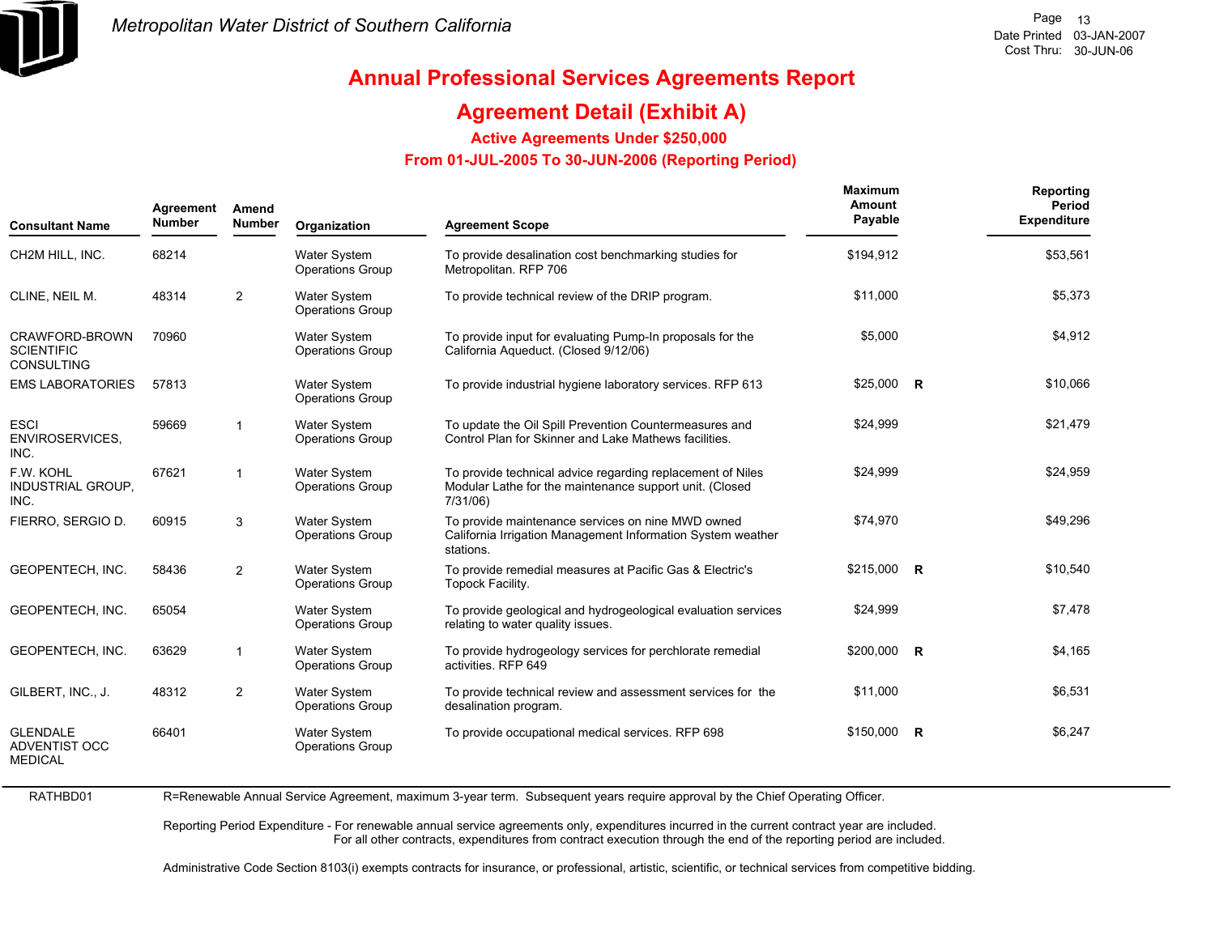# Annual Professional Services Agreements Report

## Agreement Detail (Exhibit A)

### Active Agreements Under $250,000

### From 01-JUL-2005 To 30-JUN-2006 (Reporting Period)

| Consultant Name | Agreement Number | Amend Number | Organization | Agreement Scope | Maximum Amount Payable | | Reporting Period Expenditure |
|---|---|---|---|---|---|---|---|
| CH2M HILL, INC. | 68214 | | Water System Operations Group | To provide desalination cost benchmarking studies for Metropolitan. RFP 706 | $194,912 | | $53,561 |
| CLINE, NEIL M. | 48314 | 2 | Water System Operations Group | To provide technical review of the DRIP program. | $11,000 | | $5,373 |
| CRAWFORD-BROWN SCIENTIFIC CONSULTING | 70960 | | Water System Operations Group | To provide input for evaluating Pump-In proposals for the California Aqueduct. (Closed 9/12/06) | $5,000 | | $4,912 |
| EMS LABORATORIES | 57813 | | Water System Operations Group | To provide industrial hygiene laboratory services. RFP 613 | $25,000 | R | $10,066 |
| ESCI ENVIROSERVICES, INC. | 59669 | 1 | Water System Operations Group | To update the Oil Spill Prevention Countermeasures and Control Plan for Skinner and Lake Mathews facilities. | $24,999 | | $21,479 |
| F.W. KOHL INDUSTRIAL GROUP, INC. | 67621 | 1 | Water System Operations Group | To provide technical advice regarding replacement of Niles Modular Lathe for the maintenance support unit. (Closed 7/31/06) | $24,999 | | $24,959 |
| FIERRO, SERGIO D. | 60915 | 3 | Water System Operations Group | To provide maintenance services on nine MWD owned California Irrigation Management Information System weather stations. | $74,970 | | $49,296 |
| GEOPENTECH, INC. | 58436 | 2 | Water System Operations Group | To provide remedial measures at Pacific Gas & Electric's Topock Facility. | $215,000 | R | $10,540 |
| GEOPENTECH, INC. | 65054 | | Water System Operations Group | To provide geological and hydrogeological evaluation services relating to water quality issues. | $24,999 | | $7,478 |
| GEOPENTECH, INC. | 63629 | 1 | Water System Operations Group | To provide hydrogeology services for perchlorate remedial activities. RFP 649 | $200,000 | R | $4,165 |
| GILBERT, INC., J. | 48312 | 2 | Water System Operations Group | To provide technical review and assessment services for the desalination program. | $11,000 | | $6,531 |
| GLENDALE ADVENTIST OCC MEDICAL | 66401 | | Water System Operations Group | To provide occupational medical services. RFP 698 | $150,000 | R | $6,247 |

RATHBD01

R=Renewable Annual Service Agreement, maximum 3-year term. Subsequent years require approval by the Chief Operating Officer.

Reporting Period Expenditure - For renewable annual service agreements only, expenditures incurred in the current contract year are included. For all other contracts, expenditures from contract execution through the end of the reporting period are included.

Administrative Code Section 8103(i) exempts contracts for insurance, or professional, artistic, scientific, or technical services from competitive bidding.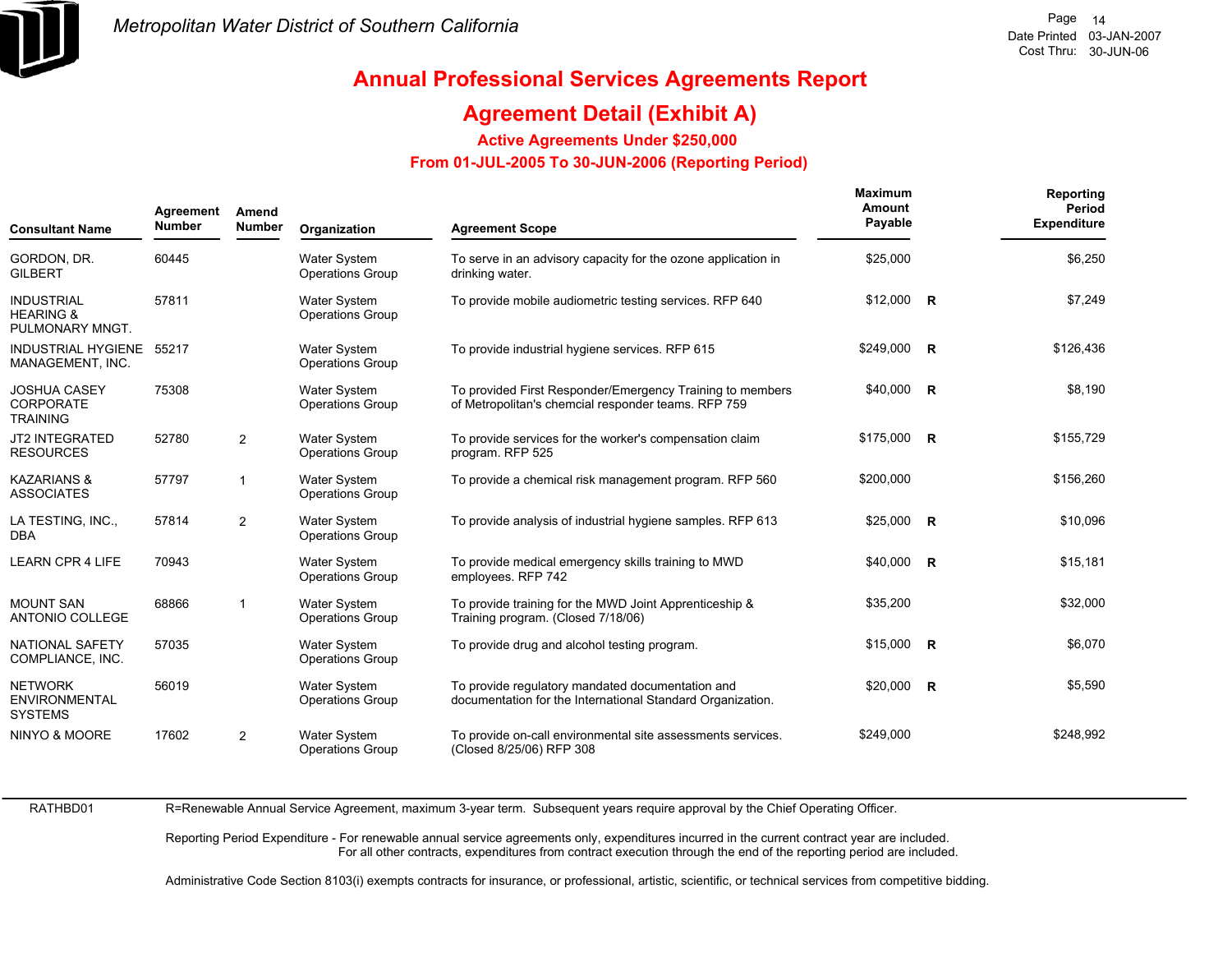Metropolitan Water District of Southern California

# Annual Professional Services Agreements Report

## Agreement Detail (Exhibit A)

### Active Agreements Under $250,000

### From 01-JUL-2005 To 30-JUN-2006 (Reporting Period)

Date Printed 03-JAN-2007
Cost Thru: 30-JUN-06

| Consultant Name | Agreement Number | Amend Number | Organization | Agreement Scope | Maximum Amount Payable | | Reporting Period Expenditure |
|---|---|---|---|---|---|---|---|
| GORDON, DR. GILBERT | 60445 | | Water System Operations Group | To serve in an advisory capacity for the ozone application in drinking water. | $25,000 | | $6,250 |
| INDUSTRIAL HEARING & PULMONARY MNGT. | 57811 | | Water System Operations Group | To provide mobile audiometric testing services. RFP 640 | $12,000 | R | $7,249 |
| INDUSTRIAL HYGIENE MANAGEMENT, INC. | 55217 | | Water System Operations Group | To provide industrial hygiene services. RFP 615 | $249,000 | R | $126,436 |
| JOSHUA CASEY CORPORATE TRAINING | 75308 | | Water System Operations Group | To provided First Responder/Emergency Training to members of Metropolitan's chemcial responder teams. RFP 759 | $40,000 | R | $8,190 |
| JT2 INTEGRATED RESOURCES | 52780 | 2 | Water System Operations Group | To provide services for the worker's compensation claim program. RFP 525 | $175,000 | R | $155,729 |
| KAZARIANS & ASSOCIATES | 57797 | 1 | Water System Operations Group | To provide a chemical risk management program. RFP 560 | $200,000 | | $156,260 |
| LA TESTING, INC., DBA | 57814 | 2 | Water System Operations Group | To provide analysis of industrial hygiene samples. RFP 613 | $25,000 | R | $10,096 |
| LEARN CPR 4 LIFE | 70943 | | Water System Operations Group | To provide medical emergency skills training to MWD employees. RFP 742 | $40,000 | R | $15,181 |
| MOUNT SAN ANTONIO COLLEGE | 68866 | 1 | Water System Operations Group | To provide training for the MWD Joint Apprenticeship & Training program. (Closed 7/18/06) | $35,200 | | $32,000 |
| NATIONAL SAFETY COMPLIANCE, INC. | 57035 | | Water System Operations Group | To provide drug and alcohol testing program. | $15,000 | R | $6,070 |
| NETWORK ENVIRONMENTAL SYSTEMS | 56019 | | Water System Operations Group | To provide regulatory mandated documentation and documentation for the International Standard Organization. | $20,000 | R | $5,590 |
| NINYO & MOORE | 17602 | 2 | Water System Operations Group | To provide on-call environmental site assessments services. (Closed 8/25/06) RFP 308 | $249,000 | | $248,992 |

RATHBD01

R=Renewable Annual Service Agreement, maximum 3-year term. Subsequent years require approval by the Chief Operating Officer.

Reporting Period Expenditure - For renewable annual service agreements only, expenditures incurred in the current contract year are included.
For all other contracts, expenditures from contract execution through the end of the reporting period are included.

Administrative Code Section 8103(i) exempts contracts for insurance, or professional, artistic, scientific, or technical services from competitive bidding.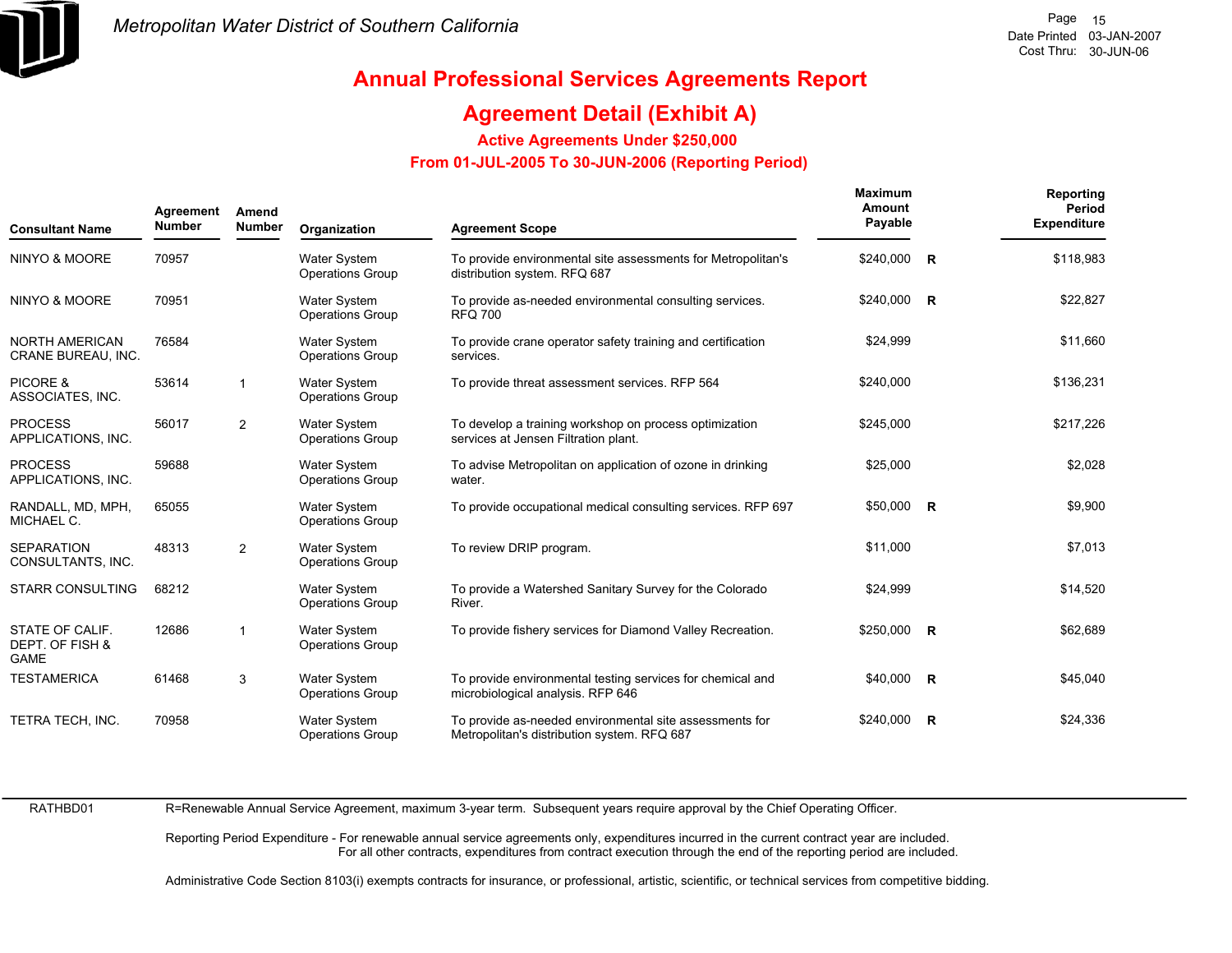# Annual Professional Services Agreements Report

## Agreement Detail (Exhibit A)

### Active Agreements Under $250,000

### From 01-JUL-2005 To 30-JUN-2006 (Reporting Period)

| Consultant Name | Agreement Number | Amend Number | Organization | Agreement Scope | Maximum Amount Payable | | Reporting Period Expenditure |
|---|---|---|---|---|---|---|---|
| NINYO & MOORE | 70957 | | Water System Operations Group | To provide environmental site assessments for Metropolitan's distribution system. RFQ 687 | $240,000 | R | $118,983 |
| NINYO & MOORE | 70951 | | Water System Operations Group | To provide as-needed environmental consulting services. RFQ 700 | $240,000 | R | $22,827 |
| NORTH AMERICAN CRANE BUREAU, INC. | 76584 | | Water System Operations Group | To provide crane operator safety training and certification services. | $24,999 | | $11,660 |
| PICORE & ASSOCIATES, INC. | 53614 | 1 | Water System Operations Group | To provide threat assessment services. RFP 564 | $240,000 | | $136,231 |
| PROCESS APPLICATIONS, INC. | 56017 | 2 | Water System Operations Group | To develop a training workshop on process optimization services at Jensen Filtration plant. | $245,000 | | $217,226 |
| PROCESS APPLICATIONS, INC. | 59688 | | Water System Operations Group | To advise Metropolitan on application of ozone in drinking water. | $25,000 | | $2,028 |
| RANDALL, MD, MPH, MICHAEL C. | 65055 | | Water System Operations Group | To provide occupational medical consulting services. RFP 697 | $50,000 | R | $9,900 |
| SEPARATION CONSULTANTS, INC. | 48313 | 2 | Water System Operations Group | To review DRIP program. | $11,000 | | $7,013 |
| STARR CONSULTING | 68212 | | Water System Operations Group | To provide a Watershed Sanitary Survey for the Colorado River. | $24,999 | | $14,520 |
| STATE OF CALIF. DEPT. OF FISH & GAME | 12686 | 1 | Water System Operations Group | To provide fishery services for Diamond Valley Recreation. | $250,000 | R | $62,689 |
| TESTAMERICA | 61468 | 3 | Water System Operations Group | To provide environmental testing services for chemical and microbiological analysis. RFP 646 | $40,000 | R | $45,040 |
| TETRA TECH, INC. | 70958 | | Water System Operations Group | To provide as-needed environmental site assessments for Metropolitan's distribution system. RFQ 687 | $240,000 | R | $24,336 |

RATHBD01

R=Renewable Annual Service Agreement, maximum 3-year term. Subsequent years require approval by the Chief Operating Officer.

Reporting Period Expenditure - For renewable annual service agreements only, expenditures incurred in the current contract year are included.
For all other contracts, expenditures from contract execution through the end of the reporting period are included.

Administrative Code Section 8103(i) exempts contracts for insurance, or professional, artistic, scientific, or technical services from competitive bidding.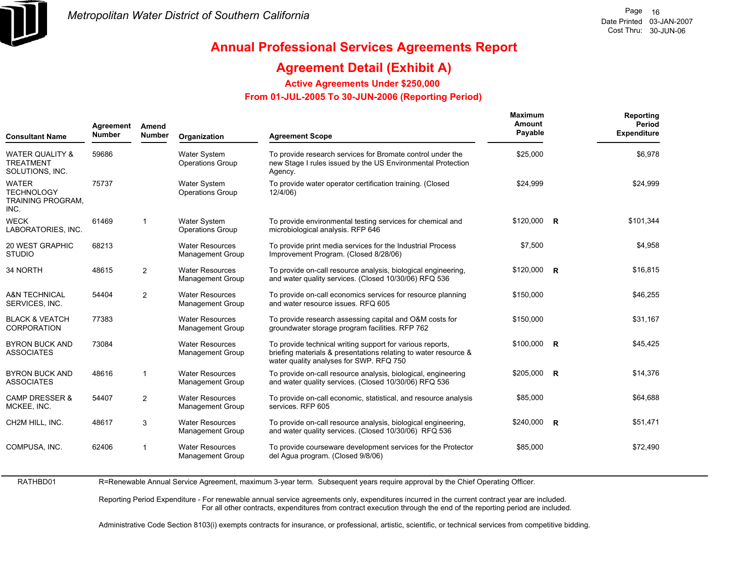# Annual Professional Services Agreements Report

## Agreement Detail (Exhibit A)

### Active Agreements Under $250,000

### From 01-JUL-2005 To 30-JUN-2006 (Reporting Period)

| Consultant Name | Agreement Number | Amend Number | Organization | Agreement Scope | Maximum Amount Payable | | Reporting Period Expenditure |
|---|---|---|---|---|---|---|---|
| WATER QUALITY & TREATMENT SOLUTIONS, INC. | 59686 | | Water System Operations Group | To provide research services for Bromate control under the new Stage I rules issued by the US Environmental Protection Agency. | $25,000 | | $6,978 |
| WATER TECHNOLOGY TRAINING PROGRAM, INC. | 75737 | | Water System Operations Group | To provide water operator certification training. (Closed 12/4/06) | $24,999 | | $24,999 |
| WECK LABORATORIES, INC. | 61469 | 1 | Water System Operations Group | To provide environmental testing services for chemical and microbiological analysis. RFP 646 | $120,000 | R | $101,344 |
| 20 WEST GRAPHIC STUDIO | 68213 | | Water Resources Management Group | To provide print media services for the Industrial Process Improvement Program. (Closed 8/28/06) | $7,500 | | $4,958 |
| 34 NORTH | 48615 | 2 | Water Resources Management Group | To provide on-call resource analysis, biological engineering, and water quality services. (Closed 10/30/06) RFQ 536 | $120,000 | R | $16,815 |
| A&N TECHNICAL SERVICES, INC. | 54404 | 2 | Water Resources Management Group | To provide on-call economics services for resource planning and water resource issues. RFQ 605 | $150,000 | | $46,255 |
| BLACK & VEATCH CORPORATION | 77383 | | Water Resources Management Group | To provide research assessing capital and O&M costs for groundwater storage program facilities. RFP 762 | $150,000 | | $31,167 |
| BYRON BUCK AND ASSOCIATES | 73084 | | Water Resources Management Group | To provide technical writing support for various reports, briefing materials & presentations relating to water resource & water quality analyses for SWP. RFQ 750 | $100,000 | R | $45,425 |
| BYRON BUCK AND ASSOCIATES | 48616 | 1 | Water Resources Management Group | To provide on-call resource analysis, biological, engineering and water quality services. (Closed 10/30/06) RFQ 536 | $205,000 | R | $14,376 |
| CAMP DRESSER & MCKEE, INC. | 54407 | 2 | Water Resources Management Group | To provide on-call economic, statistical, and resource analysis services. RFP 605 | $85,000 | | $64,688 |
| CH2M HILL, INC. | 48617 | 3 | Water Resources Management Group | To provide on-call resource analysis, biological engineering, and water quality services. (Closed 10/30/06) RFQ 536 | $240,000 | R | $51,471 |
| COMPUSA, INC. | 62406 | 1 | Water Resources Management Group | To provide courseware development services for the Protector del Agua program. (Closed 9/8/06) | $85,000 | | $72,490 |

RATHBD01

R=Renewable Annual Service Agreement, maximum 3-year term. Subsequent years require approval by the Chief Operating Officer.

Reporting Period Expenditure - For renewable annual service agreements only, expenditures incurred in the current contract year are included. For all other contracts, expenditures from contract execution through the end of the reporting period are included.

Administrative Code Section 8103(i) exempts contracts for insurance, or professional, artistic, scientific, or technical services from competitive bidding.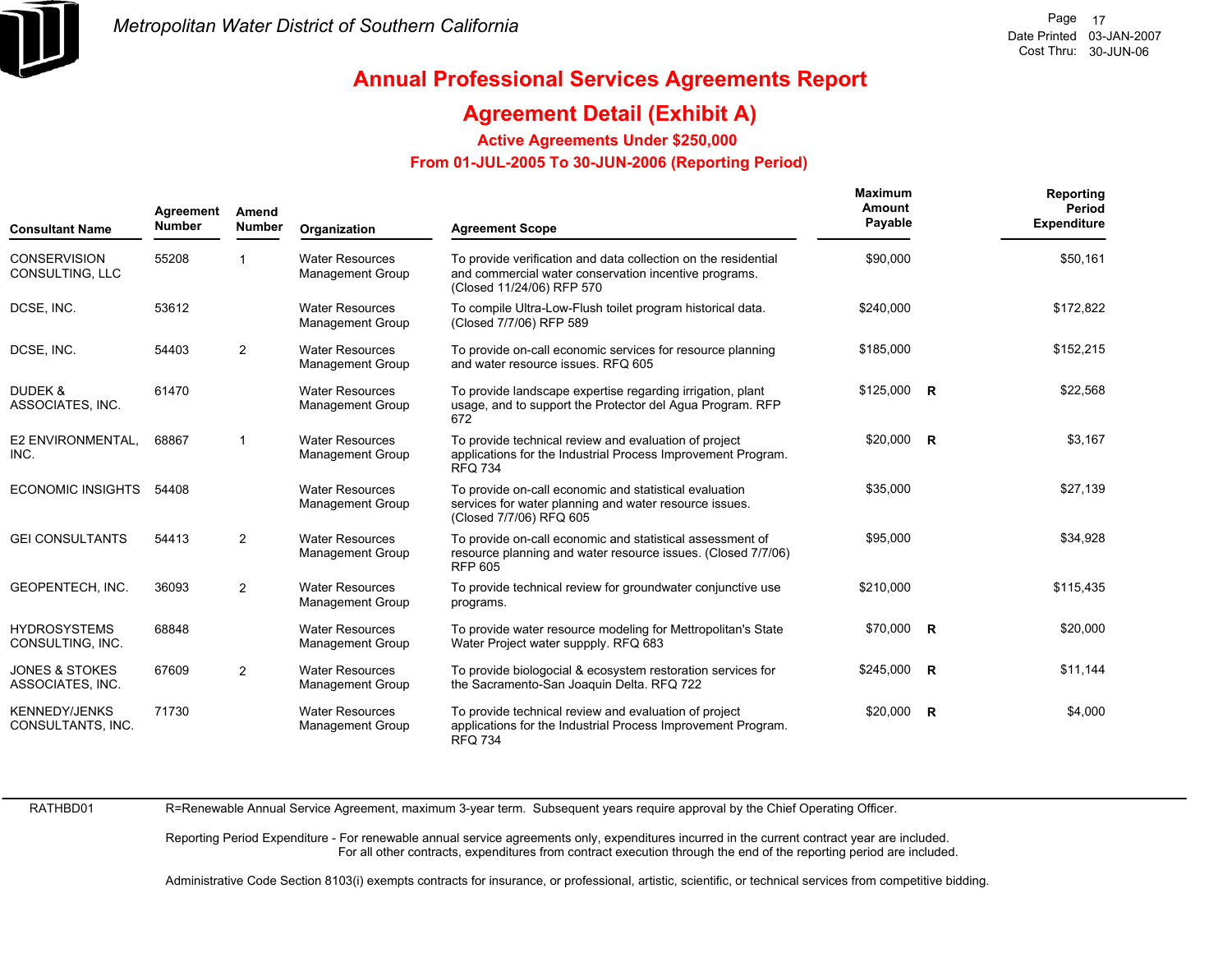# Annual Professional Services Agreements Report

## Agreement Detail (Exhibit A)

### Active Agreements Under $250,000

### From 01-JUL-2005 To 30-JUN-2006 (Reporting Period)

| Consultant Name | Agreement Number | Amend Number | Organization | Agreement Scope | Maximum Amount Payable | | Reporting Period Expenditure |
|---|---|---|---|---|---|---|---|
| CONSERVISION CONSULTING, LLC | 55208 | 1 | Water Resources Management Group | To provide verification and data collection on the residential and commercial water conservation incentive programs. (Closed 11/24/06) RFP 570 | $90,000 | | $50,161 |
| DCSE, INC. | 53612 | | Water Resources Management Group | To compile Ultra-Low-Flush toilet program historical data. (Closed 7/7/06) RFP 589 | $240,000 | | $172,822 |
| DCSE, INC. | 54403 | 2 | Water Resources Management Group | To provide on-call economic services for resource planning and water resource issues. RFQ 605 | $185,000 | | $152,215 |
| DUDEK & ASSOCIATES, INC. | 61470 | | Water Resources Management Group | To provide landscape expertise regarding irrigation, plant usage, and to support the Protector del Agua Program. RFP 672 | $125,000 | R | $22,568 |
| E2 ENVIRONMENTAL, INC. | 68867 | 1 | Water Resources Management Group | To provide technical review and evaluation of project applications for the Industrial Process Improvement Program. RFQ 734 | $20,000 | R | $3,167 |
| ECONOMIC INSIGHTS | 54408 | | Water Resources Management Group | To provide on-call economic and statistical evaluation services for water planning and water resource issues. (Closed 7/7/06) RFQ 605 | $35,000 | | $27,139 |
| GEI CONSULTANTS | 54413 | 2 | Water Resources Management Group | To provide on-call economic and statistical assessment of resource planning and water resource issues. (Closed 7/7/06) RFP 605 | $95,000 | | $34,928 |
| GEOPENTECH, INC. | 36093 | 2 | Water Resources Management Group | To provide technical review for groundwater conjunctive use programs. | $210,000 | | $115,435 |
| HYDROSYSTEMS CONSULTING, INC. | 68848 | | Water Resources Management Group | To provide water resource modeling for Mettropolitan's State Water Project water suppply. RFQ 683 | $70,000 | R | $20,000 |
| JONES & STOKES ASSOCIATES, INC. | 67609 | 2 | Water Resources Management Group | To provide biologocial & ecosystem restoration services for the Sacramento-San Joaquin Delta. RFQ 722 | $245,000 | R | $11,144 |
| KENNEDY/JENKS CONSULTANTS, INC. | 71730 | | Water Resources Management Group | To provide technical review and evaluation of project applications for the Industrial Process Improvement Program. RFQ 734 | $20,000 | R | $4,000 |

RATHBD01

R=Renewable Annual Service Agreement, maximum 3-year term. Subsequent years require approval by the Chief Operating Officer.

Reporting Period Expenditure - For renewable annual service agreements only, expenditures incurred in the current contract year are included.
For all other contracts, expenditures from contract execution through the end of the reporting period are included.

Administrative Code Section 8103(i) exempts contracts for insurance, or professional, artistic, scientific, or technical services from competitive bidding.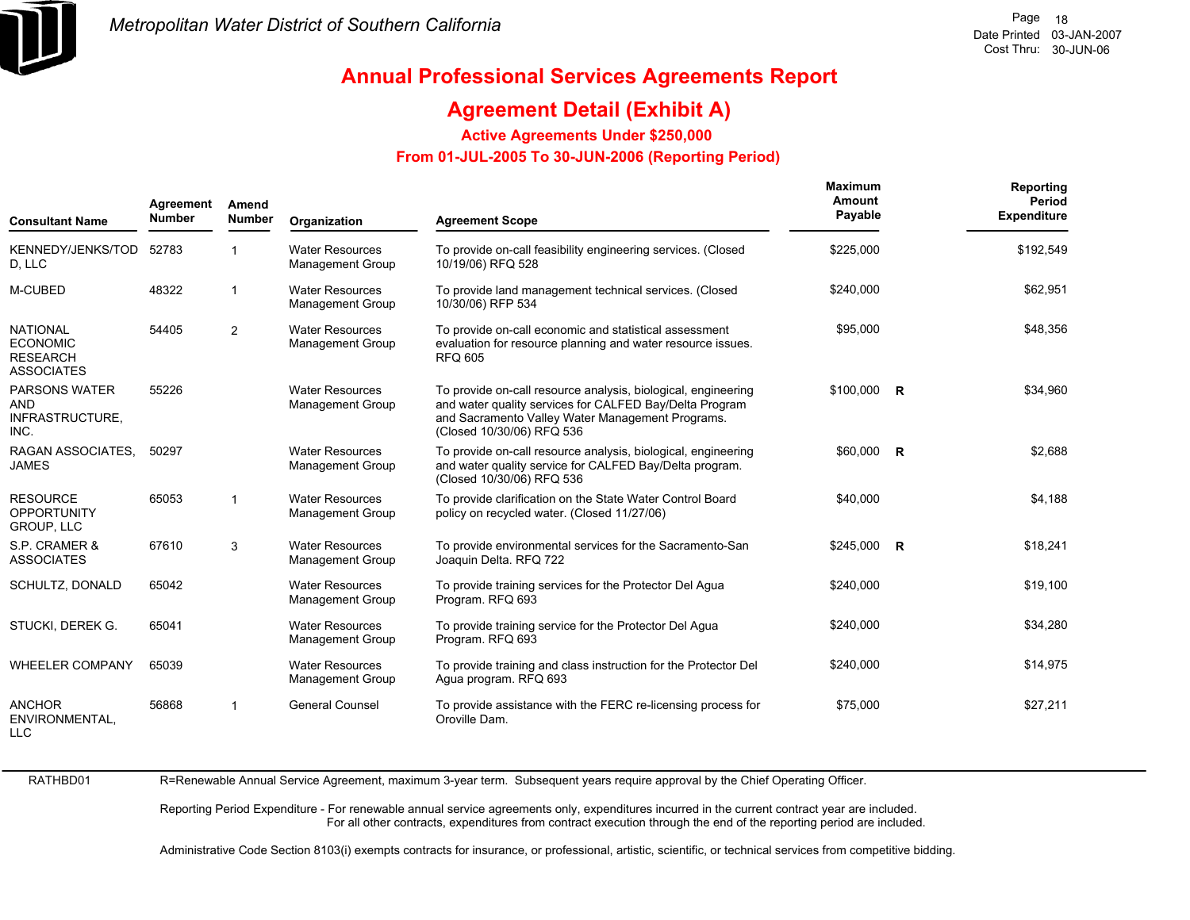Metropolitan Water District of Southern California

Date Printed 03-JAN-2007
Cost Thru: 30-JUN-06

# Annual Professional Services Agreements Report

## Agreement Detail (Exhibit A)

### Active Agreements Under $250,000

### From 01-JUL-2005 To 30-JUN-2006 (Reporting Period)

| Consultant Name | Agreement Number | Amend Number | Organization | Agreement Scope | Maximum Amount Payable | | Reporting Period Expenditure |
|---|---|---|---|---|---|---|---|
| KENNEDY/JENKS/TODD, LLC | 52783 | 1 | Water Resources Management Group | To provide on-call feasibility engineering services. (Closed 10/19/06) RFQ 528 | $225,000 | | $192,549 |
| M-CUBED | 48322 | 1 | Water Resources Management Group | To provide land management technical services. (Closed 10/30/06) RFP 534 | $240,000 | | $62,951 |
| NATIONAL ECONOMIC RESEARCH ASSOCIATES | 54405 | 2 | Water Resources Management Group | To provide on-call economic and statistical assessment evaluation for resource planning and water resource issues. RFQ 605 | $95,000 | | $48,356 |
| PARSONS WATER AND INFRASTRUCTURE, INC. | 55226 | | Water Resources Management Group | To provide on-call resource analysis, biological, engineering and water quality services for CALFED Bay/Delta Program and Sacramento Valley Water Management Programs. (Closed 10/30/06) RFQ 536 | $100,000 | R | $34,960 |
| RAGAN ASSOCIATES, JAMES | 50297 | | Water Resources Management Group | To provide on-call resource analysis, biological, engineering and water quality service for CALFED Bay/Delta program. (Closed 10/30/06) RFQ 536 | $60,000 | R | $2,688 |
| RESOURCE OPPORTUNITY GROUP, LLC | 65053 | 1 | Water Resources Management Group | To provide clarification on the State Water Control Board policy on recycled water. (Closed 11/27/06) | $40,000 | | $4,188 |
| S.P. CRAMER & ASSOCIATES | 67610 | 3 | Water Resources Management Group | To provide environmental services for the Sacramento-San Joaquin Delta. RFQ 722 | $245,000 | R | $18,241 |
| SCHULTZ, DONALD | 65042 | | Water Resources Management Group | To provide training services for the Protector Del Agua Program. RFQ 693 | $240,000 | | $19,100 |
| STUCKI, DEREK G. | 65041 | | Water Resources Management Group | To provide training service for the Protector Del Agua Program. RFQ 693 | $240,000 | | $34,280 |
| WHEELER COMPANY | 65039 | | Water Resources Management Group | To provide training and class instruction for the Protector Del Agua program. RFQ 693 | $240,000 | | $14,975 |
| ANCHOR ENVIRONMENTAL, LLC | 56868 | 1 | General Counsel | To provide assistance with the FERC re-licensing process for Oroville Dam. | $75,000 | | $27,211 |

RATHBD01

R=Renewable Annual Service Agreement, maximum 3-year term. Subsequent years require approval by the Chief Operating Officer.

Reporting Period Expenditure - For renewable annual service agreements only, expenditures incurred in the current contract year are included.
For all other contracts, expenditures from contract execution through the end of the reporting period are included.

Administrative Code Section 8103(i) exempts contracts for insurance, or professional, artistic, scientific, or technical services from competitive bidding.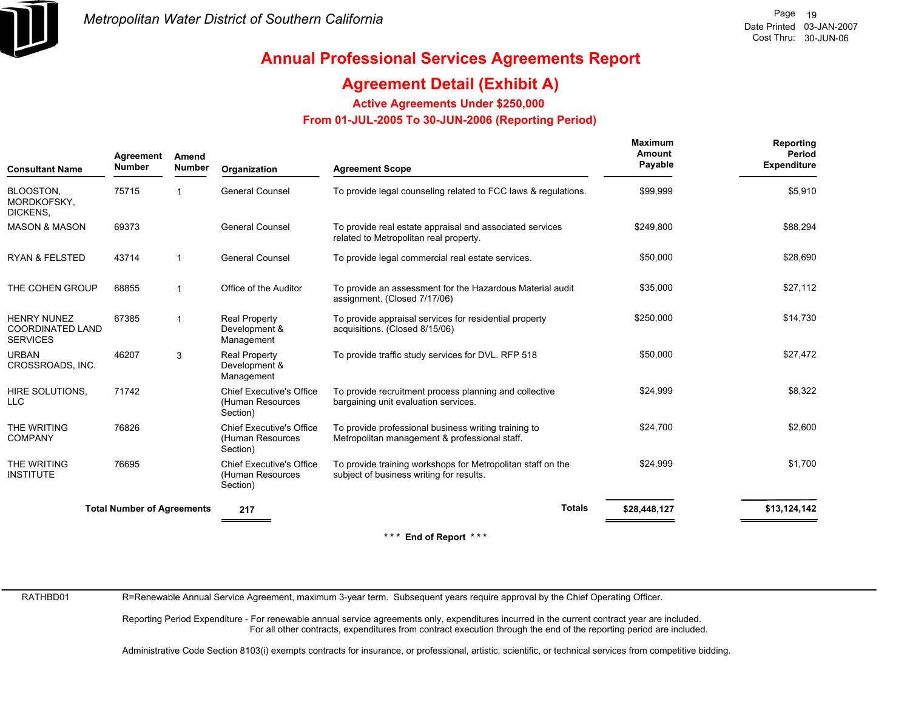# Annual Professional Services Agreements Report

## Agreement Detail (Exhibit A)

### Active Agreements Under $250,000

### From 01-JUL-2005 To 30-JUN-2006 (Reporting Period)

| Consultant Name | Agreement Number | Amend Number | Organization | Agreement Scope | Maximum Amount Payable | Reporting Period Expenditure |
|---|---|---|---|---|---|---|
| BLOOSTON, MORDKOFSKY, DICKENS, | 75715 | 1 | General Counsel | To provide legal counseling related to FCC laws & regulations. | $99,999 | $5,910 |
| MASON & MASON | 69373 | | General Counsel | To provide real estate appraisal and associated services related to Metropolitan real property. | $249,800 | $88,294 |
| RYAN & FELSTED | 43714 | 1 | General Counsel | To provide legal commercial real estate services. | $50,000 | $28,690 |
| THE COHEN GROUP | 68855 | 1 | Office of the Auditor | To provide an assessment for the Hazardous Material audit assignment. (Closed 7/17/06) | $35,000 | $27,112 |
| HENRY NUNEZ COORDINATED LAND SERVICES | 67385 | 1 | Real Property Development & Management | To provide appraisal services for residential property acquisitions. (Closed 8/15/06) | $250,000 | $14,730 |
| URBAN CROSSROADS, INC. | 46207 | 3 | Real Property Development & Management | To provide traffic study services for DVL. RFP 518 | $50,000 | $27,472 |
| HIRE SOLUTIONS, LLC | 71742 | | Chief Executive's Office (Human Resources Section) | To provide recruitment process planning and collective bargaining unit evaluation services. | $24,999 | $8,322 |
| THE WRITING COMPANY | 76826 | | Chief Executive's Office (Human Resources Section) | To provide professional business writing training to Metropolitan management & professional staff. | $24,700 | $2,600 |
| THE WRITING INSTITUTE | 76695 | | Chief Executive's Office (Human Resources Section) | To provide training workshops for Metropolitan staff on the subject of business writing for results. | $24,999 | $1,700 |
| **Total Number of Agreements** | | | **217** | **Totals** | **$28,448,127** | **$13,124,142** |

*** End of Report ***

RATHBD01

R=Renewable Annual Service Agreement, maximum 3-year term. Subsequent years require approval by the Chief Operating Officer.

Reporting Period Expenditure - For renewable annual service agreements only, expenditures incurred in the current contract year are included. For all other contracts, expenditures from contract execution through the end of the reporting period are included.

Administrative Code Section 8103(i) exempts contracts for insurance, or professional, artistic, scientific, or technical services from competitive bidding.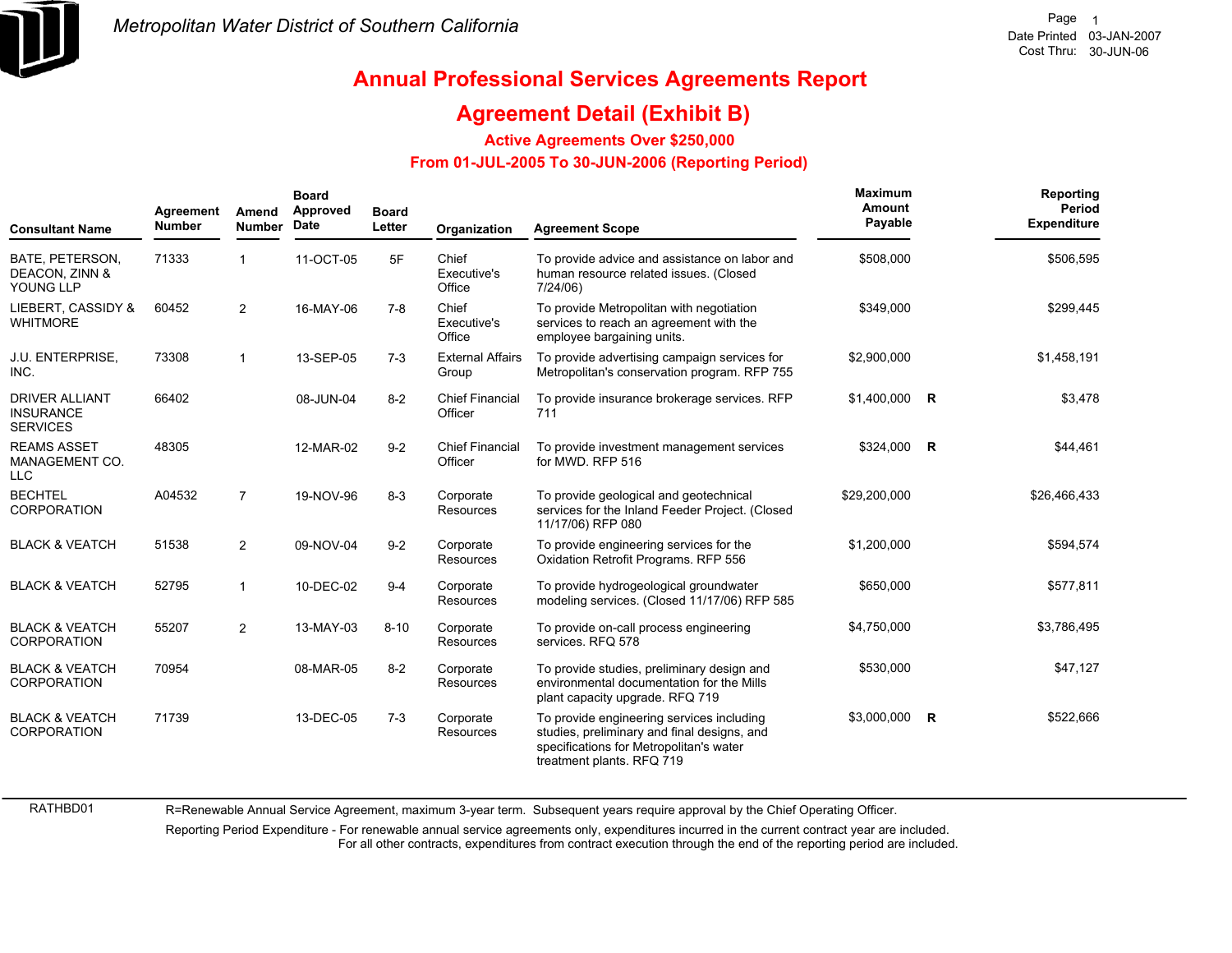# Metropolitan Water District of Southern California

Page 1
Date Printed 03-JAN-2007
Cost Thru: 30-JUN-06

## Annual Professional Services Agreements Report

## Agreement Detail (Exhibit B)

### Active Agreements Over $250,000

### From 01-JUL-2005 To 30-JUN-2006 (Reporting Period)

| Consultant Name | Agreement Number | Amend Number | Board Approved Date | Board Letter | Organization | Agreement Scope | Maximum Amount Payable | | Reporting Period Expenditure |
|---|---|---|---|---|---|---|---|---|---|
| BATE, PETERSON, DEACON, ZINN & YOUNG LLP | 71333 | 1 | 11-OCT-05 | 5F | Chief Executive's Office | To provide advice and assistance on labor and human resource related issues. (Closed 7/24/06) | $508,000 | | $506,595 |
| LIEBERT, CASSIDY & WHITMORE | 60452 | 2 | 16-MAY-06 | 7-8 | Chief Executive's Office | To provide Metropolitan with negotiation services to reach an agreement with the employee bargaining units. | $349,000 | | $299,445 |
| J.U. ENTERPRISE, INC. | 73308 | 1 | 13-SEP-05 | 7-3 | External Affairs Group | To provide advertising campaign services for Metropolitan's conservation program. RFP 755 | $2,900,000 | | $1,458,191 |
| DRIVER ALLIANT INSURANCE SERVICES | 66402 | | 08-JUN-04 | 8-2 | Chief Financial Officer | To provide insurance brokerage services. RFP 711 | $1,400,000 | R | $3,478 |
| REAMS ASSET MANAGEMENT CO. LLC | 48305 | | 12-MAR-02 | 9-2 | Chief Financial Officer | To provide investment management services for MWD. RFP 516 | $324,000 | R | $44,461 |
| BECHTEL CORPORATION | A04532 | 7 | 19-NOV-96 | 8-3 | Corporate Resources | To provide geological and geotechnical services for the Inland Feeder Project. (Closed 11/17/06) RFP 080 | $29,200,000 | | $26,466,433 |
| BLACK & VEATCH | 51538 | 2 | 09-NOV-04 | 9-2 | Corporate Resources | To provide engineering services for the Oxidation Retrofit Programs. RFP 556 | $1,200,000 | | $594,574 |
| BLACK & VEATCH | 52795 | 1 | 10-DEC-02 | 9-4 | Corporate Resources | To provide hydrogeological groundwater modeling services. (Closed 11/17/06) RFP 585 | $650,000 | | $577,811 |
| BLACK & VEATCH CORPORATION | 55207 | 2 | 13-MAY-03 | 8-10 | Corporate Resources | To provide on-call process engineering services. RFQ 578 | $4,750,000 | | $3,786,495 |
| BLACK & VEATCH CORPORATION | 70954 | | 08-MAR-05 | 8-2 | Corporate Resources | To provide studies, preliminary design and environmental documentation for the Mills plant capacity upgrade. RFQ 719 | $530,000 | | $47,127 |
| BLACK & VEATCH CORPORATION | 71739 | | 13-DEC-05 | 7-3 | Corporate Resources | To provide engineering services including studies, preliminary and final designs, and specifications for Metropolitan's water treatment plants. RFQ 719 | $3,000,000 | R | $522,666 |

RATHBD01

R=Renewable Annual Service Agreement, maximum 3-year term. Subsequent years require approval by the Chief Operating Officer.

Reporting Period Expenditure - For renewable annual service agreements only, expenditures incurred in the current contract year are included. For all other contracts, expenditures from contract execution through the end of the reporting period are included.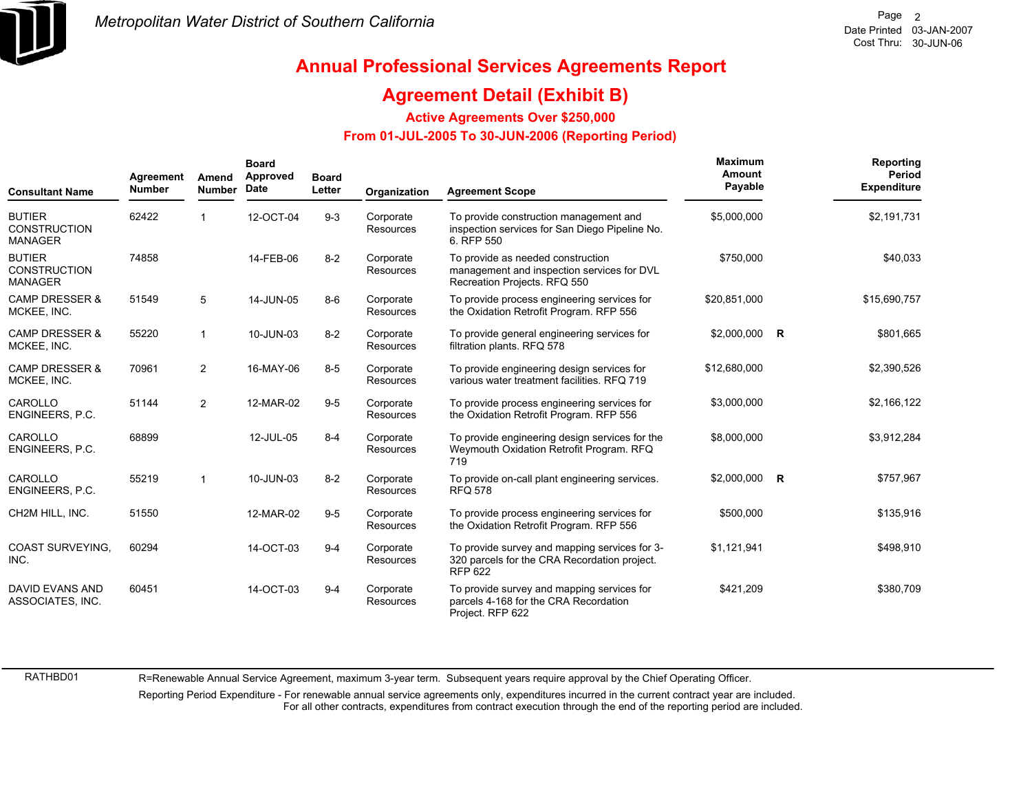# Annual Professional Services Agreements Report

## Agreement Detail (Exhibit B)

### Active Agreements Over $250,000

### From 01-JUL-2005 To 30-JUN-2006 (Reporting Period)

| Consultant Name | Agreement Number | Amend Number | Board Approved Date | Board Letter | Organization | Agreement Scope | Maximum Amount Payable | | Reporting Period Expenditure |
|---|---|---|---|---|---|---|---|---|---|
| BUTIER CONSTRUCTION MANAGER | 62422 | 1 | 12-OCT-04 | 9-3 | Corporate Resources | To provide construction management and inspection services for San Diego Pipeline No. 6. RFP 550 | $5,000,000 | | $2,191,731 |
| BUTIER CONSTRUCTION MANAGER | 74858 | | 14-FEB-06 | 8-2 | Corporate Resources | To provide as needed construction management and inspection services for DVL Recreation Projects. RFQ 550 | $750,000 | | $40,033 |
| CAMP DRESSER & MCKEE, INC. | 51549 | 5 | 14-JUN-05 | 8-6 | Corporate Resources | To provide process engineering services for the Oxidation Retrofit Program. RFP 556 | $20,851,000 | | $15,690,757 |
| CAMP DRESSER & MCKEE, INC. | 55220 | 1 | 10-JUN-03 | 8-2 | Corporate Resources | To provide general engineering services for filtration plants. RFQ 578 | $2,000,000 | R | $801,665 |
| CAMP DRESSER & MCKEE, INC. | 70961 | 2 | 16-MAY-06 | 8-5 | Corporate Resources | To provide engineering design services for various water treatment facilities. RFQ 719 | $12,680,000 | | $2,390,526 |
| CAROLLO ENGINEERS, P.C. | 51144 | 2 | 12-MAR-02 | 9-5 | Corporate Resources | To provide process engineering services for the Oxidation Retrofit Program. RFP 556 | $3,000,000 | | $2,166,122 |
| CAROLLO ENGINEERS, P.C. | 68899 | | 12-JUL-05 | 8-4 | Corporate Resources | To provide engineering design services for the Weymouth Oxidation Retrofit Program. RFQ 719 | $8,000,000 | | $3,912,284 |
| CAROLLO ENGINEERS, P.C. | 55219 | 1 | 10-JUN-03 | 8-2 | Corporate Resources | To provide on-call plant engineering services. RFQ 578 | $2,000,000 | R | $757,967 |
| CH2M HILL, INC. | 51550 | | 12-MAR-02 | 9-5 | Corporate Resources | To provide process engineering services for the Oxidation Retrofit Program. RFP 556 | $500,000 | | $135,916 |
| COAST SURVEYING, INC. | 60294 | | 14-OCT-03 | 9-4 | Corporate Resources | To provide survey and mapping services for 3-320 parcels for the CRA Recordation project. RFP 622 | $1,121,941 | | $498,910 |
| DAVID EVANS AND ASSOCIATES, INC. | 60451 | | 14-OCT-03 | 9-4 | Corporate Resources | To provide survey and mapping services for parcels 4-168 for the CRA Recordation Project. RFP 622 | $421,209 | | $380,709 |

RATHBD01

R=Renewable Annual Service Agreement, maximum 3-year term. Subsequent years require approval by the Chief Operating Officer.

Reporting Period Expenditure - For renewable annual service agreements only, expenditures incurred in the current contract year are included. For all other contracts, expenditures from contract execution through the end of the reporting period are included.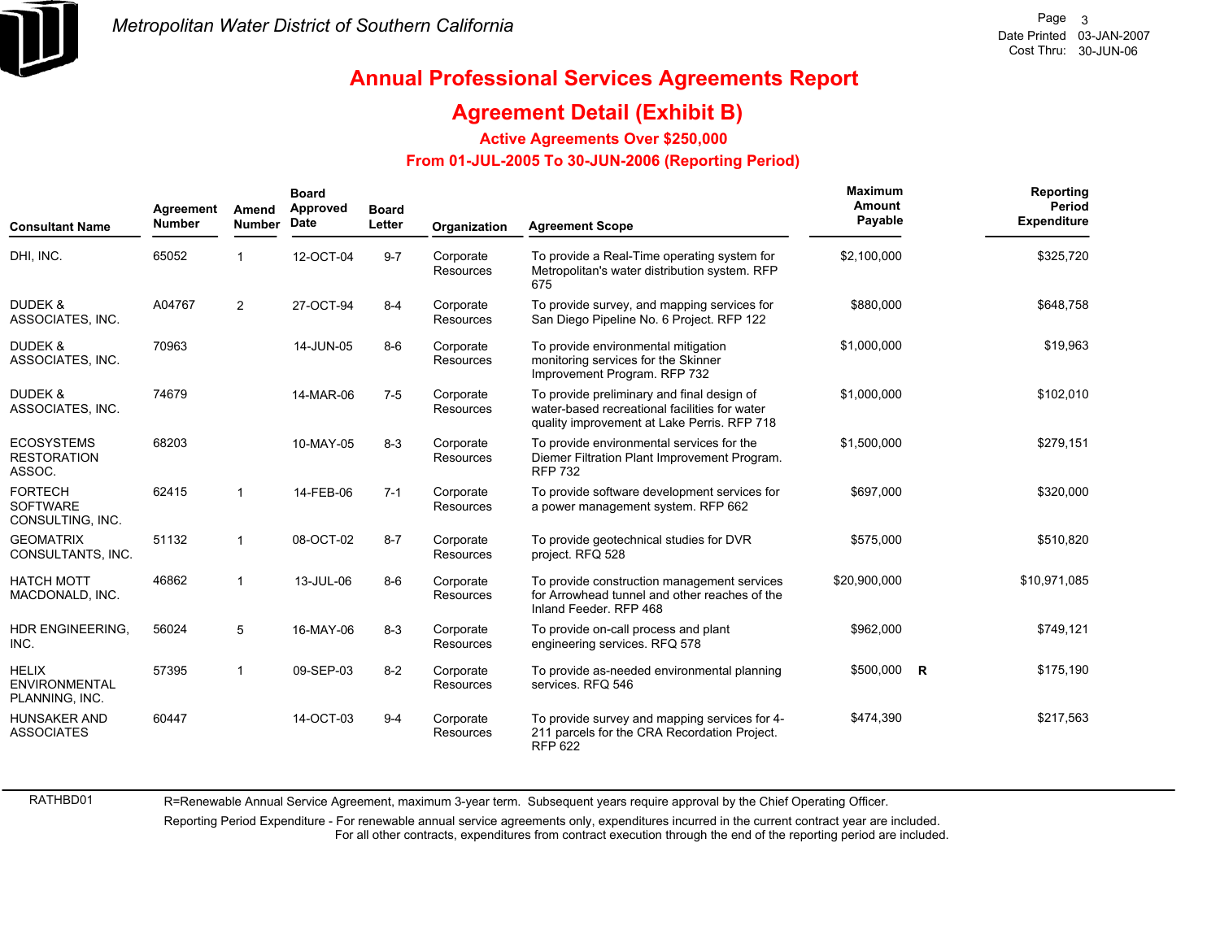# Annual Professional Services Agreements Report

## Agreement Detail (Exhibit B)

### Active Agreements Over $250,000

### From 01-JUL-2005 To 30-JUN-2006 (Reporting Period)

| Consultant Name | Agreement Number | Amend Number | Board Approved Date | Board Letter | Organization | Agreement Scope | Maximum Amount Payable | | Reporting Period Expenditure |
|---|---|---|---|---|---|---|---|---|---|
| DHI, INC. | 65052 | 1 | 12-OCT-04 | 9-7 | Corporate Resources | To provide a Real-Time operating system for Metropolitan's water distribution system. RFP 675 | $2,100,000 | | $325,720 |
| DUDEK & ASSOCIATES, INC. | A04767 | 2 | 27-OCT-94 | 8-4 | Corporate Resources | To provide survey, and mapping services for San Diego Pipeline No. 6 Project. RFP 122 | $880,000 | | $648,758 |
| DUDEK & ASSOCIATES, INC. | 70963 | | 14-JUN-05 | 8-6 | Corporate Resources | To provide environmental mitigation monitoring services for the Skinner Improvement Program. RFP 732 | $1,000,000 | | $19,963 |
| DUDEK & ASSOCIATES, INC. | 74679 | | 14-MAR-06 | 7-5 | Corporate Resources | To provide preliminary and final design of water-based recreational facilities for water quality improvement at Lake Perris. RFP 718 | $1,000,000 | | $102,010 |
| ECOSYSTEMS RESTORATION ASSOC. | 68203 | | 10-MAY-05 | 8-3 | Corporate Resources | To provide environmental services for the Diemer Filtration Plant Improvement Program. RFP 732 | $1,500,000 | | $279,151 |
| FORTECH SOFTWARE CONSULTING, INC. | 62415 | 1 | 14-FEB-06 | 7-1 | Corporate Resources | To provide software development services for a power management system. RFP 662 | $697,000 | | $320,000 |
| GEOMATRIX CONSULTANTS, INC. | 51132 | 1 | 08-OCT-02 | 8-7 | Corporate Resources | To provide geotechnical studies for DVR project. RFQ 528 | $575,000 | | $510,820 |
| HATCH MOTT MACDONALD, INC. | 46862 | 1 | 13-JUL-06 | 8-6 | Corporate Resources | To provide construction management services for Arrowhead tunnel and other reaches of the Inland Feeder. RFP 468 | $20,900,000 | | $10,971,085 |
| HDR ENGINEERING, INC. | 56024 | 5 | 16-MAY-06 | 8-3 | Corporate Resources | To provide on-call process and plant engineering services. RFQ 578 | $962,000 | | $749,121 |
| HELIX ENVIRONMENTAL PLANNING, INC. | 57395 | 1 | 09-SEP-03 | 8-2 | Corporate Resources | To provide as-needed environmental planning services. RFQ 546 | $500,000 | **R** | $175,190 |
| HUNSAKER AND ASSOCIATES | 60447 | | 14-OCT-03 | 9-4 | Corporate Resources | To provide survey and mapping services for 4-211 parcels for the CRA Recordation Project. RFP 622 | $474,390 | | $217,563 |

RATHBD01

R=Renewable Annual Service Agreement, maximum 3-year term. Subsequent years require approval by the Chief Operating Officer.

Reporting Period Expenditure - For renewable annual service agreements only, expenditures incurred in the current contract year are included. For all other contracts, expenditures from contract execution through the end of the reporting period are included.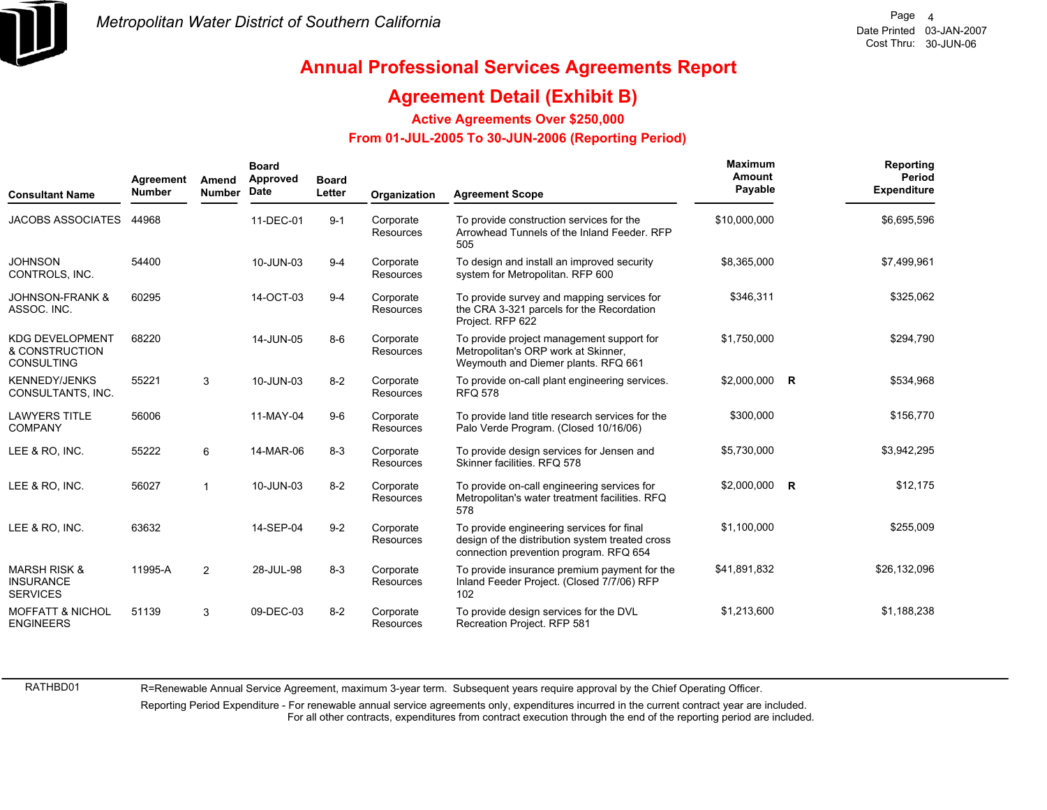# Metropolitan Water District of Southern California

## Annual Professional Services Agreements Report

## Agreement Detail (Exhibit B)

### Active Agreements Over $250,000

### From 01-JUL-2005 To 30-JUN-2006 (Reporting Period)

| Consultant Name | Agreement Number | Amend Number | Board Approved Date | Board Letter | Organization | Agreement Scope | Maximum Amount Payable | | Reporting Period Expenditure |
|---|---|---|---|---|---|---|---|---|---|
| JACOBS ASSOCIATES | 44968 | | 11-DEC-01 | 9-1 | Corporate Resources | To provide construction services for the Arrowhead Tunnels of the Inland Feeder. RFP 505 | $10,000,000 | | $6,695,596 |
| JOHNSON CONTROLS, INC. | 54400 | | 10-JUN-03 | 9-4 | Corporate Resources | To design and install an improved security system for Metropolitan. RFP 600 | $8,365,000 | | $7,499,961 |
| JOHNSON-FRANK & ASSOC. INC. | 60295 | | 14-OCT-03 | 9-4 | Corporate Resources | To provide survey and mapping services for the CRA 3-321 parcels for the Recordation Project. RFP 622 | $346,311 | | $325,062 |
| KDG DEVELOPMENT & CONSTRUCTION CONSULTING | 68220 | | 14-JUN-05 | 8-6 | Corporate Resources | To provide project management support for Metropolitan's ORP work at Skinner, Weymouth and Diemer plants. RFQ 661 | $1,750,000 | | $294,790 |
| KENNEDY/JENKS CONSULTANTS, INC. | 55221 | 3 | 10-JUN-03 | 8-2 | Corporate Resources | To provide on-call plant engineering services. RFQ 578 | $2,000,000 | R | $534,968 |
| LAWYERS TITLE COMPANY | 56006 | | 11-MAY-04 | 9-6 | Corporate Resources | To provide land title research services for the Palo Verde Program. (Closed 10/16/06) | $300,000 | | $156,770 |
| LEE & RO, INC. | 55222 | 6 | 14-MAR-06 | 8-3 | Corporate Resources | To provide design services for Jensen and Skinner facilities. RFQ 578 | $5,730,000 | | $3,942,295 |
| LEE & RO, INC. | 56027 | 1 | 10-JUN-03 | 8-2 | Corporate Resources | To provide on-call engineering services for Metropolitan's water treatment facilities. RFQ 578 | $2,000,000 | R | $12,175 |
| LEE & RO, INC. | 63632 | | 14-SEP-04 | 9-2 | Corporate Resources | To provide engineering services for final design of the distribution system treated cross connection prevention program. RFQ 654 | $1,100,000 | | $255,009 |
| MARSH RISK & INSURANCE SERVICES | 11995-A | 2 | 28-JUL-98 | 8-3 | Corporate Resources | To provide insurance premium payment for the Inland Feeder Project. (Closed 7/7/06) RFP 102 | $41,891,832 | | $26,132,096 |
| MOFFATT & NICHOL ENGINEERS | 51139 | 3 | 09-DEC-03 | 8-2 | Corporate Resources | To provide design services for the DVL Recreation Project. RFP 581 | $1,213,600 | | $1,188,238 |

RATHBD01

R=Renewable Annual Service Agreement, maximum 3-year term. Subsequent years require approval by the Chief Operating Officer.

Reporting Period Expenditure - For renewable annual service agreements only, expenditures incurred in the current contract year are included. For all other contracts, expenditures from contract execution through the end of the reporting period are included.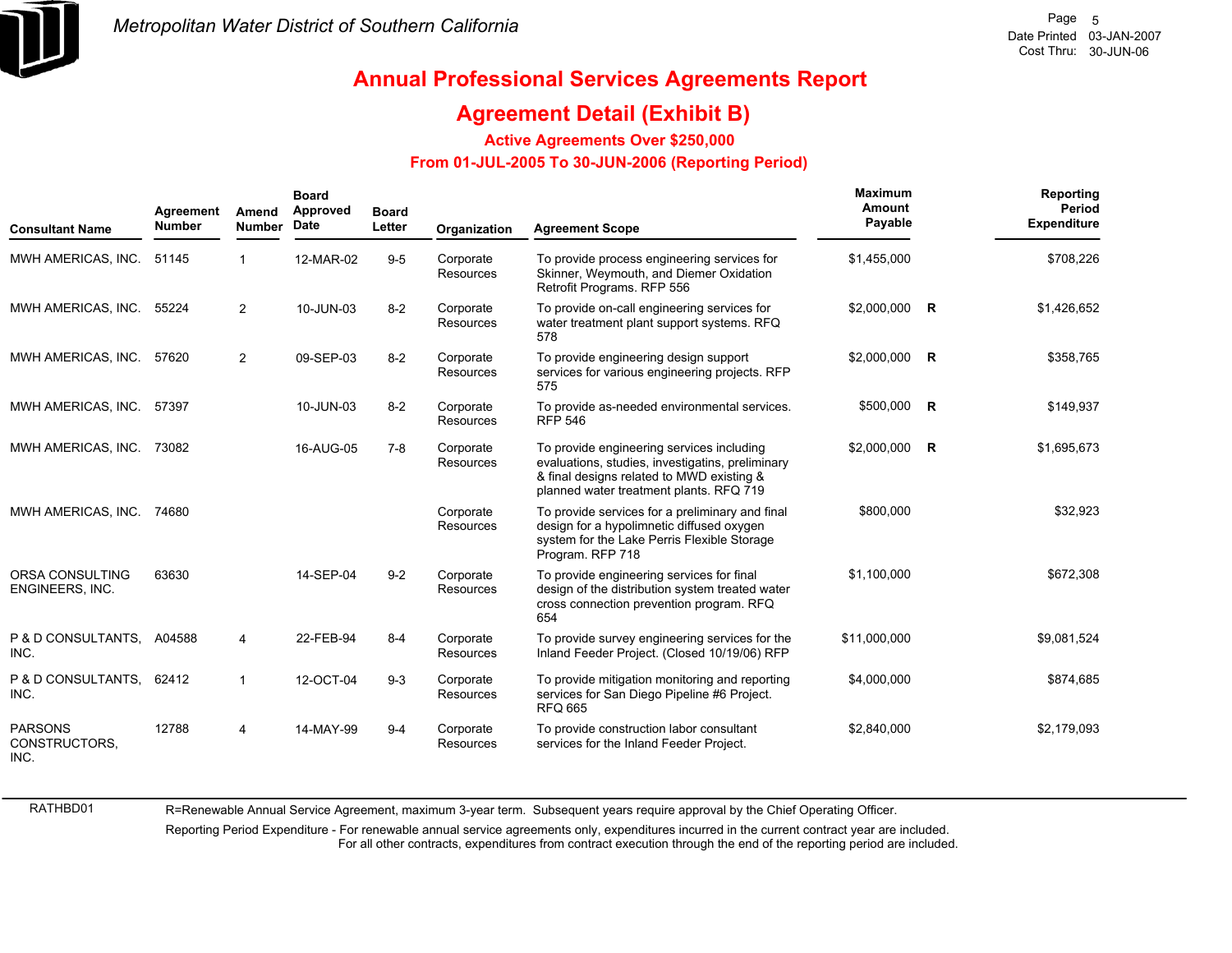# Annual Professional Services Agreements Report

## Agreement Detail (Exhibit B)

### Active Agreements Over $250,000

### From 01-JUL-2005 To 30-JUN-2006 (Reporting Period)

| Consultant Name | Agreement Number | Amend Number | Board Approved Date | Board Letter | Organization | Agreement Scope | Maximum Amount Payable | | Reporting Period Expenditure |
|---|---|---|---|---|---|---|---|---|---|
| MWH AMERICAS, INC. | 51145 | 1 | 12-MAR-02 | 9-5 | Corporate Resources | To provide process engineering services for Skinner, Weymouth, and Diemer Oxidation Retrofit Programs. RFP 556 | $1,455,000 | | $708,226 |
| MWH AMERICAS, INC. | 55224 | 2 | 10-JUN-03 | 8-2 | Corporate Resources | To provide on-call engineering services for water treatment plant support systems. RFQ 578 | $2,000,000 | R | $1,426,652 |
| MWH AMERICAS, INC. | 57620 | 2 | 09-SEP-03 | 8-2 | Corporate Resources | To provide engineering design support services for various engineering projects. RFP 575 | $2,000,000 | R | $358,765 |
| MWH AMERICAS, INC. | 57397 | | 10-JUN-03 | 8-2 | Corporate Resources | To provide as-needed environmental services. RFP 546 | $500,000 | R | $149,937 |
| MWH AMERICAS, INC. | 73082 | | 16-AUG-05 | 7-8 | Corporate Resources | To provide engineering services including evaluations, studies, investigatins, preliminary & final designs related to MWD existing & planned water treatment plants. RFQ 719 | $2,000,000 | R | $1,695,673 |
| MWH AMERICAS, INC. | 74680 | | | | Corporate Resources | To provide services for a preliminary and final design for a hypolimnetic diffused oxygen system for the Lake Perris Flexible Storage Program. RFP 718 | $800,000 | | $32,923 |
| ORSA CONSULTING ENGINEERS, INC. | 63630 | | 14-SEP-04 | 9-2 | Corporate Resources | To provide engineering services for final design of the distribution system treated water cross connection prevention program. RFQ 654 | $1,100,000 | | $672,308 |
| P & D CONSULTANTS, INC. | A04588 | 4 | 22-FEB-94 | 8-4 | Corporate Resources | To provide survey engineering services for the Inland Feeder Project. (Closed 10/19/06) RFP | $11,000,000 | | $9,081,524 |
| P & D CONSULTANTS, INC. | 62412 | 1 | 12-OCT-04 | 9-3 | Corporate Resources | To provide mitigation monitoring and reporting services for San Diego Pipeline #6 Project. RFQ 665 | $4,000,000 | | $874,685 |
| PARSONS CONSTRUCTORS, INC. | 12788 | 4 | 14-MAY-99 | 9-4 | Corporate Resources | To provide construction labor consultant services for the Inland Feeder Project. | $2,840,000 | | $2,179,093 |

RATHBD01

R=Renewable Annual Service Agreement, maximum 3-year term. Subsequent years require approval by the Chief Operating Officer.

Reporting Period Expenditure - For renewable annual service agreements only, expenditures incurred in the current contract year are included. For all other contracts, expenditures from contract execution through the end of the reporting period are included.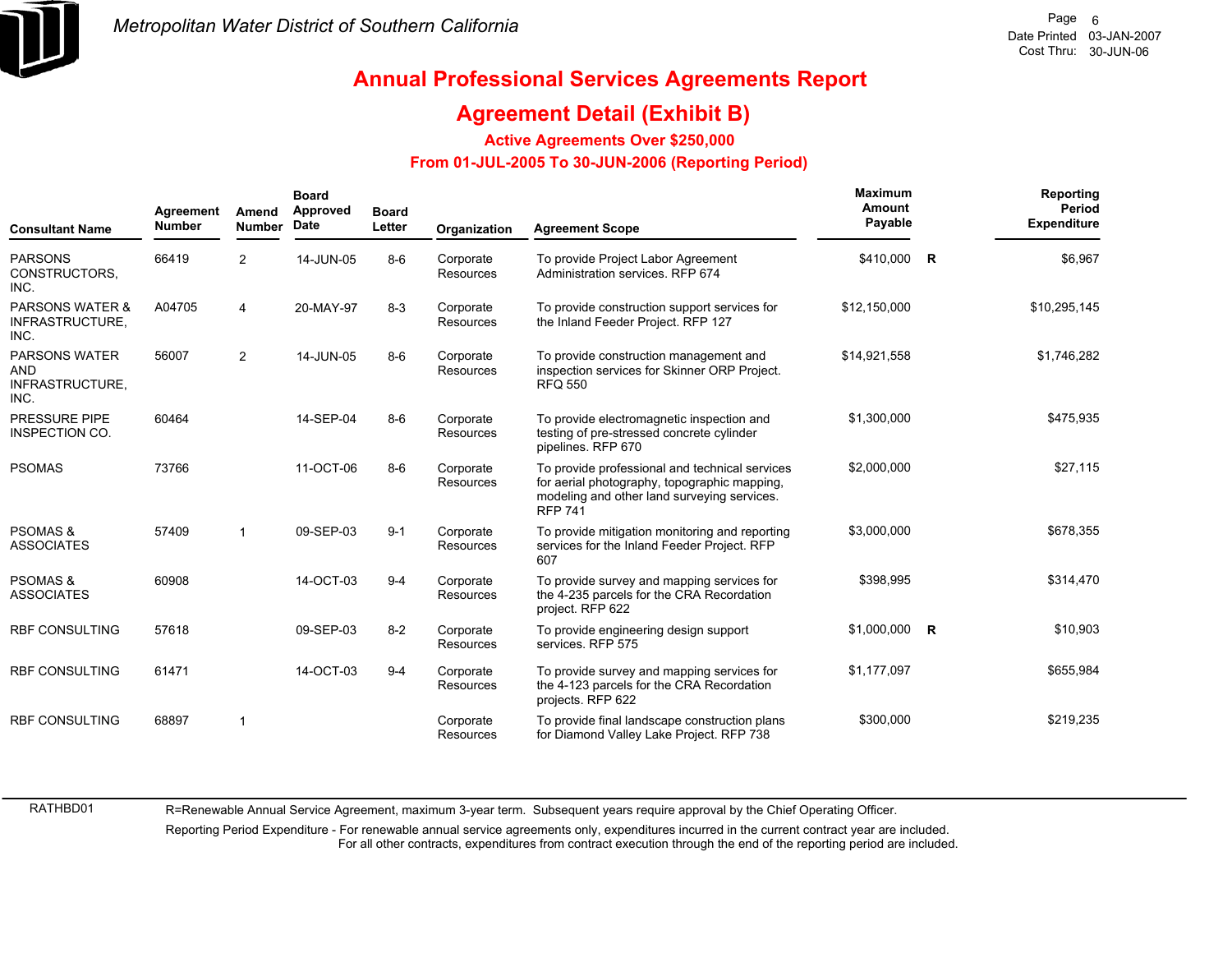# Annual Professional Services Agreements Report

## Agreement Detail (Exhibit B)

### Active Agreements Over $250,000

### From 01-JUL-2005 To 30-JUN-2006 (Reporting Period)

| Consultant Name | Agreement Number | Amend Number | Board Approved Date | Board Letter | Organization | Agreement Scope | Maximum Amount Payable | | Reporting Period Expenditure |
|---|---|---|---|---|---|---|---|---|---|
| PARSONS CONSTRUCTORS, INC. | 66419 | 2 | 14-JUN-05 | 8-6 | Corporate Resources | To provide Project Labor Agreement Administration services. RFP 674 | $410,000 | R | $6,967 |
| PARSONS WATER & INFRASTRUCTURE, INC. | A04705 | 4 | 20-MAY-97 | 8-3 | Corporate Resources | To provide construction support services for the Inland Feeder Project. RFP 127 | $12,150,000 | | $10,295,145 |
| PARSONS WATER AND INFRASTRUCTURE, INC. | 56007 | 2 | 14-JUN-05 | 8-6 | Corporate Resources | To provide construction management and inspection services for Skinner ORP Project. RFQ 550 | $14,921,558 | | $1,746,282 |
| PRESSURE PIPE INSPECTION CO. | 60464 | | 14-SEP-04 | 8-6 | Corporate Resources | To provide electromagnetic inspection and testing of pre-stressed concrete cylinder pipelines. RFP 670 | $1,300,000 | | $475,935 |
| PSOMAS | 73766 | | 11-OCT-06 | 8-6 | Corporate Resources | To provide professional and technical services for aerial photography, topographic mapping, modeling and other land surveying services. RFP 741 | $2,000,000 | | $27,115 |
| PSOMAS & ASSOCIATES | 57409 | 1 | 09-SEP-03 | 9-1 | Corporate Resources | To provide mitigation monitoring and reporting services for the Inland Feeder Project. RFP 607 | $3,000,000 | | $678,355 |
| PSOMAS & ASSOCIATES | 60908 | | 14-OCT-03 | 9-4 | Corporate Resources | To provide survey and mapping services for the 4-235 parcels for the CRA Recordation project. RFP 622 | $398,995 | | $314,470 |
| RBF CONSULTING | 57618 | | 09-SEP-03 | 8-2 | Corporate Resources | To provide engineering design support services. RFP 575 | $1,000,000 | R | $10,903 |
| RBF CONSULTING | 61471 | | 14-OCT-03 | 9-4 | Corporate Resources | To provide survey and mapping services for the 4-123 parcels for the CRA Recordation projects. RFP 622 | $1,177,097 | | $655,984 |
| RBF CONSULTING | 68897 | 1 | | | Corporate Resources | To provide final landscape construction plans for Diamond Valley Lake Project. RFP 738 | $300,000 | | $219,235 |

R=Renewable Annual Service Agreement, maximum 3-year term. Subsequent years require approval by the Chief Operating Officer.

Reporting Period Expenditure - For renewable annual service agreements only, expenditures incurred in the current contract year are included. For all other contracts, expenditures from contract execution through the end of the reporting period are included.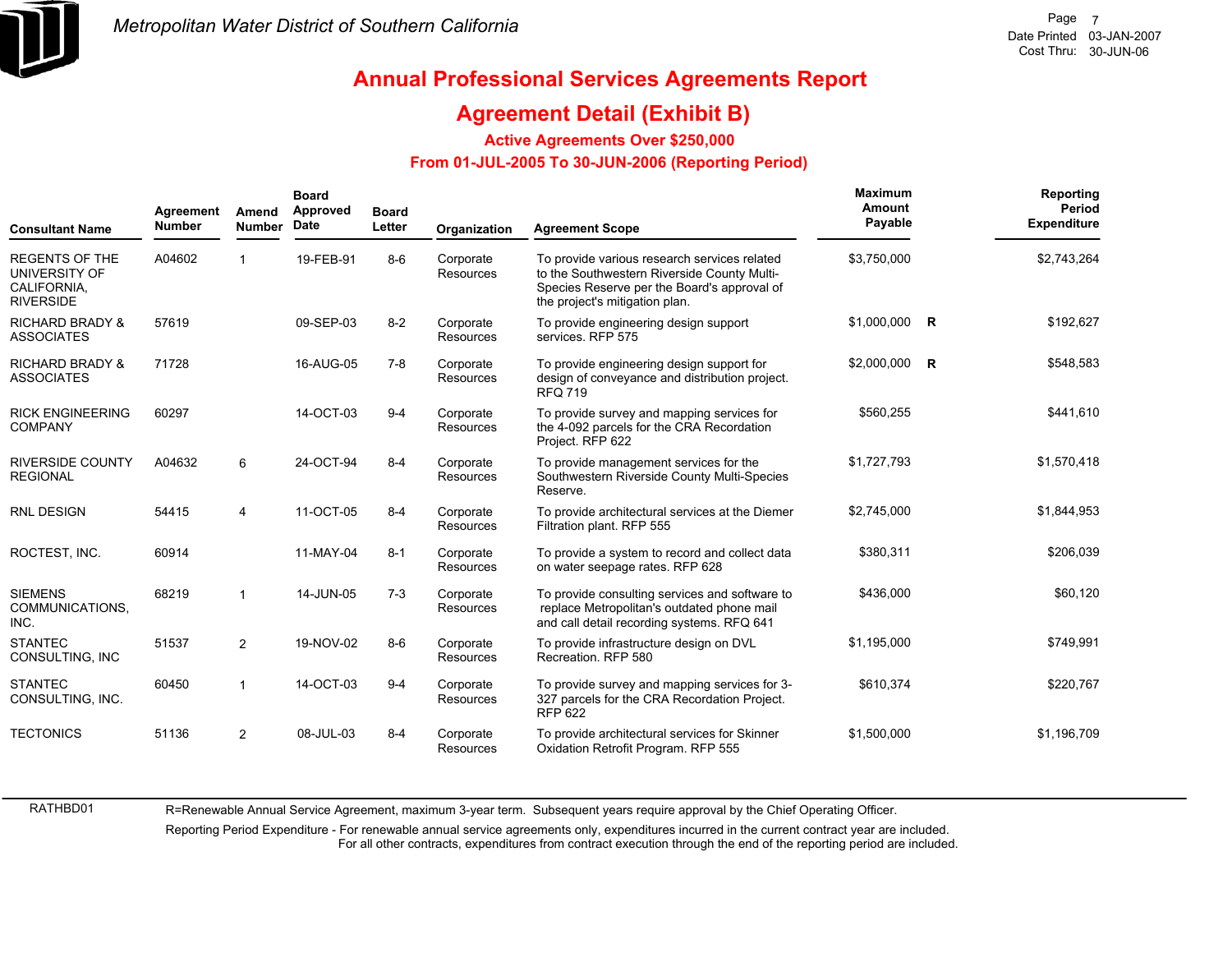# Annual Professional Services Agreements Report

## Agreement Detail (Exhibit B)

### Active Agreements Over $250,000

### From 01-JUL-2005 To 30-JUN-2006 (Reporting Period)

| Consultant Name | Agreement Number | Amend Number | Board Approved Date | Board Letter | Organization | Agreement Scope | Maximum Amount Payable | | Reporting Period Expenditure |
|---|---|---|---|---|---|---|---|---|---|
| REGENTS OF THE UNIVERSITY OF CALIFORNIA, RIVERSIDE | A04602 | 1 | 19-FEB-91 | 8-6 | Corporate Resources | To provide various research services related to the Southwestern Riverside County Multi-Species Reserve per the Board's approval of the project's mitigation plan. | $3,750,000 | | $2,743,264 |
| RICHARD BRADY & ASSOCIATES | 57619 | | 09-SEP-03 | 8-2 | Corporate Resources | To provide engineering design support services. RFP 575 | $1,000,000 | R | $192,627 |
| RICHARD BRADY & ASSOCIATES | 71728 | | 16-AUG-05 | 7-8 | Corporate Resources | To provide engineering design support for design of conveyance and distribution project. RFQ 719 | $2,000,000 | R | $548,583 |
| RICK ENGINEERING COMPANY | 60297 | | 14-OCT-03 | 9-4 | Corporate Resources | To provide survey and mapping services for the 4-092 parcels for the CRA Recordation Project. RFP 622 | $560,255 | | $441,610 |
| RIVERSIDE COUNTY REGIONAL | A04632 | 6 | 24-OCT-94 | 8-4 | Corporate Resources | To provide management services for the Southwestern Riverside County Multi-Species Reserve. | $1,727,793 | | $1,570,418 |
| RNL DESIGN | 54415 | 4 | 11-OCT-05 | 8-4 | Corporate Resources | To provide architectural services at the Diemer Filtration plant. RFP 555 | $2,745,000 | | $1,844,953 |
| ROCTEST, INC. | 60914 | | 11-MAY-04 | 8-1 | Corporate Resources | To provide a system to record and collect data on water seepage rates. RFP 628 | $380,311 | | $206,039 |
| SIEMENS COMMUNICATIONS, INC. | 68219 | 1 | 14-JUN-05 | 7-3 | Corporate Resources | To provide consulting services and software to replace Metropolitan's outdated phone mail and call detail recording systems. RFQ 641 | $436,000 | | $60,120 |
| STANTEC CONSULTING, INC | 51537 | 2 | 19-NOV-02 | 8-6 | Corporate Resources | To provide infrastructure design on DVL Recreation. RFP 580 | $1,195,000 | | $749,991 |
| STANTEC CONSULTING, INC. | 60450 | 1 | 14-OCT-03 | 9-4 | Corporate Resources | To provide survey and mapping services for 3-327 parcels for the CRA Recordation Project. RFP 622 | $610,374 | | $220,767 |
| TECTONICS | 51136 | 2 | 08-JUL-03 | 8-4 | Corporate Resources | To provide architectural services for Skinner Oxidation Retrofit Program. RFP 555 | $1,500,000 | | $1,196,709 |

RATHBD01

R=Renewable Annual Service Agreement, maximum 3-year term. Subsequent years require approval by the Chief Operating Officer.

Reporting Period Expenditure - For renewable annual service agreements only, expenditures incurred in the current contract year are included. For all other contracts, expenditures from contract execution through the end of the reporting period are included.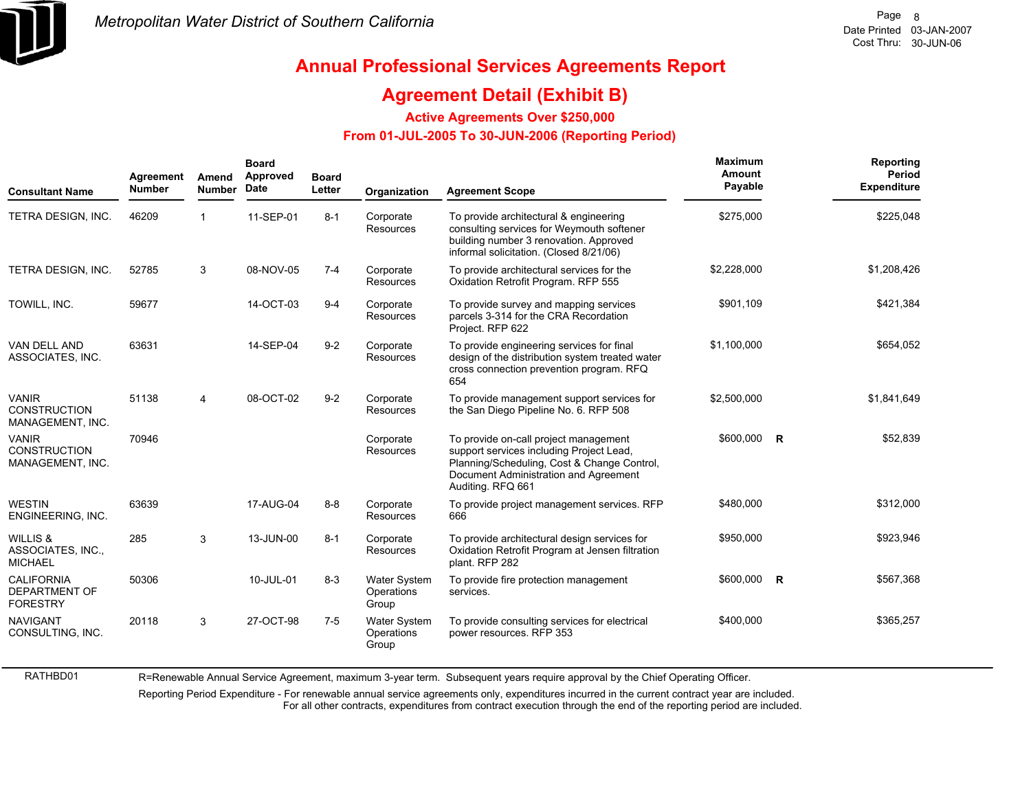# Metropolitan Water District of Southern California

Date Printed 03-JAN-2007
Cost Thru: 30-JUN-06

## Annual Professional Services Agreements Report

## Agreement Detail (Exhibit B)

### Active Agreements Over $250,000

### From 01-JUL-2005 To 30-JUN-2006 (Reporting Period)

| Consultant Name | Agreement Number | Amend Number | Board Approved Date | Board Letter | Organization | Agreement Scope | Maximum Amount Payable | | Reporting Period Expenditure |
|---|---|---|---|---|---|---|---|---|---|
| TETRA DESIGN, INC. | 46209 | 1 | 11-SEP-01 | 8-1 | Corporate Resources | To provide architectural & engineering consulting services for Weymouth softener building number 3 renovation. Approved informal solicitation. (Closed 8/21/06) | $275,000 | | $225,048 |
| TETRA DESIGN, INC. | 52785 | 3 | 08-NOV-05 | 7-4 | Corporate Resources | To provide architectural services for the Oxidation Retrofit Program. RFP 555 | $2,228,000 | | $1,208,426 |
| TOWILL, INC. | 59677 | | 14-OCT-03 | 9-4 | Corporate Resources | To provide survey and mapping services parcels 3-314 for the CRA Recordation Project. RFP 622 | $901,109 | | $421,384 |
| VAN DELL AND ASSOCIATES, INC. | 63631 | | 14-SEP-04 | 9-2 | Corporate Resources | To provide engineering services for final design of the distribution system treated water cross connection prevention program. RFQ 654 | $1,100,000 | | $654,052 |
| VANIR CONSTRUCTION MANAGEMENT, INC. | 51138 | 4 | 08-OCT-02 | 9-2 | Corporate Resources | To provide management support services for the San Diego Pipeline No. 6. RFP 508 | $2,500,000 | | $1,841,649 |
| VANIR CONSTRUCTION MANAGEMENT, INC. | 70946 | | | | Corporate Resources | To provide on-call project management support services including Project Lead, Planning/Scheduling, Cost & Change Control, Document Administration and Agreement Auditing. RFQ 661 | $600,000 | R | $52,839 |
| WESTIN ENGINEERING, INC. | 63639 | | 17-AUG-04 | 8-8 | Corporate Resources | To provide project management services. RFP 666 | $480,000 | | $312,000 |
| WILLIS & ASSOCIATES, INC., MICHAEL | 285 | 3 | 13-JUN-00 | 8-1 | Corporate Resources | To provide architectural design services for Oxidation Retrofit Program at Jensen filtration plant. RFP 282 | $950,000 | | $923,946 |
| CALIFORNIA DEPARTMENT OF FORESTRY | 50306 | | 10-JUL-01 | 8-3 | Water System Operations Group | To provide fire protection management services. | $600,000 | R | $567,368 |
| NAVIGANT CONSULTING, INC. | 20118 | 3 | 27-OCT-98 | 7-5 | Water System Operations Group | To provide consulting services for electrical power resources. RFP 353 | $400,000 | | $365,257 |

RATHBD01

R=Renewable Annual Service Agreement, maximum 3-year term. Subsequent years require approval by the Chief Operating Officer.

Reporting Period Expenditure - For renewable annual service agreements only, expenditures incurred in the current contract year are included. For all other contracts, expenditures from contract execution through the end of the reporting period are included.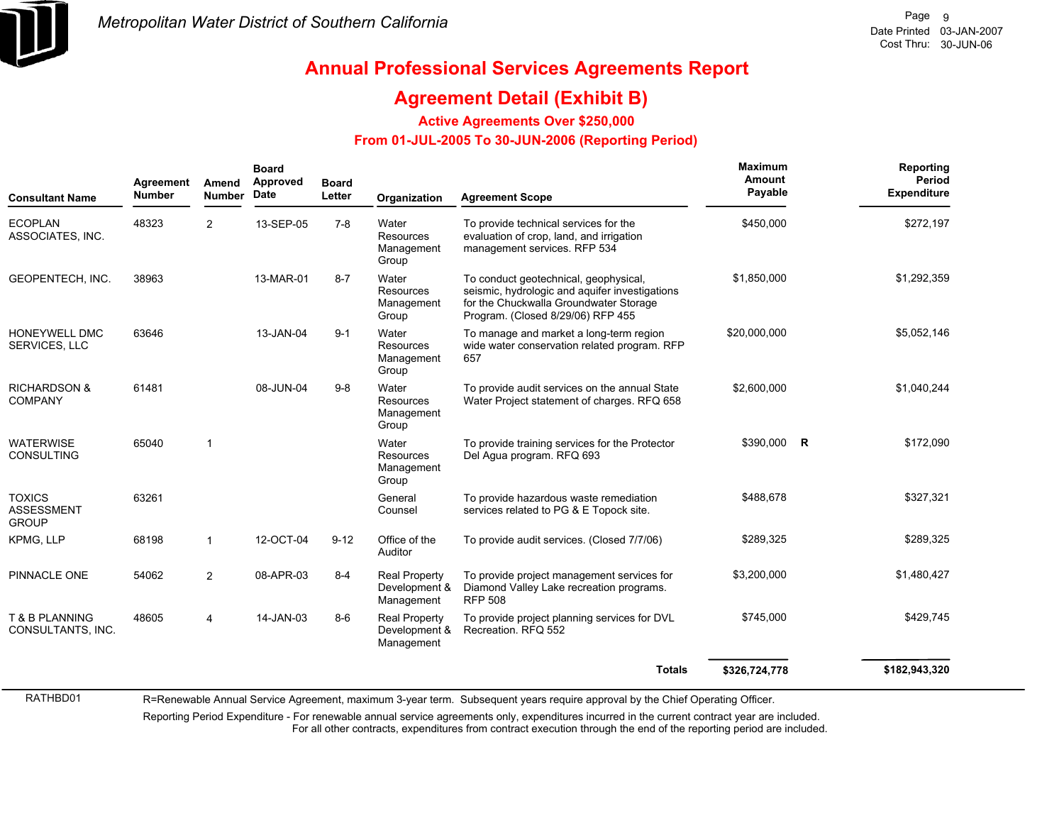Metropolitan Water District of Southern California

# Annual Professional Services Agreements Report

## Agreement Detail (Exhibit B)

### Active Agreements Over $250,000

### From 01-JUL-2005 To 30-JUN-2006 (Reporting Period)

Date Printed 03-JAN-2007
Cost Thru: 30-JUN-06

| Consultant Name | Agreement Number | Amend Number | Board Approved Date | Board Letter | Organization | Agreement Scope | Maximum Amount Payable | | Reporting Period Expenditure |
|---|---|---|---|---|---|---|---|---|---|
| ECOPLAN ASSOCIATES, INC. | 48323 | 2 | 13-SEP-05 | 7-8 | Water Resources Management Group | To provide technical services for the evaluation of crop, land, and irrigation management services. RFP 534 | $450,000 | | $272,197 |
| GEOPENTECH, INC. | 38963 | | 13-MAR-01 | 8-7 | Water Resources Management Group | To conduct geotechnical, geophysical, seismic, hydrologic and aquifer investigations for the Chuckwalla Groundwater Storage Program. (Closed 8/29/06) RFP 455 | $1,850,000 | | $1,292,359 |
| HONEYWELL DMC SERVICES, LLC | 63646 | | 13-JAN-04 | 9-1 | Water Resources Management Group | To manage and market a long-term region wide water conservation related program. RFP 657 | $20,000,000 | | $5,052,146 |
| RICHARDSON & COMPANY | 61481 | | 08-JUN-04 | 9-8 | Water Resources Management Group | To provide audit services on the annual State Water Project statement of charges. RFQ 658 | $2,600,000 | | $1,040,244 |
| WATERWISE CONSULTING | 65040 | 1 | | | Water Resources Management Group | To provide training services for the Protector Del Agua program. RFQ 693 | $390,000 | R | $172,090 |
| TOXICS ASSESSMENT GROUP | 63261 | | | | General Counsel | To provide hazardous waste remediation services related to PG & E Topock site. | $488,678 | | $327,321 |
| KPMG, LLP | 68198 | 1 | 12-OCT-04 | 9-12 | Office of the Auditor | To provide audit services. (Closed 7/7/06) | $289,325 | | $289,325 |
| PINNACLE ONE | 54062 | 2 | 08-APR-03 | 8-4 | Real Property Development & Management | To provide project management services for Diamond Valley Lake recreation programs. RFP 508 | $3,200,000 | | $1,480,427 |
| T & B PLANNING CONSULTANTS, INC. | 48605 | 4 | 14-JAN-03 | 8-6 | Real Property Development & Management | To provide project planning services for DVL Recreation. RFQ 552 | $745,000 | | $429,745 |
| | | | | | | **Totals** | **$326,724,778** | | **$182,943,320** |

RATHBD01

R=Renewable Annual Service Agreement, maximum 3-year term. Subsequent years require approval by the Chief Operating Officer.

Reporting Period Expenditure - For renewable annual service agreements only, expenditures incurred in the current contract year are included. For all other contracts, expenditures from contract execution through the end of the reporting period are included.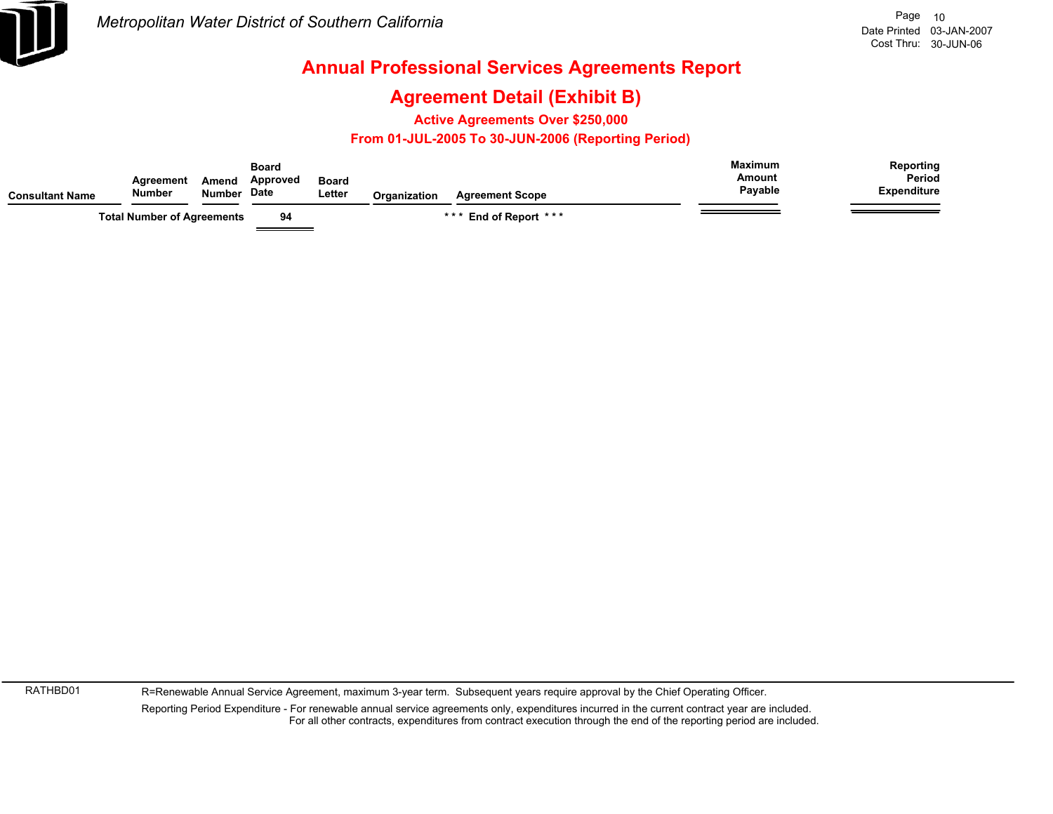# Annual Professional Services Agreements Report

## Agreement Detail (Exhibit B)

### Active Agreements Over $250,000

### From 01-JUL-2005 To 30-JUN-2006 (Reporting Period)

| Consultant Name | Agreement Number | Amend Number | Board Approved Date | Board Letter | Organization | Agreement Scope | Maximum Amount Payable | Reporting Period Expenditure |
|---|---|---|---|---|---|---|---|---|
| Total Number of Agreements | | | 94 | | | *** End of Report *** | | |

RATHBD01

R=Renewable Annual Service Agreement, maximum 3-year term. Subsequent years require approval by the Chief Operating Officer.

Reporting Period Expenditure - For renewable annual service agreements only, expenditures incurred in the current contract year are included.
For all other contracts, expenditures from contract execution through the end of the reporting period are included.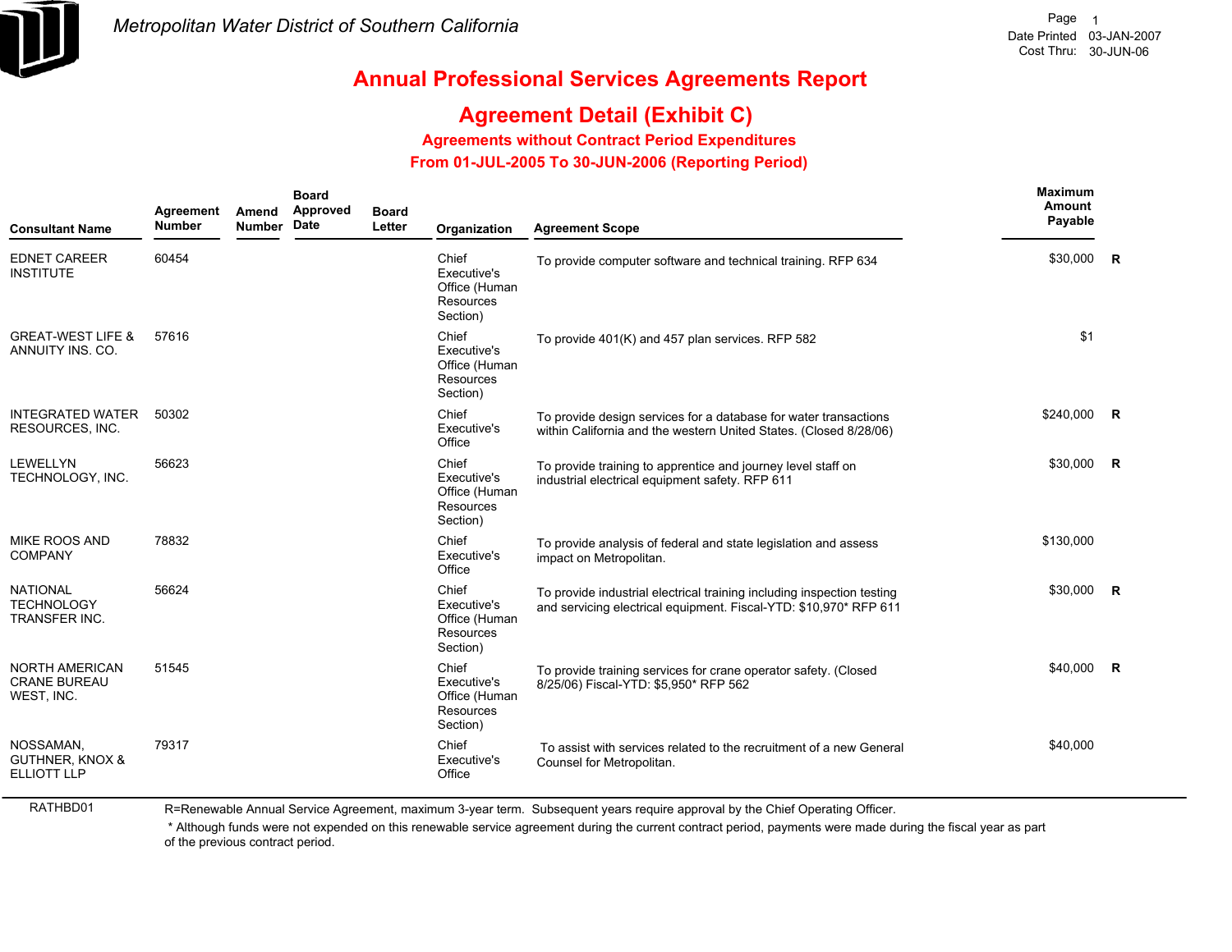Metropolitan Water District of Southern California

Date Printed 03-JAN-2007
Cost Thru: 30-JUN-06

# Annual Professional Services Agreements Report

## Agreement Detail (Exhibit C)

### Agreements without Contract Period Expenditures

### From 01-JUL-2005 To 30-JUN-2006 (Reporting Period)

| Consultant Name | Agreement Number | Amend Number | Board Approved Date | Board Letter | Organization | Agreement Scope | Maximum Amount Payable | |
|---|---|---|---|---|---|---|---|---|
| EDNET CAREER INSTITUTE | 60454 | | | | Chief Executive's Office (Human Resources Section) | To provide computer software and technical training. RFP 634 | $30,000 | R |
| GREAT-WEST LIFE & ANNUITY INS. CO. | 57616 | | | | Chief Executive's Office (Human Resources Section) | To provide 401(K) and 457 plan services. RFP 582 | $1 | |
| INTEGRATED WATER RESOURCES, INC. | 50302 | | | | Chief Executive's Office | To provide design services for a database for water transactions within California and the western United States. (Closed 8/28/06) | $240,000 | R |
| LEWELLYN TECHNOLOGY, INC. | 56623 | | | | Chief Executive's Office (Human Resources Section) | To provide training to apprentice and journey level staff on industrial electrical equipment safety. RFP 611 | $30,000 | R |
| MIKE ROOS AND COMPANY | 78832 | | | | Chief Executive's Office | To provide analysis of federal and state legislation and assess impact on Metropolitan. | $130,000 | |
| NATIONAL TECHNOLOGY TRANSFER INC. | 56624 | | | | Chief Executive's Office (Human Resources Section) | To provide industrial electrical training including inspection testing and servicing electrical equipment. Fiscal-YTD: $10,970* RFP 611 | $30,000 | R |
| NORTH AMERICAN CRANE BUREAU WEST, INC. | 51545 | | | | Chief Executive's Office (Human Resources Section) | To provide training services for crane operator safety. (Closed 8/25/06) Fiscal-YTD: $5,950* RFP 562 | $40,000 | R |
| NOSSAMAN, GUTHNER, KNOX & ELLIOTT LLP | 79317 | | | | Chief Executive's Office | To assist with services related to the recruitment of a new General Counsel for Metropolitan. | $40,000 | |

RATHBD01

R=Renewable Annual Service Agreement, maximum 3-year term. Subsequent years require approval by the Chief Operating Officer.

* Although funds were not expended on this renewable service agreement during the current contract period, payments were made during the fiscal year as part of the previous contract period.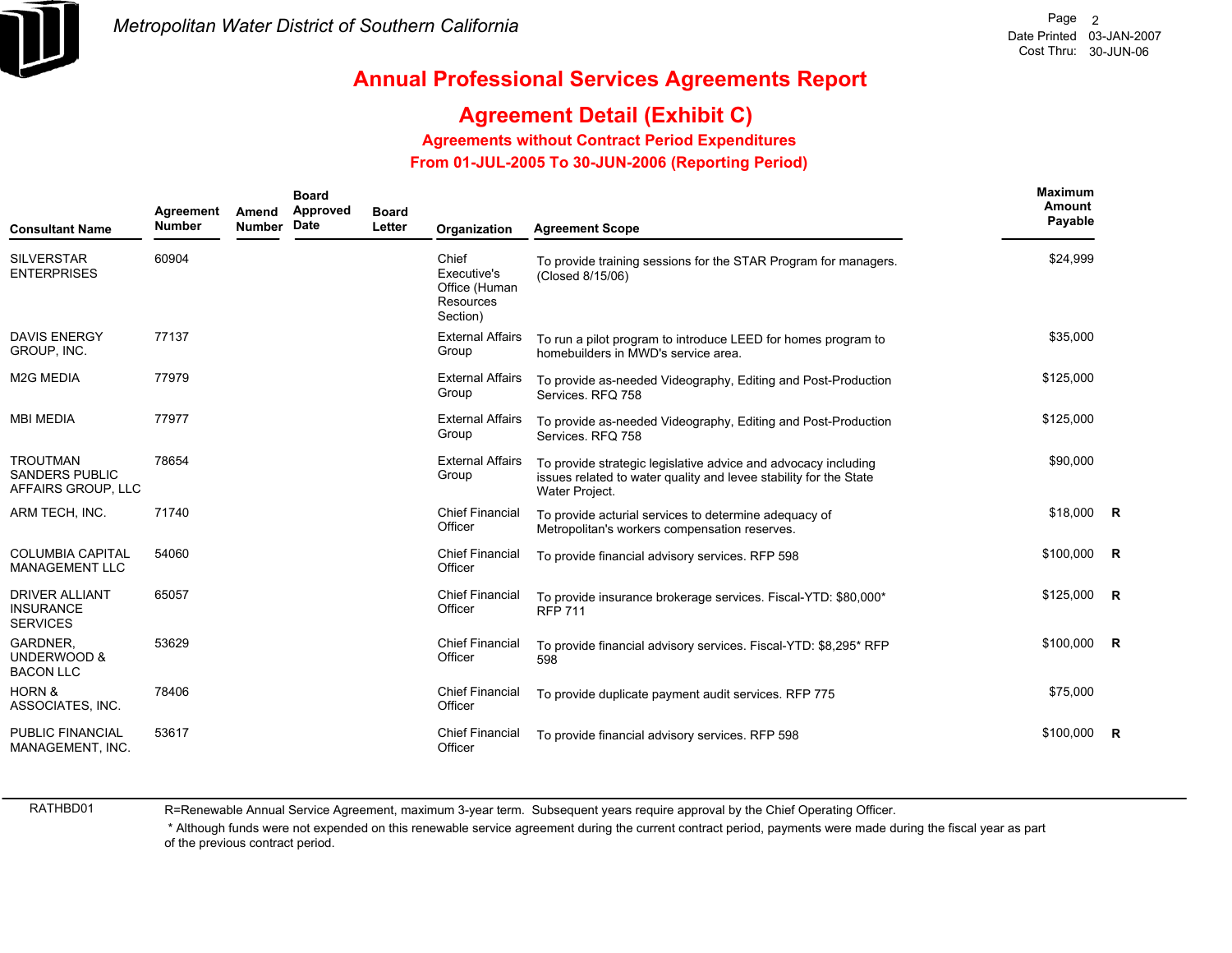Metropolitan Water District of Southern California

# Annual Professional Services Agreements Report

## Agreement Detail (Exhibit C)

### Agreements without Contract Period Expenditures

### From 01-JUL-2005 To 30-JUN-2006 (Reporting Period)

Date Printed 03-JAN-2007
Cost Thru: 30-JUN-06

| Consultant Name | Agreement Number | Amend Number | Board Approved Date | Board Letter | Organization | Agreement Scope | Maximum Amount Payable | |
|---|---|---|---|---|---|---|---|---|
| SILVERSTAR ENTERPRISES | 60904 | | | | Chief Executive's Office (Human Resources Section) | To provide training sessions for the STAR Program for managers. (Closed 8/15/06) | $24,999 | |
| DAVIS ENERGY GROUP, INC. | 77137 | | | | External Affairs Group | To run a pilot program to introduce LEED for homes program to homebuilders in MWD's service area. | $35,000 | |
| M2G MEDIA | 77979 | | | | External Affairs Group | To provide as-needed Videography, Editing and Post-Production Services. RFQ 758 | $125,000 | |
| MBI MEDIA | 77977 | | | | External Affairs Group | To provide as-needed Videography, Editing and Post-Production Services. RFQ 758 | $125,000 | |
| TROUTMAN SANDERS PUBLIC AFFAIRS GROUP, LLC | 78654 | | | | External Affairs Group | To provide strategic legislative advice and advocacy including issues related to water quality and levee stability for the State Water Project. | $90,000 | |
| ARM TECH, INC. | 71740 | | | | Chief Financial Officer | To provide acturial services to determine adequacy of Metropolitan's workers compensation reserves. | $18,000 | R |
| COLUMBIA CAPITAL MANAGEMENT LLC | 54060 | | | | Chief Financial Officer | To provide financial advisory services. RFP 598 | $100,000 | R |
| DRIVER ALLIANT INSURANCE SERVICES | 65057 | | | | Chief Financial Officer | To provide insurance brokerage services. Fiscal-YTD: $80,000* RFP 711 | $125,000 | R |
| GARDNER, UNDERWOOD & BACON LLC | 53629 | | | | Chief Financial Officer | To provide financial advisory services. Fiscal-YTD: $8,295* RFP 598 | $100,000 | R |
| HORN & ASSOCIATES, INC. | 78406 | | | | Chief Financial Officer | To provide duplicate payment audit services. RFP 775 | $75,000 | |
| PUBLIC FINANCIAL MANAGEMENT, INC. | 53617 | | | | Chief Financial Officer | To provide financial advisory services. RFP 598 | $100,000 | R |

RATHBD01

R=Renewable Annual Service Agreement, maximum 3-year term. Subsequent years require approval by the Chief Operating Officer.

* Although funds were not expended on this renewable service agreement during the current contract period, payments were made during the fiscal year as part of the previous contract period.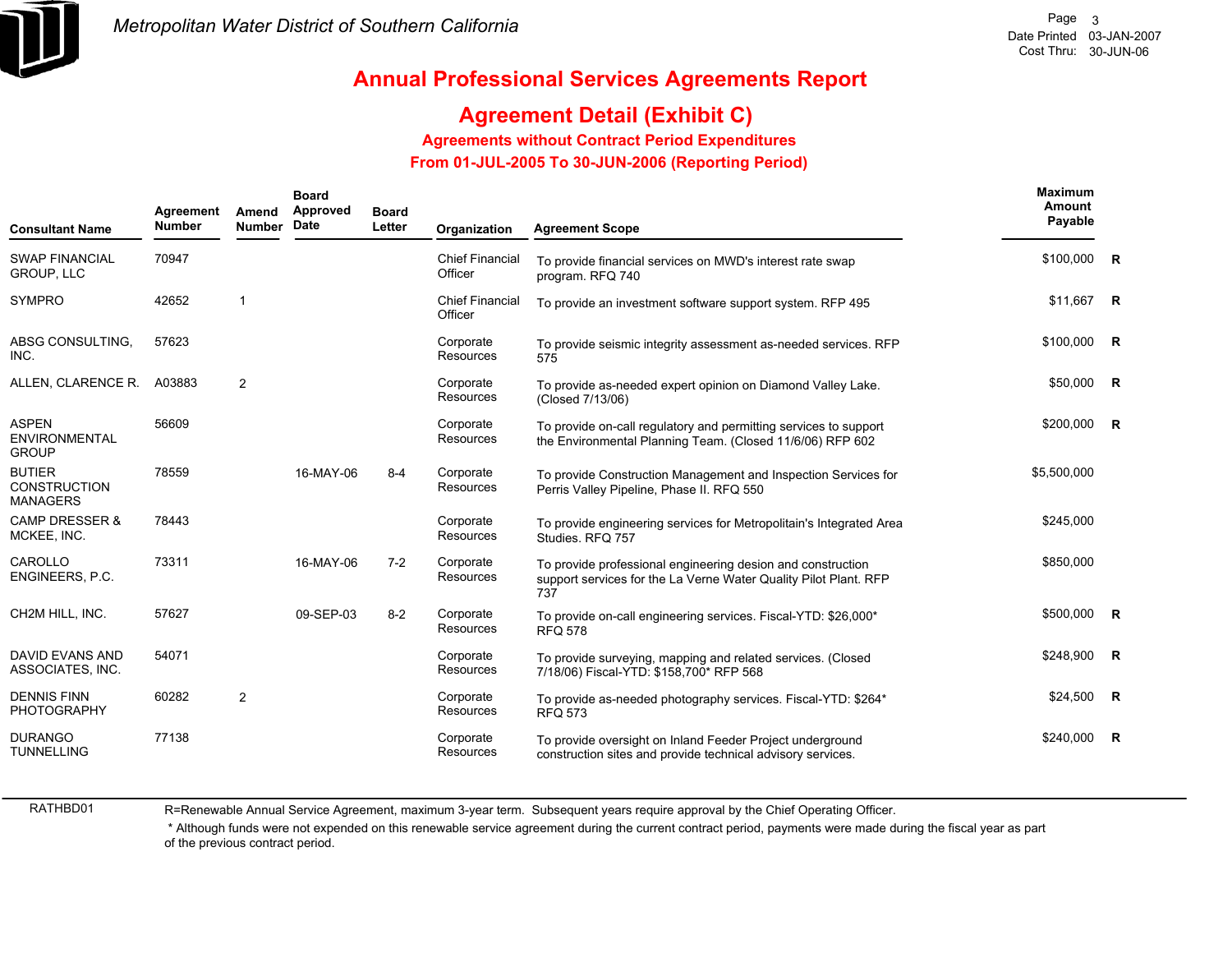# Metropolitan Water District of Southern California

## Annual Professional Services Agreements Report

## Agreement Detail (Exhibit C)

### Agreements without Contract Period Expenditures

### From 01-JUL-2005 To 30-JUN-2006 (Reporting Period)

| Consultant Name | Agreement Number | Amend Number | Board Approved Date | Board Letter | Organization | Agreement Scope | Maximum Amount Payable | |
|---|---|---|---|---|---|---|---|---|
| SWAP FINANCIAL GROUP, LLC | 70947 | | | | Chief Financial Officer | To provide financial services on MWD's interest rate swap program. RFQ 740 | $100,000 | R |
| SYMPRO | 42652 | 1 | | | Chief Financial Officer | To provide an investment software support system. RFP 495 | $11,667 | R |
| ABSG CONSULTING, INC. | 57623 | | | | Corporate Resources | To provide seismic integrity assessment as-needed services. RFP 575 | $100,000 | R |
| ALLEN, CLARENCE R. | A03883 | 2 | | | Corporate Resources | To provide as-needed expert opinion on Diamond Valley Lake. (Closed 7/13/06) | $50,000 | R |
| ASPEN ENVIRONMENTAL GROUP | 56609 | | | | Corporate Resources | To provide on-call regulatory and permitting services to support the Environmental Planning Team. (Closed 11/6/06) RFP 602 | $200,000 | R |
| BUTIER CONSTRUCTION MANAGERS | 78559 | | 16-MAY-06 | 8-4 | Corporate Resources | To provide Construction Management and Inspection Services for Perris Valley Pipeline, Phase II. RFQ 550 | $5,500,000 | |
| CAMP DRESSER & MCKEE, INC. | 78443 | | | | Corporate Resources | To provide engineering services for Metropolitain's Integrated Area Studies. RFQ 757 | $245,000 | |
| CAROLLO ENGINEERS, P.C. | 73311 | | 16-MAY-06 | 7-2 | Corporate Resources | To provide professional engineering desion and construction support services for the La Verne Water Quality Pilot Plant. RFP 737 | $850,000 | |
| CH2M HILL, INC. | 57627 | | 09-SEP-03 | 8-2 | Corporate Resources | To provide on-call engineering services. Fiscal-YTD: $26,000* RFQ 578 | $500,000 | R |
| DAVID EVANS AND ASSOCIATES, INC. | 54071 | | | | Corporate Resources | To provide surveying, mapping and related services. (Closed 7/18/06) Fiscal-YTD: $158,700* RFP 568 | $248,900 | R |
| DENNIS FINN PHOTOGRAPHY | 60282 | 2 | | | Corporate Resources | To provide as-needed photography services. Fiscal-YTD: $264* RFQ 573 | $24,500 | R |
| DURANGO TUNNELLING | 77138 | | | | Corporate Resources | To provide oversight on Inland Feeder Project underground construction sites and provide technical advisory services. | $240,000 | R |

RATHBD01

R=Renewable Annual Service Agreement, maximum 3-year term. Subsequent years require approval by the Chief Operating Officer.

* Although funds were not expended on this renewable service agreement during the current contract period, payments were made during the fiscal year as part of the previous contract period.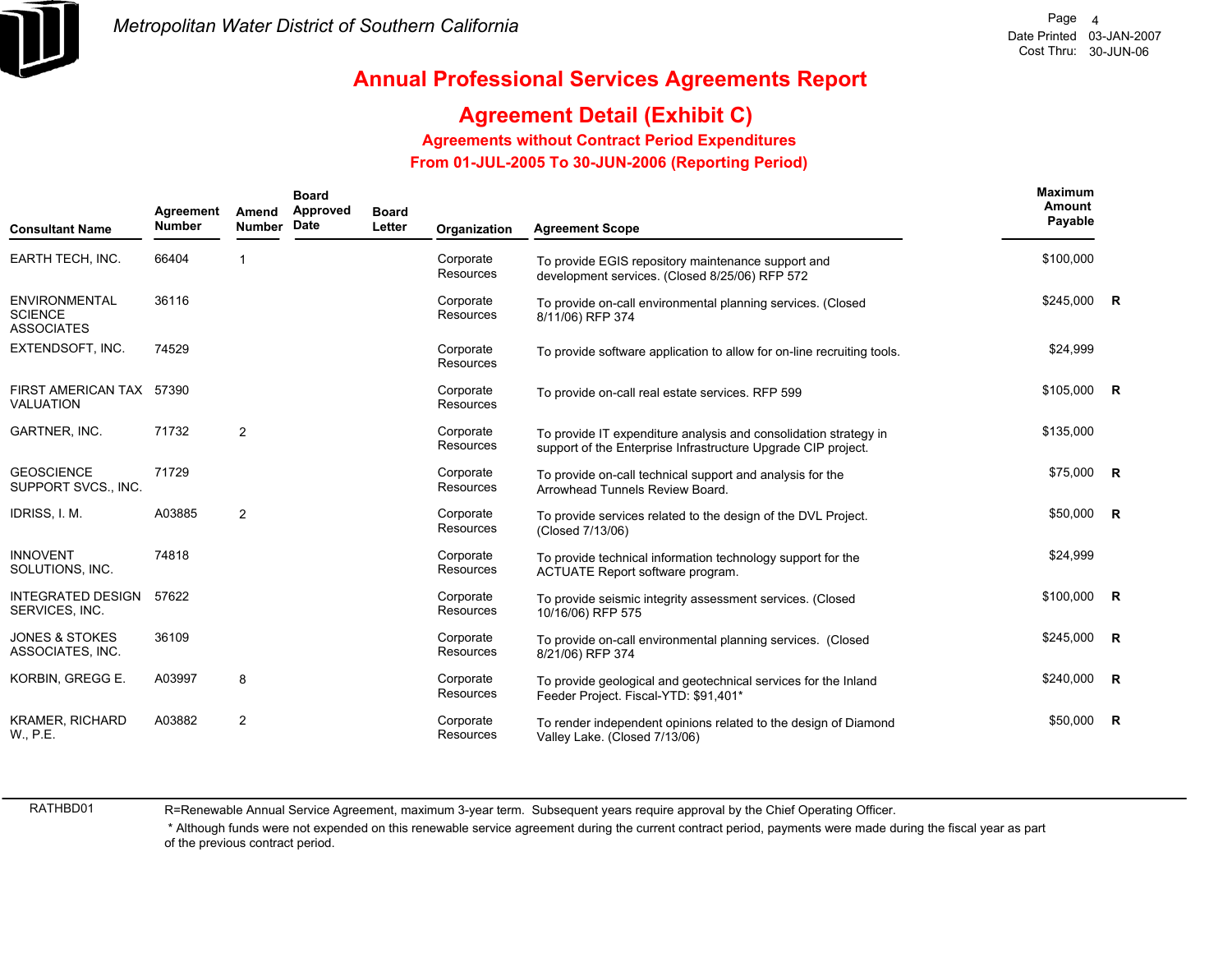# Annual Professional Services Agreements Report

## Agreement Detail (Exhibit C)

### Agreements without Contract Period Expenditures

### From 01-JUL-2005 To 30-JUN-2006 (Reporting Period)

| Consultant Name | Agreement Number | Amend Number | Board Approved Date | Board Letter | Organization | Agreement Scope | Maximum Amount Payable | |
|---|---|---|---|---|---|---|---|---|
| EARTH TECH, INC. | 66404 | 1 | | | Corporate Resources | To provide EGIS repository maintenance support and development services. (Closed 8/25/06) RFP 572 | $100,000 | |
| ENVIRONMENTAL SCIENCE ASSOCIATES | 36116 | | | | Corporate Resources | To provide on-call environmental planning services. (Closed 8/11/06) RFP 374 | $245,000 | R |
| EXTENDSOFT, INC. | 74529 | | | | Corporate Resources | To provide software application to allow for on-line recruiting tools. | $24,999 | |
| FIRST AMERICAN TAX VALUATION | 57390 | | | | Corporate Resources | To provide on-call real estate services. RFP 599 | $105,000 | R |
| GARTNER, INC. | 71732 | 2 | | | Corporate Resources | To provide IT expenditure analysis and consolidation strategy in support of the Enterprise Infrastructure Upgrade CIP project. | $135,000 | |
| GEOSCIENCE SUPPORT SVCS., INC. | 71729 | | | | Corporate Resources | To provide on-call technical support and analysis for the Arrowhead Tunnels Review Board. | $75,000 | R |
| IDRISS, I. M. | A03885 | 2 | | | Corporate Resources | To provide services related to the design of the DVL Project. (Closed 7/13/06) | $50,000 | R |
| INNOVENT SOLUTIONS, INC. | 74818 | | | | Corporate Resources | To provide technical information technology support for the ACTUATE Report software program. | $24,999 | |
| INTEGRATED DESIGN SERVICES, INC. | 57622 | | | | Corporate Resources | To provide seismic integrity assessment services. (Closed 10/16/06) RFP 575 | $100,000 | R |
| JONES & STOKES ASSOCIATES, INC. | 36109 | | | | Corporate Resources | To provide on-call environmental planning services. (Closed 8/21/06) RFP 374 | $245,000 | R |
| KORBIN, GREGG E. | A03997 | 8 | | | Corporate Resources | To provide geological and geotechnical services for the Inland Feeder Project. Fiscal-YTD: $91,401* | $240,000 | R |
| KRAMER, RICHARD W., P.E. | A03882 | 2 | | | Corporate Resources | To render independent opinions related to the design of Diamond Valley Lake. (Closed 7/13/06) | $50,000 | R |

R=Renewable Annual Service Agreement, maximum 3-year term. Subsequent years require approval by the Chief Operating Officer.

* Although funds were not expended on this renewable service agreement during the current contract period, payments were made during the fiscal year as part of the previous contract period.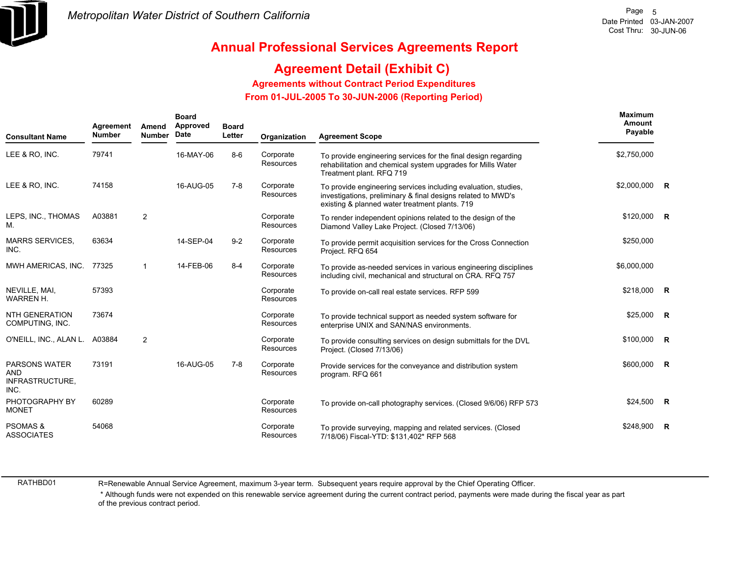Metropolitan Water District of Southern California

Date Printed 03-JAN-2007
Cost Thru: 30-JUN-06

# Annual Professional Services Agreements Report

## Agreement Detail (Exhibit C)

### Agreements without Contract Period Expenditures

### From 01-JUL-2005 To 30-JUN-2006 (Reporting Period)

| Consultant Name | Agreement Number | Amend Number | Board Approved Date | Board Letter | Organization | Agreement Scope | Maximum Amount Payable | |
|---|---|---|---|---|---|---|---|---|
| LEE & RO, INC. | 79741 | | 16-MAY-06 | 8-6 | Corporate Resources | To provide engineering services for the final design regarding rehabilitation and chemical system upgrades for Mills Water Treatment plant. RFQ 719 | $2,750,000 | |
| LEE & RO, INC. | 74158 | | 16-AUG-05 | 7-8 | Corporate Resources | To provide engineering services including evaluation, studies, investigations, preliminary & final designs related to MWD's existing & planned water treatment plants. 719 | $2,000,000 | R |
| LEPS, INC., THOMAS M. | A03881 | 2 | | | Corporate Resources | To render independent opinions related to the design of the Diamond Valley Lake Project. (Closed 7/13/06) | $120,000 | R |
| MARRS SERVICES, INC. | 63634 | | 14-SEP-04 | 9-2 | Corporate Resources | To provide permit acquisition services for the Cross Connection Project. RFQ 654 | $250,000 | |
| MWH AMERICAS, INC. | 77325 | 1 | 14-FEB-06 | 8-4 | Corporate Resources | To provide as-needed services in various engineering disciplines including civil, mechanical and structural on CRA. RFQ 757 | $6,000,000 | |
| NEVILLE, MAI, WARREN H. | 57393 | | | | Corporate Resources | To provide on-call real estate services. RFP 599 | $218,000 | R |
| NTH GENERATION COMPUTING, INC. | 73674 | | | | Corporate Resources | To provide technical support as needed system software for enterprise UNIX and SAN/NAS environments. | $25,000 | R |
| O'NEILL, INC., ALAN L. | A03884 | 2 | | | Corporate Resources | To provide consulting services on design submittals for the DVL Project. (Closed 7/13/06) | $100,000 | R |
| PARSONS WATER AND INFRASTRUCTURE, INC. | 73191 | | 16-AUG-05 | 7-8 | Corporate Resources | Provide services for the conveyance and distribution system program. RFQ 661 | $600,000 | R |
| PHOTOGRAPHY BY MONET | 60289 | | | | Corporate Resources | To provide on-call photography services. (Closed 9/6/06) RFP 573 | $24,500 | R |
| PSOMAS & ASSOCIATES | 54068 | | | | Corporate Resources | To provide surveying, mapping and related services. (Closed 7/18/06) Fiscal-YTD: $131,402* RFP 568 | $248,900 | R |

RATHBD01

R=Renewable Annual Service Agreement, maximum 3-year term. Subsequent years require approval by the Chief Operating Officer.

* Although funds were not expended on this renewable service agreement during the current contract period, payments were made during the fiscal year as part of the previous contract period.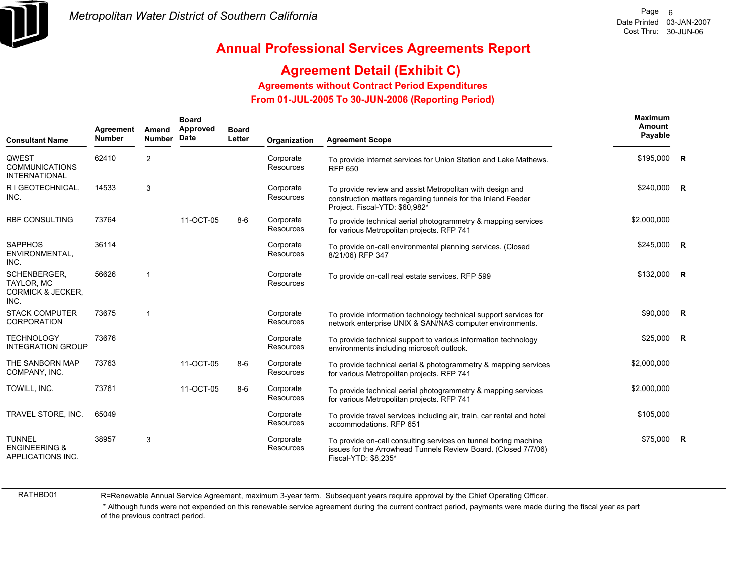# Annual Professional Services Agreements Report

## Agreement Detail (Exhibit C)

### Agreements without Contract Period Expenditures

### From 01-JUL-2005 To 30-JUN-2006 (Reporting Period)

| Consultant Name | Agreement Number | Amend Number | Board Approved Date | Board Letter | Organization | Agreement Scope | Maximum Amount Payable | |
|---|---|---|---|---|---|---|---|---|
| QWEST COMMUNICATIONS INTERNATIONAL | 62410 | 2 | | | Corporate Resources | To provide internet services for Union Station and Lake Mathews. RFP 650 | $195,000 | R |
| R I GEOTECHNICAL, INC. | 14533 | 3 | | | Corporate Resources | To provide review and assist Metropolitan with design and construction matters regarding tunnels for the Inland Feeder Project. Fiscal-YTD: $60,982* | $240,000 | R |
| RBF CONSULTING | 73764 | | 11-OCT-05 | 8-6 | Corporate Resources | To provide technical aerial photogrammetry & mapping services for various Metropolitan projects. RFP 741 | $2,000,000 | |
| SAPPHOS ENVIRONMENTAL, INC. | 36114 | | | | Corporate Resources | To provide on-call environmental planning services. (Closed 8/21/06) RFP 347 | $245,000 | R |
| SCHENBERGER, TAYLOR, MC CORMICK & JECKER, INC. | 56626 | 1 | | | Corporate Resources | To provide on-call real estate services. RFP 599 | $132,000 | R |
| STACK COMPUTER CORPORATION | 73675 | 1 | | | Corporate Resources | To provide information technology technical support services for network enterprise UNIX & SAN/NAS computer environments. | $90,000 | R |
| TECHNOLOGY INTEGRATION GROUP | 73676 | | | | Corporate Resources | To provide technical support to various information technology environments including microsoft outlook. | $25,000 | R |
| THE SANBORN MAP COMPANY, INC. | 73763 | | 11-OCT-05 | 8-6 | Corporate Resources | To provide technical aerial & photogrammetry & mapping services for various Metropolitan projects. RFP 741 | $2,000,000 | |
| TOWILL, INC. | 73761 | | 11-OCT-05 | 8-6 | Corporate Resources | To provide technical aerial photogrammetry & mapping services for various Metropolitan projects. RFP 741 | $2,000,000 | |
| TRAVEL STORE, INC. | 65049 | | | | Corporate Resources | To provide travel services including air, train, car rental and hotel accommodations. RFP 651 | $105,000 | |
| TUNNEL ENGINEERING & APPLICATIONS INC. | 38957 | 3 | | | Corporate Resources | To provide on-call consulting services on tunnel boring machine issues for the Arrowhead Tunnels Review Board. (Closed 7/7/06) Fiscal-YTD: $8,235* | $75,000 | R |

R=Renewable Annual Service Agreement, maximum 3-year term. Subsequent years require approval by the Chief Operating Officer.

\* Although funds were not expended on this renewable service agreement during the current contract period, payments were made during the fiscal year as part of the previous contract period.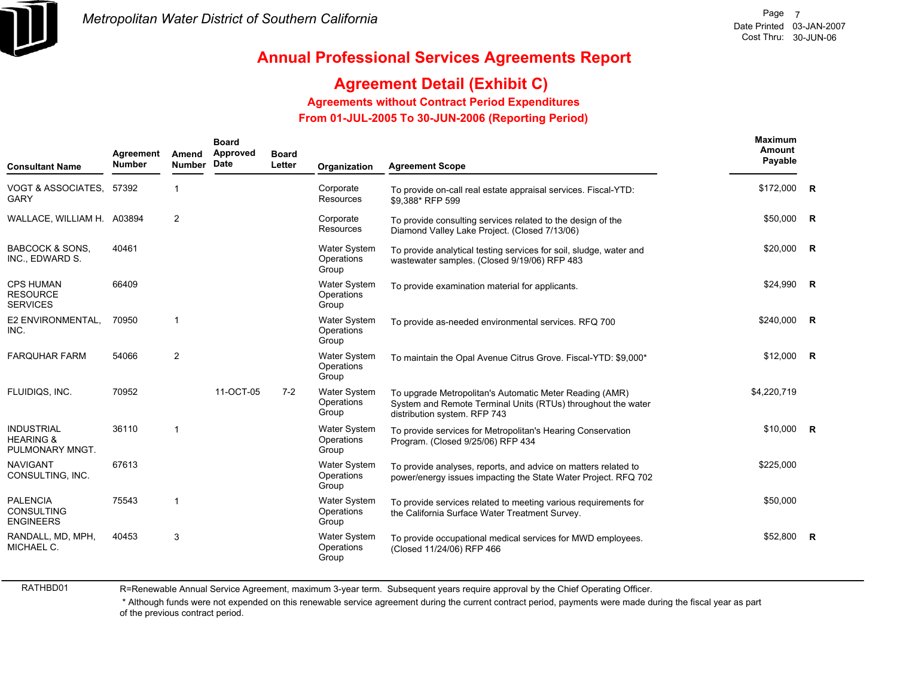# Annual Professional Services Agreements Report

## Agreement Detail (Exhibit C)

### Agreements without Contract Period Expenditures

### From 01-JUL-2005 To 30-JUN-2006 (Reporting Period)

| Consultant Name | Agreement Number | Amend Number | Board Approved Date | Board Letter | Organization | Agreement Scope | Maximum Amount Payable | |
|---|---|---|---|---|---|---|---|---|
| VOGT & ASSOCIATES, GARY | 57392 | 1 | | | Corporate Resources | To provide on-call real estate appraisal services. Fiscal-YTD: $9,388* RFP 599 | $172,000 | R |
| WALLACE, WILLIAM H. | A03894 | 2 | | | Corporate Resources | To provide consulting services related to the design of the Diamond Valley Lake Project. (Closed 7/13/06) | $50,000 | R |
| BABCOCK & SONS, INC., EDWARD S. | 40461 | | | | Water System Operations Group | To provide analytical testing services for soil, sludge, water and wastewater samples. (Closed 9/19/06) RFP 483 | $20,000 | R |
| CPS HUMAN RESOURCE SERVICES | 66409 | | | | Water System Operations Group | To provide examination material for applicants. | $24,990 | R |
| E2 ENVIRONMENTAL, INC. | 70950 | 1 | | | Water System Operations Group | To provide as-needed environmental services. RFQ 700 | $240,000 | R |
| FARQUHAR FARM | 54066 | 2 | | | Water System Operations Group | To maintain the Opal Avenue Citrus Grove. Fiscal-YTD: $9,000* | $12,000 | R |
| FLUIDIQS, INC. | 70952 | | 11-OCT-05 | 7-2 | Water System Operations Group | To upgrade Metropolitan's Automatic Meter Reading (AMR) System and Remote Terminal Units (RTUs) throughout the water distribution system. RFP 743 | $4,220,719 | |
| INDUSTRIAL HEARING & PULMONARY MNGT. | 36110 | 1 | | | Water System Operations Group | To provide services for Metropolitan's Hearing Conservation Program. (Closed 9/25/06) RFP 434 | $10,000 | R |
| NAVIGANT CONSULTING, INC. | 67613 | | | | Water System Operations Group | To provide analyses, reports, and advice on matters related to power/energy issues impacting the State Water Project. RFQ 702 | $225,000 | |
| PALENCIA CONSULTING ENGINEERS | 75543 | 1 | | | Water System Operations Group | To provide services related to meeting various requirements for the California Surface Water Treatment Survey. | $50,000 | |
| RANDALL, MD, MPH, MICHAEL C. | 40453 | 3 | | | Water System Operations Group | To provide occupational medical services for MWD employees. (Closed 11/24/06) RFP 466 | $52,800 | R |

RATHBD01

R=Renewable Annual Service Agreement, maximum 3-year term. Subsequent years require approval by the Chief Operating Officer.

* Although funds were not expended on this renewable service agreement during the current contract period, payments were made during the fiscal year as part of the previous contract period.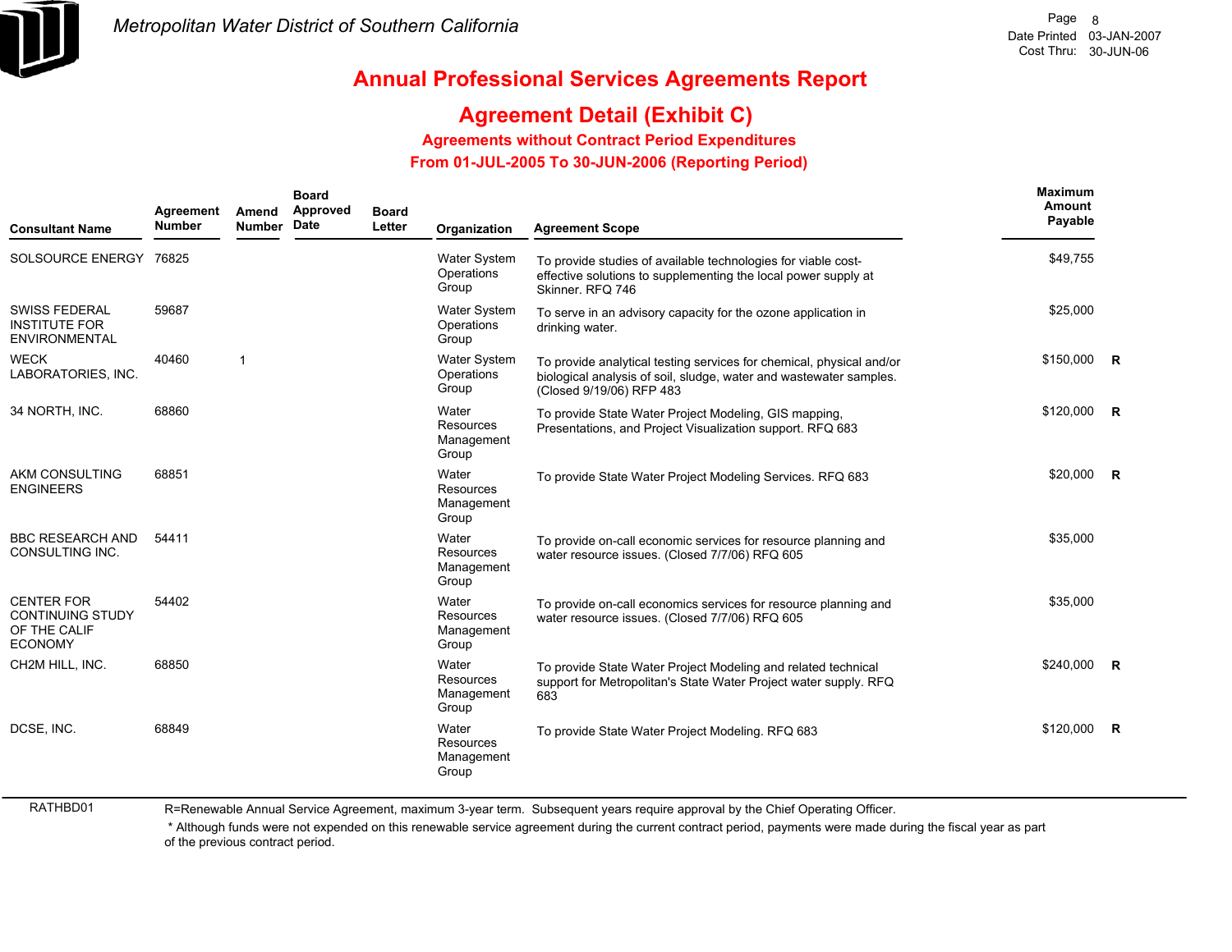# Metropolitan Water District of Southern California

# Annual Professional Services Agreements Report

## Agreement Detail (Exhibit C)

### Agreements without Contract Period Expenditures

### From 01-JUL-2005 To 30-JUN-2006 (Reporting Period)

| Consultant Name | Agreement Number | Amend Number | Board Approved Date | Board Letter | Organization | Agreement Scope | Maximum Amount Payable | |
|---|---|---|---|---|---|---|---|---|
| SOLSOURCE ENERGY | 76825 | | | | Water System Operations Group | To provide studies of available technologies for viable cost-effective solutions to supplementing the local power supply at Skinner. RFQ 746 | $49,755 | |
| SWISS FEDERAL INSTITUTE FOR ENVIRONMENTAL | 59687 | | | | Water System Operations Group | To serve in an advisory capacity for the ozone application in drinking water. | $25,000 | |
| WECK LABORATORIES, INC. | 40460 | 1 | | | Water System Operations Group | To provide analytical testing services for chemical, physical and/or biological analysis of soil, sludge, water and wastewater samples. (Closed 9/19/06) RFP 483 | $150,000 | R |
| 34 NORTH, INC. | 68860 | | | | Water Resources Management Group | To provide State Water Project Modeling, GIS mapping, Presentations, and Project Visualization support. RFQ 683 | $120,000 | R |
| AKM CONSULTING ENGINEERS | 68851 | | | | Water Resources Management Group | To provide State Water Project Modeling Services. RFQ 683 | $20,000 | R |
| BBC RESEARCH AND CONSULTING INC. | 54411 | | | | Water Resources Management Group | To provide on-call economic services for resource planning and water resource issues. (Closed 7/7/06) RFQ 605 | $35,000 | |
| CENTER FOR CONTINUING STUDY OF THE CALIF ECONOMY | 54402 | | | | Water Resources Management Group | To provide on-call economics services for resource planning and water resource issues. (Closed 7/7/06) RFQ 605 | $35,000 | |
| CH2M HILL, INC. | 68850 | | | | Water Resources Management Group | To provide State Water Project Modeling and related technical support for Metropolitan's State Water Project water supply. RFQ 683 | $240,000 | R |
| DCSE, INC. | 68849 | | | | Water Resources Management Group | To provide State Water Project Modeling. RFQ 683 | $120,000 | R |

R=Renewable Annual Service Agreement, maximum 3-year term. Subsequent years require approval by the Chief Operating Officer.

\* Although funds were not expended on this renewable service agreement during the current contract period, payments were made during the fiscal year as part of the previous contract period.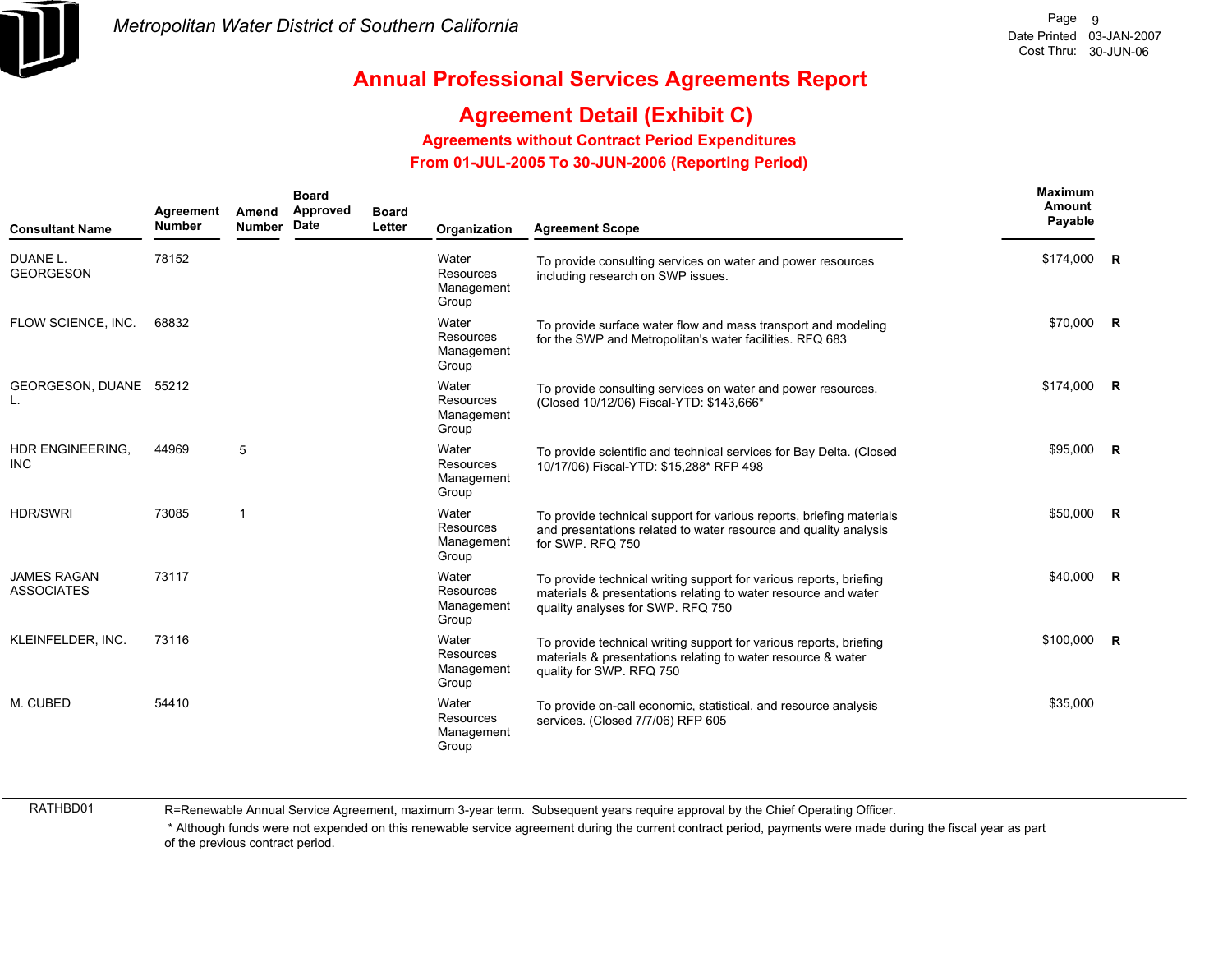# Metropolitan Water District of Southern California

Date Printed 03-JAN-2007
Cost Thru: 30-JUN-06

## Annual Professional Services Agreements Report

## Agreement Detail (Exhibit C)

### Agreements without Contract Period Expenditures

### From 01-JUL-2005 To 30-JUN-2006 (Reporting Period)

| Consultant Name | Agreement Number | Amend Number | Board Approved Date | Board Letter | Organization | Agreement Scope | Maximum Amount Payable | |
|---|---|---|---|---|---|---|---|---|
| DUANE L. GEORGESON | 78152 | | | | Water Resources Management Group | To provide consulting services on water and power resources including research on SWP issues. | $174,000 | R |
| FLOW SCIENCE, INC. | 68832 | | | | Water Resources Management Group | To provide surface water flow and mass transport and modeling for the SWP and Metropolitan's water facilities. RFQ 683 | $70,000 | R |
| GEORGESON, DUANE L. | 55212 | | | | Water Resources Management Group | To provide consulting services on water and power resources. (Closed 10/12/06) Fiscal-YTD: $143,666* | $174,000 | R |
| HDR ENGINEERING, INC | 44969 | 5 | | | Water Resources Management Group | To provide scientific and technical services for Bay Delta. (Closed 10/17/06) Fiscal-YTD: $15,288* RFP 498 | $95,000 | R |
| HDR/SWRI | 73085 | 1 | | | Water Resources Management Group | To provide technical support for various reports, briefing materials and presentations related to water resource and quality analysis for SWP. RFQ 750 | $50,000 | R |
| JAMES RAGAN ASSOCIATES | 73117 | | | | Water Resources Management Group | To provide technical writing support for various reports, briefing materials & presentations relating to water resource and water quality analyses for SWP. RFQ 750 | $40,000 | R |
| KLEINFELDER, INC. | 73116 | | | | Water Resources Management Group | To provide technical writing support for various reports, briefing materials & presentations relating to water resource & water quality for SWP. RFQ 750 | $100,000 | R |
| M. CUBED | 54410 | | | | Water Resources Management Group | To provide on-call economic, statistical, and resource analysis services. (Closed 7/7/06) RFP 605 | $35,000 | |

RATHBD01

R=Renewable Annual Service Agreement, maximum 3-year term. Subsequent years require approval by the Chief Operating Officer.

\* Although funds were not expended on this renewable service agreement during the current contract period, payments were made during the fiscal year as part of the previous contract period.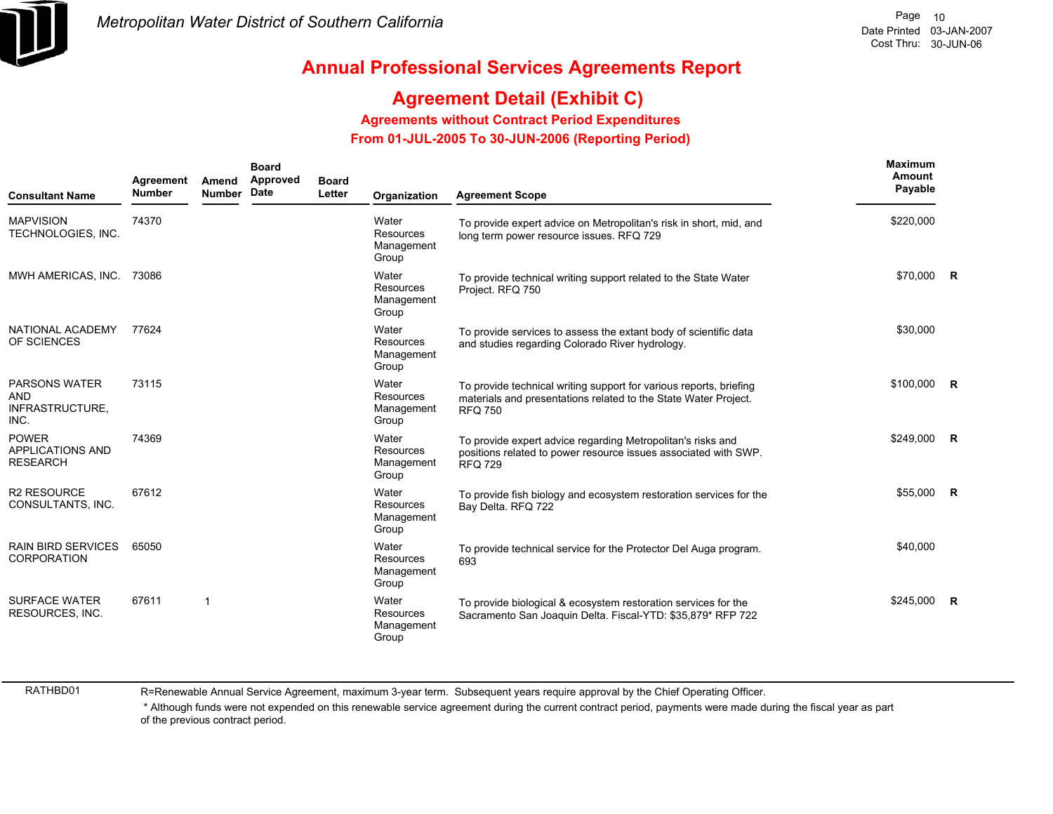# Annual Professional Services Agreements Report

## Agreement Detail (Exhibit C)

### Agreements without Contract Period Expenditures

### From 01-JUL-2005 To 30-JUN-2006 (Reporting Period)

| Consultant Name | Agreement Number | Amend Number | Board Approved Date | Board Letter | Organization | Agreement Scope | Maximum Amount Payable | |
|---|---|---|---|---|---|---|---|---|
| MAPVISION TECHNOLOGIES, INC. | 74370 | | | | Water Resources Management Group | To provide expert advice on Metropolitan's risk in short, mid, and long term power resource issues. RFQ 729 | $220,000 | |
| MWH AMERICAS, INC. | 73086 | | | | Water Resources Management Group | To provide technical writing support related to the State Water Project. RFQ 750 | $70,000 | R |
| NATIONAL ACADEMY OF SCIENCES | 77624 | | | | Water Resources Management Group | To provide services to assess the extant body of scientific data and studies regarding Colorado River hydrology. | $30,000 | |
| PARSONS WATER AND INFRASTRUCTURE, INC. | 73115 | | | | Water Resources Management Group | To provide technical writing support for various reports, briefing materials and presentations related to the State Water Project. RFQ 750 | $100,000 | R |
| POWER APPLICATIONS AND RESEARCH | 74369 | | | | Water Resources Management Group | To provide expert advice regarding Metropolitan's risks and positions related to power resource issues associated with SWP. RFQ 729 | $249,000 | R |
| R2 RESOURCE CONSULTANTS, INC. | 67612 | | | | Water Resources Management Group | To provide fish biology and ecosystem restoration services for the Bay Delta. RFQ 722 | $55,000 | R |
| RAIN BIRD SERVICES CORPORATION | 65050 | | | | Water Resources Management Group | To provide technical service for the Protector Del Auga program. 693 | $40,000 | |
| SURFACE WATER RESOURCES, INC. | 67611 | 1 | | | Water Resources Management Group | To provide biological & ecosystem restoration services for the Sacramento San Joaquin Delta. Fiscal-YTD: $35,879* RFP 722 | $245,000 | R |

RATHBD01

R=Renewable Annual Service Agreement, maximum 3-year term. Subsequent years require approval by the Chief Operating Officer.

* Although funds were not expended on this renewable service agreement during the current contract period, payments were made during the fiscal year as part of the previous contract period.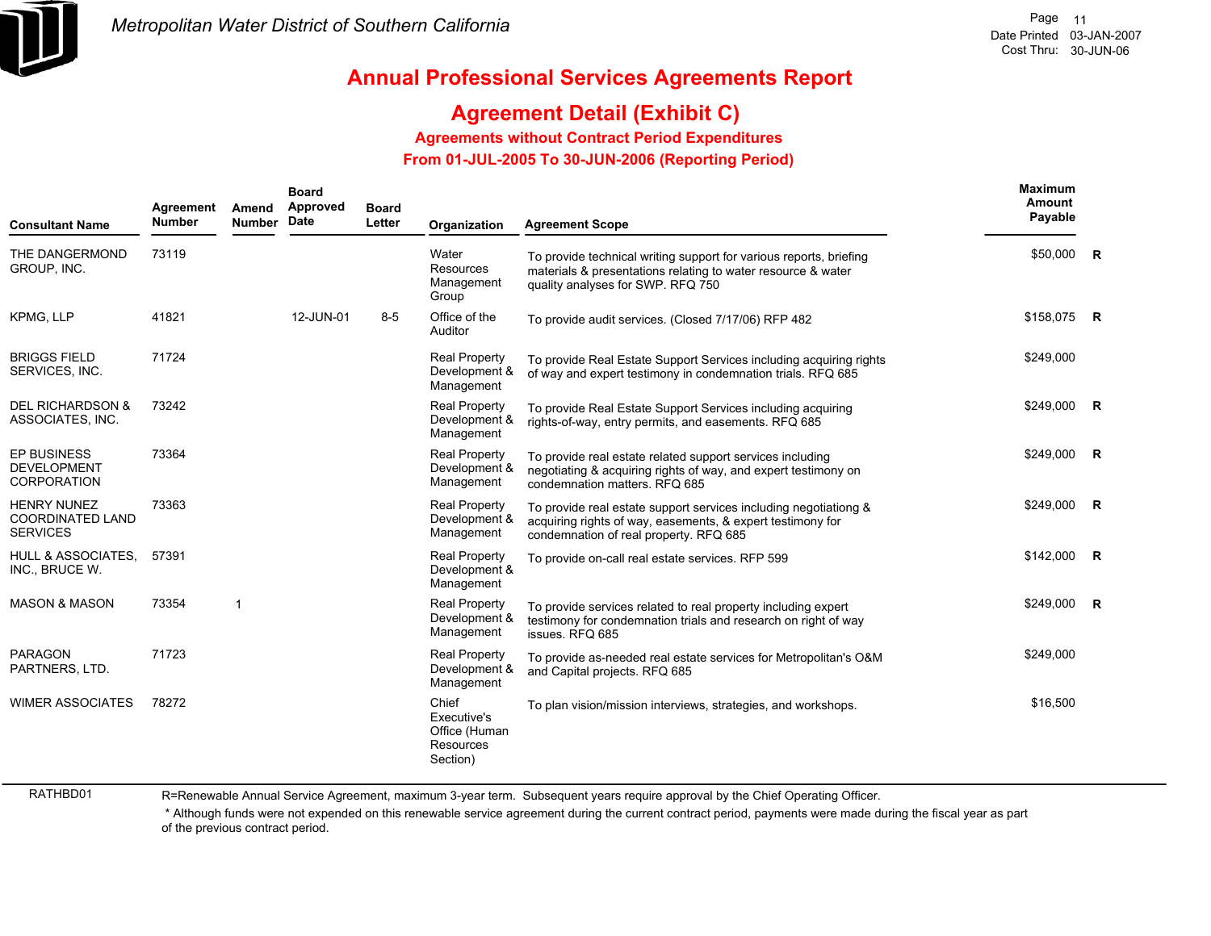# Annual Professional Services Agreements Report

## Agreement Detail (Exhibit C)

### Agreements without Contract Period Expenditures

### From 01-JUL-2005 To 30-JUN-2006 (Reporting Period)

| Consultant Name | Agreement Number | Amend Number | Board Approved Date | Board Letter | Organization | Agreement Scope | Maximum Amount Payable | |
|---|---|---|---|---|---|---|---|---|
| THE DANGERMOND GROUP, INC. | 73119 | | | | Water Resources Management Group | To provide technical writing support for various reports, briefing materials & presentations relating to water resource & water quality analyses for SWP. RFQ 750 | $50,000 | R |
| KPMG, LLP | 41821 | | 12-JUN-01 | 8-5 | Office of the Auditor | To provide audit services. (Closed 7/17/06) RFP 482 | $158,075 | R |
| BRIGGS FIELD SERVICES, INC. | 71724 | | | | Real Property Development & Management | To provide Real Estate Support Services including acquiring rights of way and expert testimony in condemnation trials. RFQ 685 | $249,000 | |
| DEL RICHARDSON & ASSOCIATES, INC. | 73242 | | | | Real Property Development & Management | To provide Real Estate Support Services including acquiring rights-of-way, entry permits, and easements. RFQ 685 | $249,000 | R |
| EP BUSINESS DEVELOPMENT CORPORATION | 73364 | | | | Real Property Development & Management | To provide real estate related support services including negotiating & acquiring rights of way, and expert testimony on condemnation matters. RFQ 685 | $249,000 | R |
| HENRY NUNEZ COORDINATED LAND SERVICES | 73363 | | | | Real Property Development & Management | To provide real estate support services including negotiationg & acquiring rights of way, easements, & expert testimony for condemnation of real property. RFQ 685 | $249,000 | R |
| HULL & ASSOCIATES, INC., BRUCE W. | 57391 | | | | Real Property Development & Management | To provide on-call real estate services. RFP 599 | $142,000 | R |
| MASON & MASON | 73354 | 1 | | | Real Property Development & Management | To provide services related to real property including expert testimony for condemnation trials and research on right of way issues. RFQ 685 | $249,000 | R |
| PARAGON PARTNERS, LTD. | 71723 | | | | Real Property Development & Management | To provide as-needed real estate services for Metropolitan's O&M and Capital projects. RFQ 685 | $249,000 | |
| WIMER ASSOCIATES | 78272 | | | | Chief Executive's Office (Human Resources Section) | To plan vision/mission interviews, strategies, and workshops. | $16,500 | |

RATHBD01

R=Renewable Annual Service Agreement, maximum 3-year term. Subsequent years require approval by the Chief Operating Officer.

\* Although funds were not expended on this renewable service agreement during the current contract period, payments were made during the fiscal year as part of the previous contract period.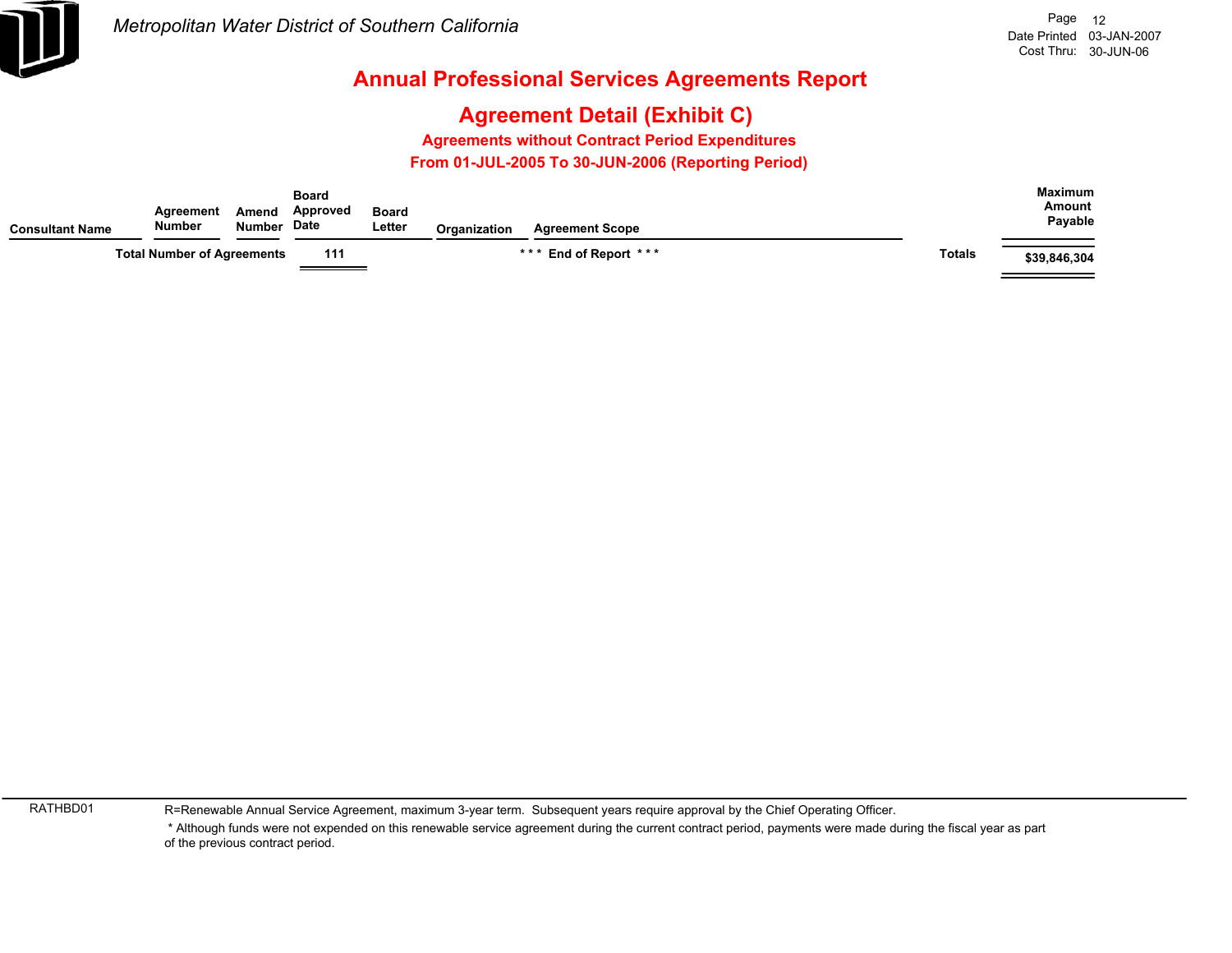# Annual Professional Services Agreements Report

## Agreement Detail (Exhibit C)

### Agreements without Contract Period Expenditures

### From 01-JUL-2005 To 30-JUN-2006 (Reporting Period)

| Consultant Name | Agreement Number | Amend Number | Board Approved Date | Board Letter | Organization | Agreement Scope | | Maximum Amount Payable |
|---|---|---|---|---|---|---|---|---|
| **Total Number of Agreements** | | | **111** | | | *** End of Report *** | **Totals** | **$39,846,304** |

RATHBD01

R=Renewable Annual Service Agreement, maximum 3-year term. Subsequent years require approval by the Chief Operating Officer.

* Although funds were not expended on this renewable service agreement during the current contract period, payments were made during the fiscal year as part of the previous contract period.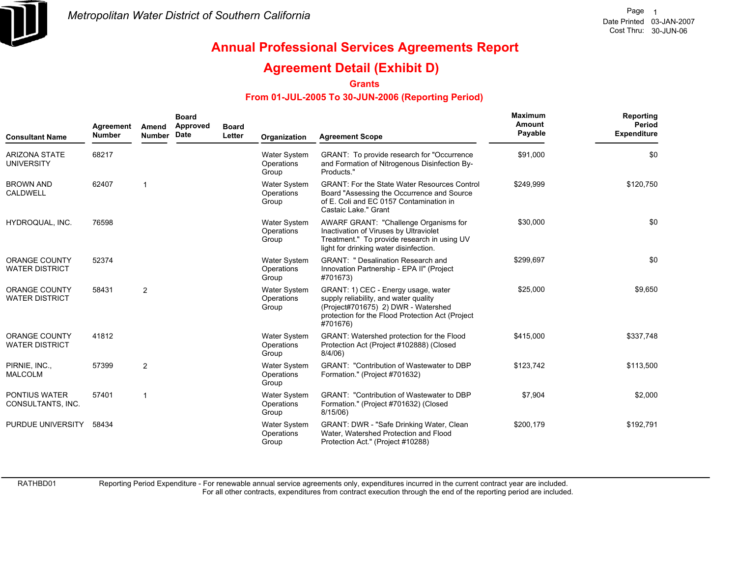Metropolitan Water District of Southern California

Date Printed 03-JAN-2007
Cost Thru: 30-JUN-06

# Annual Professional Services Agreements Report

## Agreement Detail (Exhibit D)

### Grants

### From 01-JUL-2005 To 30-JUN-2006 (Reporting Period)

| Consultant Name | Agreement Number | Amend Number | Board Approved Date | Board Letter | Organization | Agreement Scope | Maximum Amount Payable | Reporting Period Expenditure |
|---|---|---|---|---|---|---|---|---|
| ARIZONA STATE UNIVERSITY | 68217 | | | | Water System Operations Group | GRANT: To provide research for "Occurrence and Formation of Nitrogenous Disinfection By-Products." | $91,000 | $0 |
| BROWN AND CALDWELL | 62407 | 1 | | | Water System Operations Group | GRANT: For the State Water Resources Control Board "Assessing the Occurrence and Source of E. Coli and EC 0157 Contamination in Castaic Lake." Grant | $249,999 | $120,750 |
| HYDROQUAL, INC. | 76598 | | | | Water System Operations Group | AWARF GRANT: "Challenge Organisms for Inactivation of Viruses by Ultraviolet Treatment." To provide research in using UV light for drinking water disinfection. | $30,000 | $0 |
| ORANGE COUNTY WATER DISTRICT | 52374 | | | | Water System Operations Group | GRANT: " Desalination Research and Innovation Partnership - EPA II" (Project #701673) | $299,697 | $0 |
| ORANGE COUNTY WATER DISTRICT | 58431 | 2 | | | Water System Operations Group | GRANT: 1) CEC - Energy usage, water supply reliability, and water quality (Project#701675) 2) DWR - Watershed protection for the Flood Protection Act (Project #701676) | $25,000 | $9,650 |
| ORANGE COUNTY WATER DISTRICT | 41812 | | | | Water System Operations Group | GRANT: Watershed protection for the Flood Protection Act (Project #102888) (Closed 8/4/06) | $415,000 | $337,748 |
| PIRNIE, INC., MALCOLM | 57399 | 2 | | | Water System Operations Group | GRANT: "Contribution of Wastewater to DBP Formation." (Project #701632) | $123,742 | $113,500 |
| PONTIUS WATER CONSULTANTS, INC. | 57401 | 1 | | | Water System Operations Group | GRANT: "Contribution of Wastewater to DBP Formation." (Project #701632) (Closed 8/15/06) | $7,904 | $2,000 |
| PURDUE UNIVERSITY | 58434 | | | | Water System Operations Group | GRANT: DWR - "Safe Drinking Water, Clean Water, Watershed Protection and Flood Protection Act." (Project #10288) | $200,179 | $192,791 |

RATHBD01 Reporting Period Expenditure - For renewable annual service agreements only, expenditures incurred in the current contract year are included.
For all other contracts, expenditures from contract execution through the end of the reporting period are included.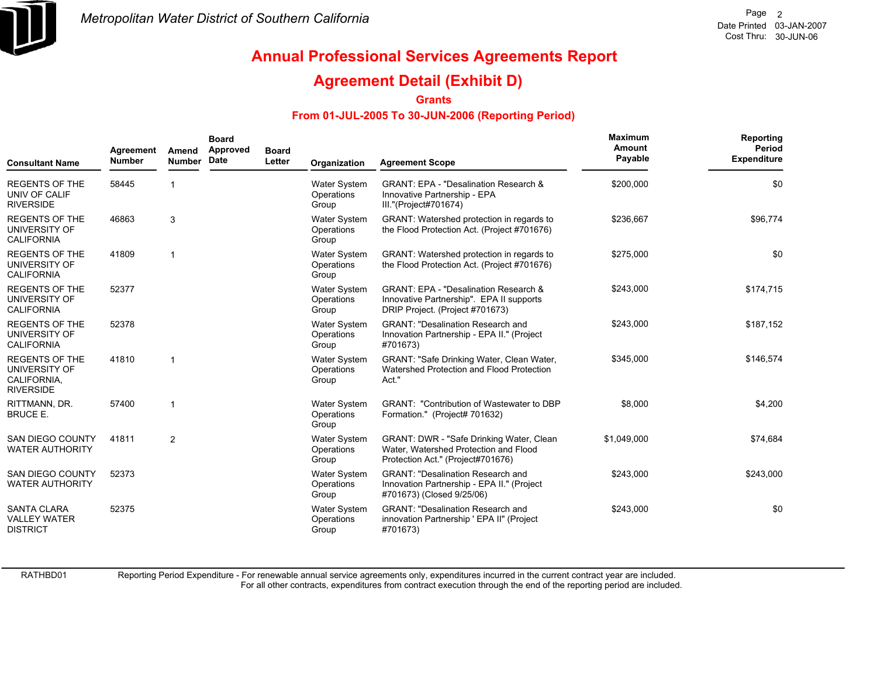Metropolitan Water District of Southern California

Date Printed 03-JAN-2007
Cost Thru: 30-JUN-06

# Annual Professional Services Agreements Report

## Agreement Detail (Exhibit D)

### Grants

### From 01-JUL-2005 To 30-JUN-2006 (Reporting Period)

| Consultant Name | Agreement Number | Amend Number | Board Approved Date | Board Letter | Organization | Agreement Scope | Maximum Amount Payable | Reporting Period Expenditure |
|---|---|---|---|---|---|---|---|---|
| REGENTS OF THE UNIV OF CALIF RIVERSIDE | 58445 | 1 | | | Water System Operations Group | GRANT: EPA - "Desalination Research & Innovative Partnership - EPA III."(Project#701674) | $200,000 | $0 |
| REGENTS OF THE UNIVERSITY OF CALIFORNIA | 46863 | 3 | | | Water System Operations Group | GRANT: Watershed protection in regards to the Flood Protection Act. (Project #701676) | $236,667 | $96,774 |
| REGENTS OF THE UNIVERSITY OF CALIFORNIA | 41809 | 1 | | | Water System Operations Group | GRANT: Watershed protection in regards to the Flood Protection Act. (Project #701676) | $275,000 | $0 |
| REGENTS OF THE UNIVERSITY OF CALIFORNIA | 52377 | | | | Water System Operations Group | GRANT: EPA - "Desalination Research & Innovative Partnership". EPA II supports DRIP Project. (Project #701673) | $243,000 | $174,715 |
| REGENTS OF THE UNIVERSITY OF CALIFORNIA | 52378 | | | | Water System Operations Group | GRANT: "Desalination Research and Innovation Partnership - EPA II." (Project #701673) | $243,000 | $187,152 |
| REGENTS OF THE UNIVERSITY OF CALIFORNIA, RIVERSIDE | 41810 | 1 | | | Water System Operations Group | GRANT: "Safe Drinking Water, Clean Water, Watershed Protection and Flood Protection Act." | $345,000 | $146,574 |
| RITTMANN, DR. BRUCE E. | 57400 | 1 | | | Water System Operations Group | GRANT: "Contribution of Wastewater to DBP Formation." (Project# 701632) | $8,000 | $4,200 |
| SAN DIEGO COUNTY WATER AUTHORITY | 41811 | 2 | | | Water System Operations Group | GRANT: DWR - "Safe Drinking Water, Clean Water, Watershed Protection and Flood Protection Act." (Project#701676) | $1,049,000 | $74,684 |
| SAN DIEGO COUNTY WATER AUTHORITY | 52373 | | | | Water System Operations Group | GRANT: "Desalination Research and Innovation Partnership - EPA II." (Project #701673) (Closed 9/25/06) | $243,000 | $243,000 |
| SANTA CLARA VALLEY WATER DISTRICT | 52375 | | | | Water System Operations Group | GRANT: "Desalination Research and innovation Partnership ' EPA II" (Project #701673) | $243,000 | $0 |

RATHBD01 Reporting Period Expenditure - For renewable annual service agreements only, expenditures incurred in the current contract year are included. For all other contracts, expenditures from contract execution through the end of the reporting period are included.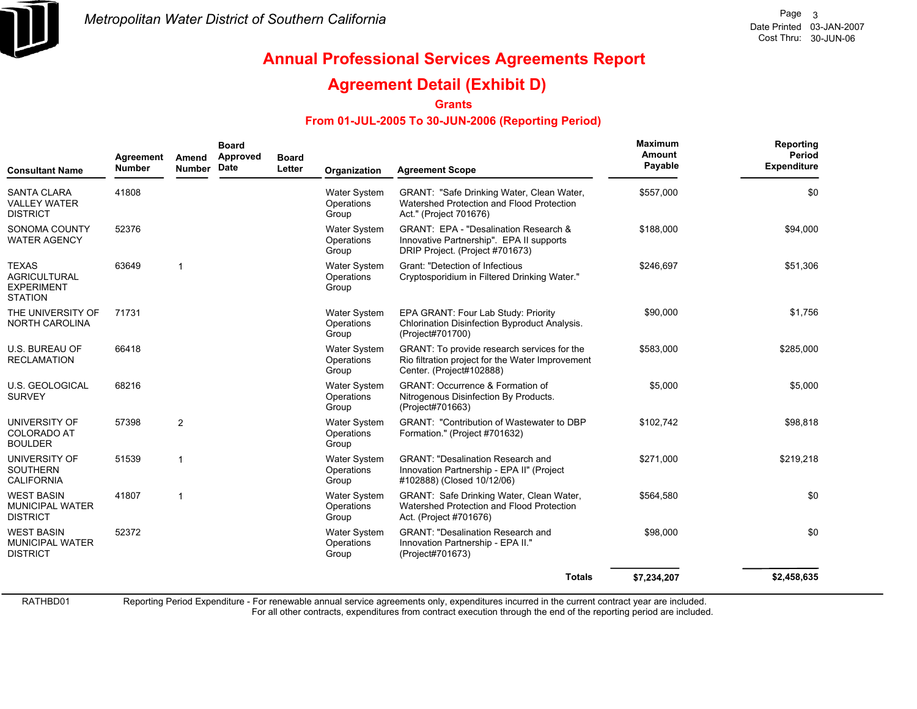# Annual Professional Services Agreements Report

## Agreement Detail (Exhibit D)

### Grants

### From 01-JUL-2005 To 30-JUN-2006 (Reporting Period)

| Consultant Name | Agreement Number | Amend Number | Board Approved Date | Board Letter | Organization | Agreement Scope | Maximum Amount Payable | Reporting Period Expenditure |
|---|---|---|---|---|---|---|---|---|
| SANTA CLARA VALLEY WATER DISTRICT | 41808 | | | | Water System Operations Group | GRANT: "Safe Drinking Water, Clean Water, Watershed Protection and Flood Protection Act." (Project 701676) | $557,000 | $0 |
| SONOMA COUNTY WATER AGENCY | 52376 | | | | Water System Operations Group | GRANT: EPA - "Desalination Research & Innovative Partnership". EPA II supports DRIP Project. (Project #701673) | $188,000 | $94,000 |
| TEXAS AGRICULTURAL EXPERIMENT STATION | 63649 | 1 | | | Water System Operations Group | Grant: "Detection of Infectious Cryptosporidium in Filtered Drinking Water." | $246,697 | $51,306 |
| THE UNIVERSITY OF NORTH CAROLINA | 71731 | | | | Water System Operations Group | EPA GRANT: Four Lab Study: Priority Chlorination Disinfection Byproduct Analysis. (Project#701700) | $90,000 | $1,756 |
| U.S. BUREAU OF RECLAMATION | 66418 | | | | Water System Operations Group | GRANT: To provide research services for the Rio filtration project for the Water Improvement Center. (Project#102888) | $583,000 | $285,000 |
| U.S. GEOLOGICAL SURVEY | 68216 | | | | Water System Operations Group | GRANT: Occurrence & Formation of Nitrogenous Disinfection By Products. (Project#701663) | $5,000 | $5,000 |
| UNIVERSITY OF COLORADO AT BOULDER | 57398 | 2 | | | Water System Operations Group | GRANT: "Contribution of Wastewater to DBP Formation." (Project #701632) | $102,742 | $98,818 |
| UNIVERSITY OF SOUTHERN CALIFORNIA | 51539 | 1 | | | Water System Operations Group | GRANT: "Desalination Research and Innovation Partnership - EPA II" (Project #102888) (Closed 10/12/06) | $271,000 | $219,218 |
| WEST BASIN MUNICIPAL WATER DISTRICT | 41807 | 1 | | | Water System Operations Group | GRANT: Safe Drinking Water, Clean Water, Watershed Protection and Flood Protection Act. (Project #701676) | $564,580 | $0 |
| WEST BASIN MUNICIPAL WATER DISTRICT | 52372 | | | | Water System Operations Group | GRANT: "Desalination Research and Innovation Partnership - EPA II." (Project#701673) | $98,000 | $0 |
| | | | | | | **Totals** | **$7,234,207** | **$2,458,635** |

RATHBD01 Reporting Period Expenditure - For renewable annual service agreements only, expenditures incurred in the current contract year are included. For all other contracts, expenditures from contract execution through the end of the reporting period are included.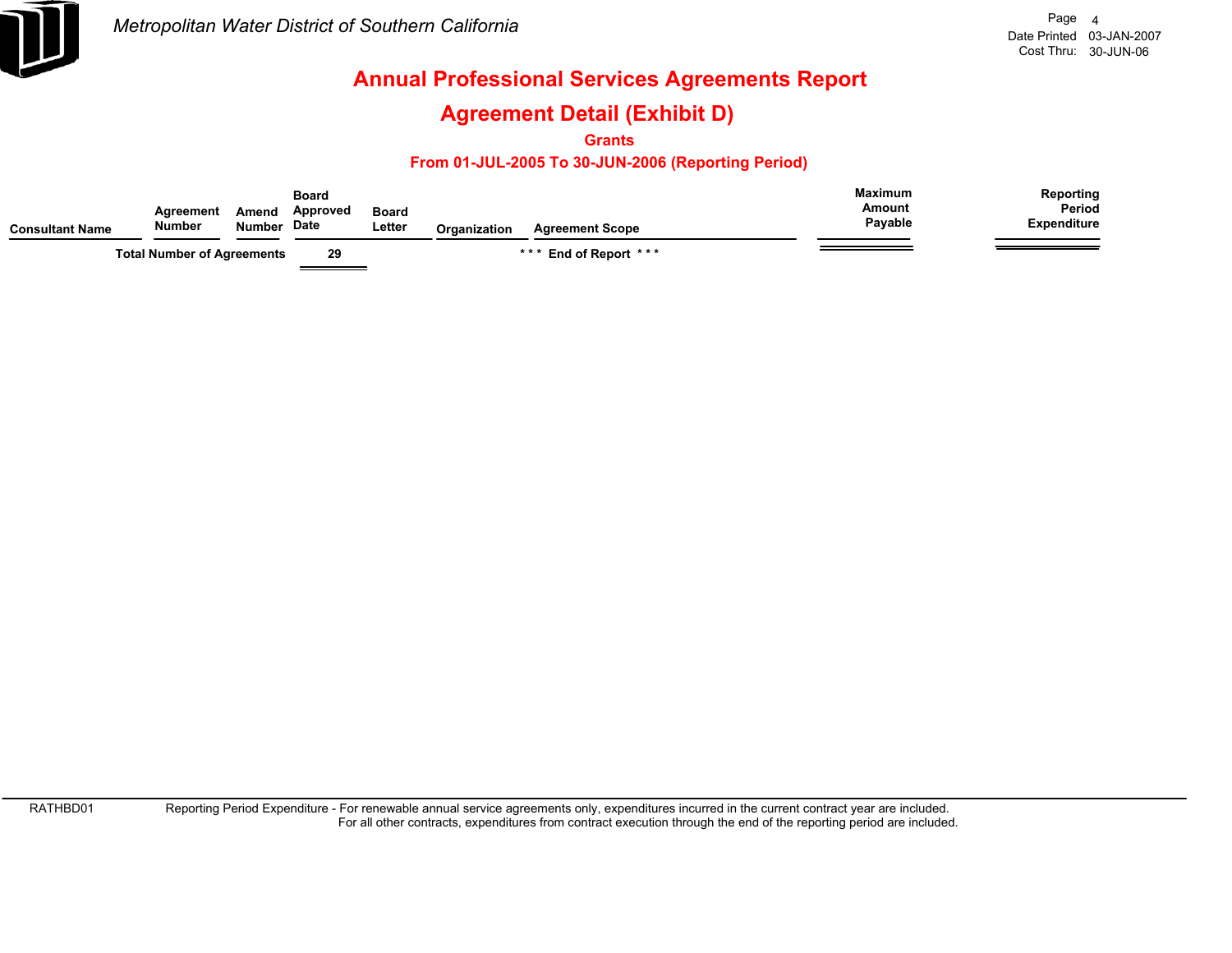Metropolitan Water District of Southern California

# Annual Professional Services Agreements Report

## Agreement Detail (Exhibit D)

### Grants

### From 01-JUL-2005 To 30-JUN-2006 (Reporting Period)

| Consultant Name | Agreement Number | Amend Number | Board Approved Date | Board Letter | Organization | Agreement Scope | Maximum Amount Payable | Reporting Period Expenditure |
|---|---|---|---|---|---|---|---|---|
| | Total Number of Agreements | | 29 | | | * * * End of Report * * * | | |

Reporting Period Expenditure - For renewable annual service agreements only, expenditures incurred in the current contract year are included.
For all other contracts, expenditures from contract execution through the end of the reporting period are included.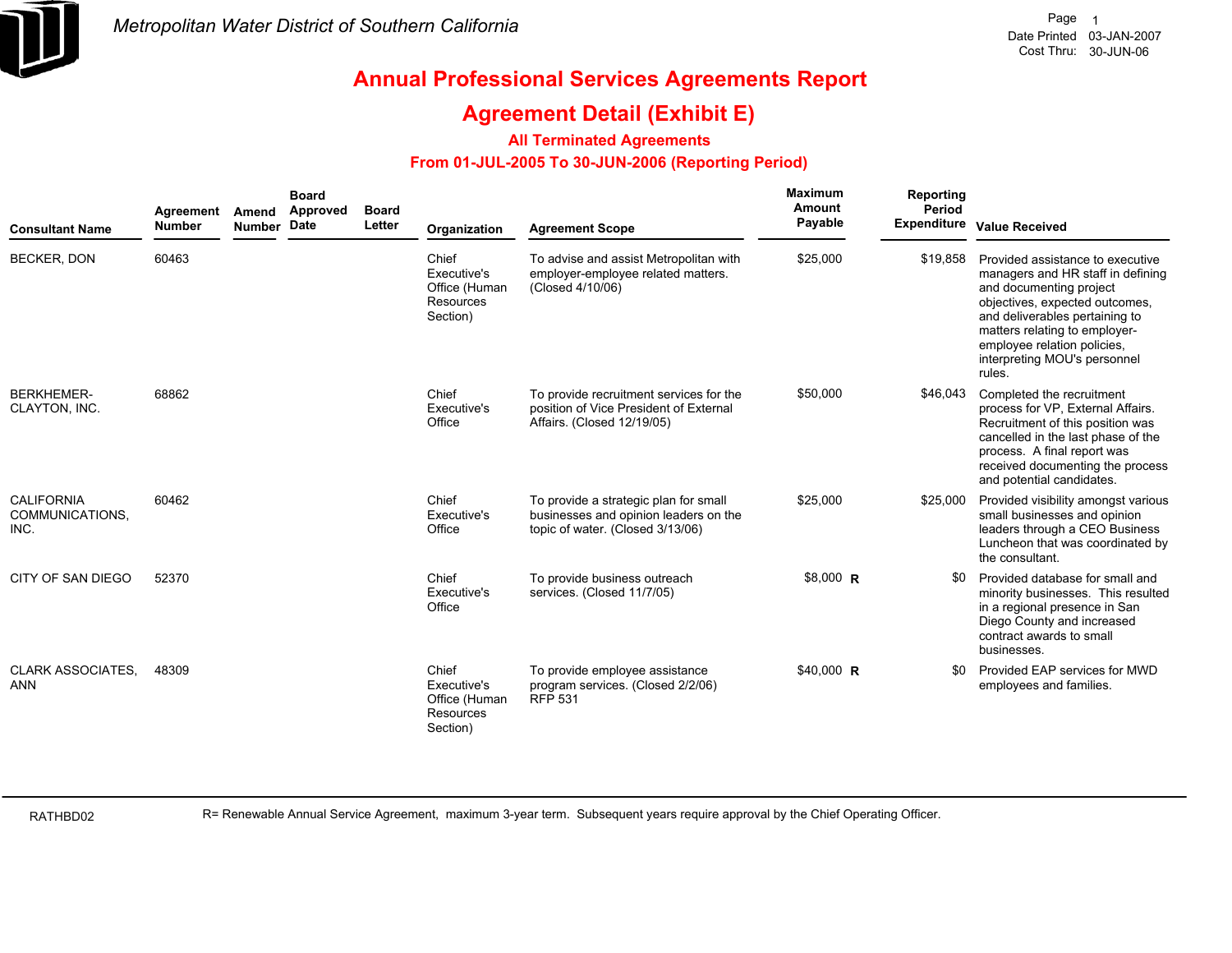Metropolitan Water District of Southern California

# Annual Professional Services Agreements Report

## Agreement Detail (Exhibit E)

### All Terminated Agreements

### From 01-JUL-2005 To 30-JUN-2006 (Reporting Period)

Date Printed 03-JAN-2007
Cost Thru: 30-JUN-06

| Consultant Name | Agreement Number | Amend Number | Board Approved Date | Board Letter | Organization | Agreement Scope | Maximum Amount Payable | | Reporting Period Expenditure | Value Received |
|---|---|---|---|---|---|---|---|---|---|---|
| BECKER, DON | 60463 | | | | Chief Executive's Office (Human Resources Section) | To advise and assist Metropolitan with employer-employee related matters. (Closed 4/10/06) | $25,000 | | $19,858 | Provided assistance to executive managers and HR staff in defining and documenting project objectives, expected outcomes, and deliverables pertaining to matters relating to employer-employee relation policies, interpreting MOU's personnel rules. |
| BERKHEMER-CLAYTON, INC. | 68862 | | | | Chief Executive's Office | To provide recruitment services for the position of Vice President of External Affairs. (Closed 12/19/05) | $50,000 | | $46,043 | Completed the recruitment process for VP, External Affairs. Recruitment of this position was cancelled in the last phase of the process. A final report was received documenting the process and potential candidates. |
| CALIFORNIA COMMUNICATIONS, INC. | 60462 | | | | Chief Executive's Office | To provide a strategic plan for small businesses and opinion leaders on the topic of water. (Closed 3/13/06) | $25,000 | | $25,000 | Provided visibility amongst various small businesses and opinion leaders through a CEO Business Luncheon that was coordinated by the consultant. |
| CITY OF SAN DIEGO | 52370 | | | | Chief Executive's Office | To provide business outreach services. (Closed 11/7/05) | $8,000 | R | $0 | Provided database for small and minority businesses. This resulted in a regional presence in San Diego County and increased contract awards to small businesses. |
| CLARK ASSOCIATES, ANN | 48309 | | | | Chief Executive's Office (Human Resources Section) | To provide employee assistance program services. (Closed 2/2/06) RFP 531 | $40,000 | R | $0 | Provided EAP services for MWD employees and families. |

RATHBD02

R= Renewable Annual Service Agreement, maximum 3-year term. Subsequent years require approval by the Chief Operating Officer.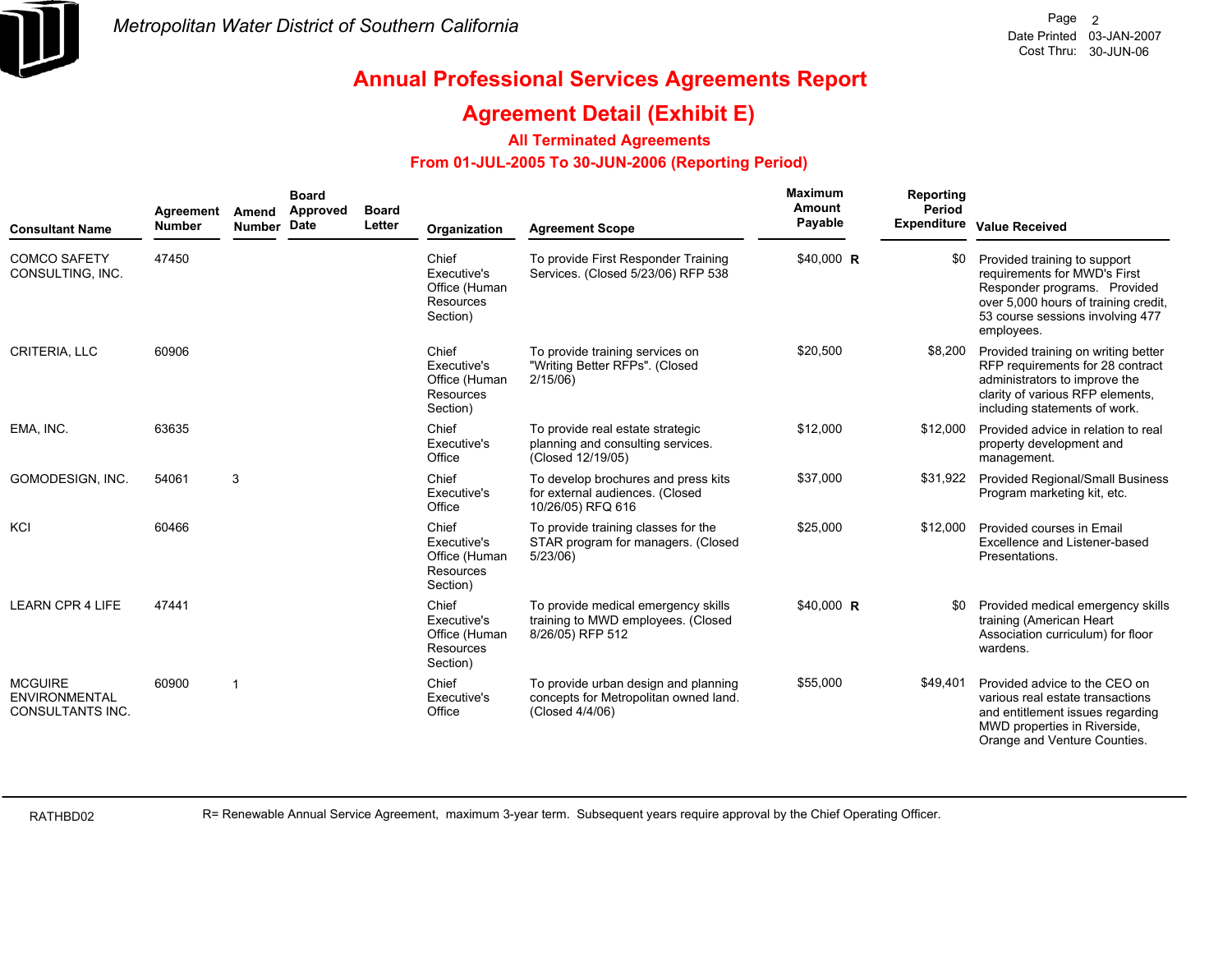*Metropolitan Water District of Southern California*

# Annual Professional Services Agreements Report

## Agreement Detail (Exhibit E)

### All Terminated Agreements

### From 01-JUL-2005 To 30-JUN-2006 (Reporting Period)

| Consultant Name | Agreement Number | Amend Number | Board Approved Date | Board Letter | Organization | Agreement Scope | Maximum Amount Payable | Reporting Period Expenditure | Value Received |
|---|---|---|---|---|---|---|---|---|---|
| COMCO SAFETY CONSULTING, INC. | 47450 | | | | Chief Executive's Office (Human Resources Section) | To provide First Responder Training Services. (Closed 5/23/06) RFP 538 | $40,000 **R** | $0 | Provided training to support requirements for MWD's First Responder programs. Provided over 5,000 hours of training credit, 53 course sessions involving 477 employees. |
| CRITERIA, LLC | 60906 | | | | Chief Executive's Office (Human Resources Section) | To provide training services on "Writing Better RFPs". (Closed 2/15/06) | $20,500 | $8,200 | Provided training on writing better RFP requirements for 28 contract administrators to improve the clarity of various RFP elements, including statements of work. |
| EMA, INC. | 63635 | | | | Chief Executive's Office | To provide real estate strategic planning and consulting services. (Closed 12/19/05) | $12,000 | $12,000 | Provided advice in relation to real property development and management. |
| GOMODESIGN, INC. | 54061 | 3 | | | Chief Executive's Office | To develop brochures and press kits for external audiences. (Closed 10/26/05) RFQ 616 | $37,000 | $31,922 | Provided Regional/Small Business Program marketing kit, etc. |
| KCI | 60466 | | | | Chief Executive's Office (Human Resources Section) | To provide training classes for the STAR program for managers. (Closed 5/23/06) | $25,000 | $12,000 | Provided courses in Email Excellence and Listener-based Presentations. |
| LEARN CPR 4 LIFE | 47441 | | | | Chief Executive's Office (Human Resources Section) | To provide medical emergency skills training to MWD employees. (Closed 8/26/05) RFP 512 | $40,000 **R** | $0 | Provided medical emergency skills training (American Heart Association curriculum) for floor wardens. |
| MCGUIRE ENVIRONMENTAL CONSULTANTS INC. | 60900 | 1 | | | Chief Executive's Office | To provide urban design and planning concepts for Metropolitan owned land. (Closed 4/4/06) | $55,000 | $49,401 | Provided advice to the CEO on various real estate transactions and entitlement issues regarding MWD properties in Riverside, Orange and Venture Counties. |

R= Renewable Annual Service Agreement, maximum 3-year term. Subsequent years require approval by the Chief Operating Officer.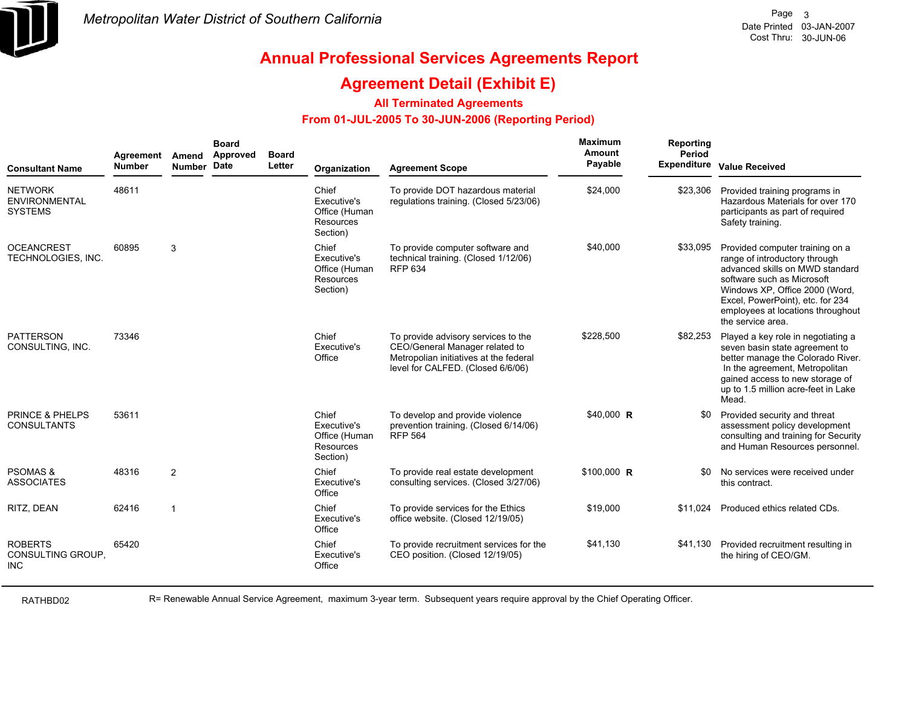Metropolitan Water District of Southern California

Page 3
Date Printed 03-JAN-2007
Cost Thru: 30-JUN-06

# Annual Professional Services Agreements Report

## Agreement Detail (Exhibit E)

### All Terminated Agreements

### From 01-JUL-2005 To 30-JUN-2006 (Reporting Period)

| Consultant Name | Agreement Number | Amend Number | Board Approved Date | Board Letter | Organization | Agreement Scope | Maximum Amount Payable | Reporting Period Expenditure | Value Received |
|---|---|---|---|---|---|---|---|---|---|
| NETWORK ENVIRONMENTAL SYSTEMS | 48611 | | | | Chief Executive's Office (Human Resources Section) | To provide DOT hazardous material regulations training. (Closed 5/23/06) | $24,000 | $23,306 | Provided training programs in Hazardous Materials for over 170 participants as part of required Safety training. |
| OCEANCREST TECHNOLOGIES, INC. | 60895 | 3 | | | Chief Executive's Office (Human Resources Section) | To provide computer software and technical training. (Closed 1/12/06) RFP 634 | $40,000 | $33,095 | Provided computer training on a range of introductory through advanced skills on MWD standard software such as Microsoft Windows XP, Office 2000 (Word, Excel, PowerPoint), etc. for 234 employees at locations throughout the service area. |
| PATTERSON CONSULTING, INC. | 73346 | | | | Chief Executive's Office | To provide advisory services to the CEO/General Manager related to Metropolian initiatives at the federal level for CALFED. (Closed 6/6/06) | $228,500 | $82,253 | Played a key role in negotiating a seven basin state agreement to better manage the Colorado River. In the agreement, Metropolitan gained access to new storage of up to 1.5 million acre-feet in Lake Mead. |
| PRINCE & PHELPS CONSULTANTS | 53611 | | | | Chief Executive's Office (Human Resources Section) | To develop and provide violence prevention training. (Closed 6/14/06) RFP 564 | $40,000 **R** | $0 | Provided security and threat assessment policy development consulting and training for Security and Human Resources personnel. |
| PSOMAS & ASSOCIATES | 48316 | 2 | | | Chief Executive's Office | To provide real estate development consulting services. (Closed 3/27/06) | $100,000 **R** | $0 | No services were received under this contract. |
| RITZ, DEAN | 62416 | 1 | | | Chief Executive's Office | To provide services for the Ethics office website. (Closed 12/19/05) | $19,000 | $11,024 | Produced ethics related CDs. |
| ROBERTS CONSULTING GROUP, INC | 65420 | | | | Chief Executive's Office | To provide recruitment services for the CEO position. (Closed 12/19/05) | $41,130 | $41,130 | Provided recruitment resulting in the hiring of CEO/GM. |

RATHBD02

R= Renewable Annual Service Agreement, maximum 3-year term. Subsequent years require approval by the Chief Operating Officer.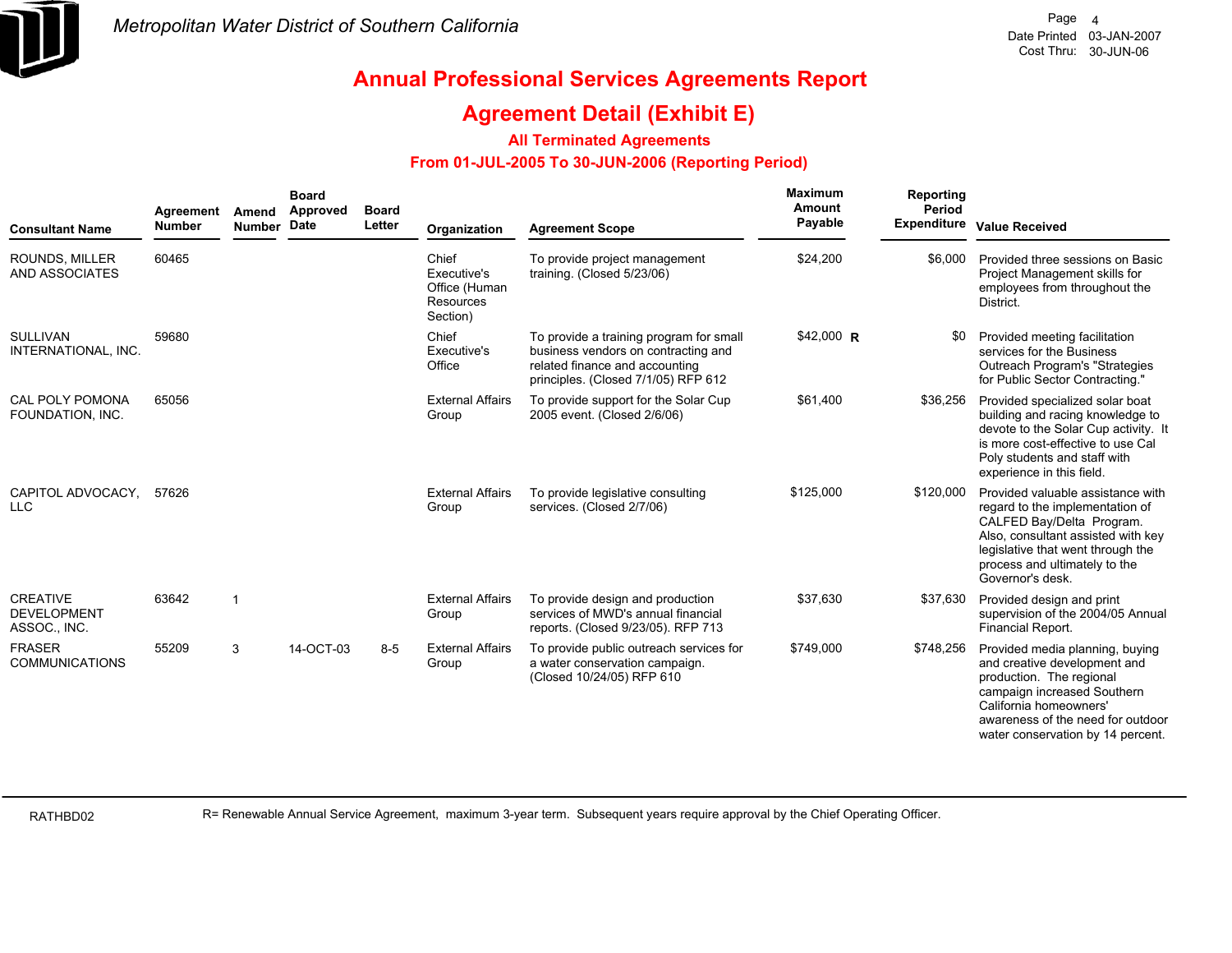Metropolitan Water District of Southern California

Date Printed 03-JAN-2007
Cost Thru: 30-JUN-06

# Annual Professional Services Agreements Report

## Agreement Detail (Exhibit E)

### All Terminated Agreements

### From 01-JUL-2005 To 30-JUN-2006 (Reporting Period)

| Consultant Name | Agreement Number | Amend Number | Board Approved Date | Board Letter | Organization | Agreement Scope | Maximum Amount Payable | | Reporting Period Expenditure | Value Received |
|---|---|---|---|---|---|---|---|---|---|---|
| ROUNDS, MILLER AND ASSOCIATES | 60465 | | | | Chief Executive's Office (Human Resources Section) | To provide project management training. (Closed 5/23/06) | $24,200 | | $6,000 | Provided three sessions on Basic Project Management skills for employees from throughout the District. |
| SULLIVAN INTERNATIONAL, INC. | 59680 | | | | Chief Executive's Office | To provide a training program for small business vendors on contracting and related finance and accounting principles. (Closed 7/1/05) RFP 612 | $42,000 | R | $0 | Provided meeting facilitation services for the Business Outreach Program's "Strategies for Public Sector Contracting." |
| CAL POLY POMONA FOUNDATION, INC. | 65056 | | | | External Affairs Group | To provide support for the Solar Cup 2005 event. (Closed 2/6/06) | $61,400 | | $36,256 | Provided specialized solar boat building and racing knowledge to devote to the Solar Cup activity. It is more cost-effective to use Cal Poly students and staff with experience in this field. |
| CAPITOL ADVOCACY, LLC | 57626 | | | | External Affairs Group | To provide legislative consulting services. (Closed 2/7/06) | $125,000 | | $120,000 | Provided valuable assistance with regard to the implementation of CALFED Bay/Delta Program. Also, consultant assisted with key legislative that went through the process and ultimately to the Governor's desk. |
| CREATIVE DEVELOPMENT ASSOC., INC. | 63642 | 1 | | | External Affairs Group | To provide design and production services of MWD's annual financial reports. (Closed 9/23/05). RFP 713 | $37,630 | | $37,630 | Provided design and print supervision of the 2004/05 Annual Financial Report. |
| FRASER COMMUNICATIONS | 55209 | 3 | 14-OCT-03 | 8-5 | External Affairs Group | To provide public outreach services for a water conservation campaign. (Closed 10/24/05) RFP 610 | $749,000 | | $748,256 | Provided media planning, buying and creative development and production. The regional campaign increased Southern California homeowners' awareness of the need for outdoor water conservation by 14 percent. |

RATHBD02

R= Renewable Annual Service Agreement, maximum 3-year term. Subsequent years require approval by the Chief Operating Officer.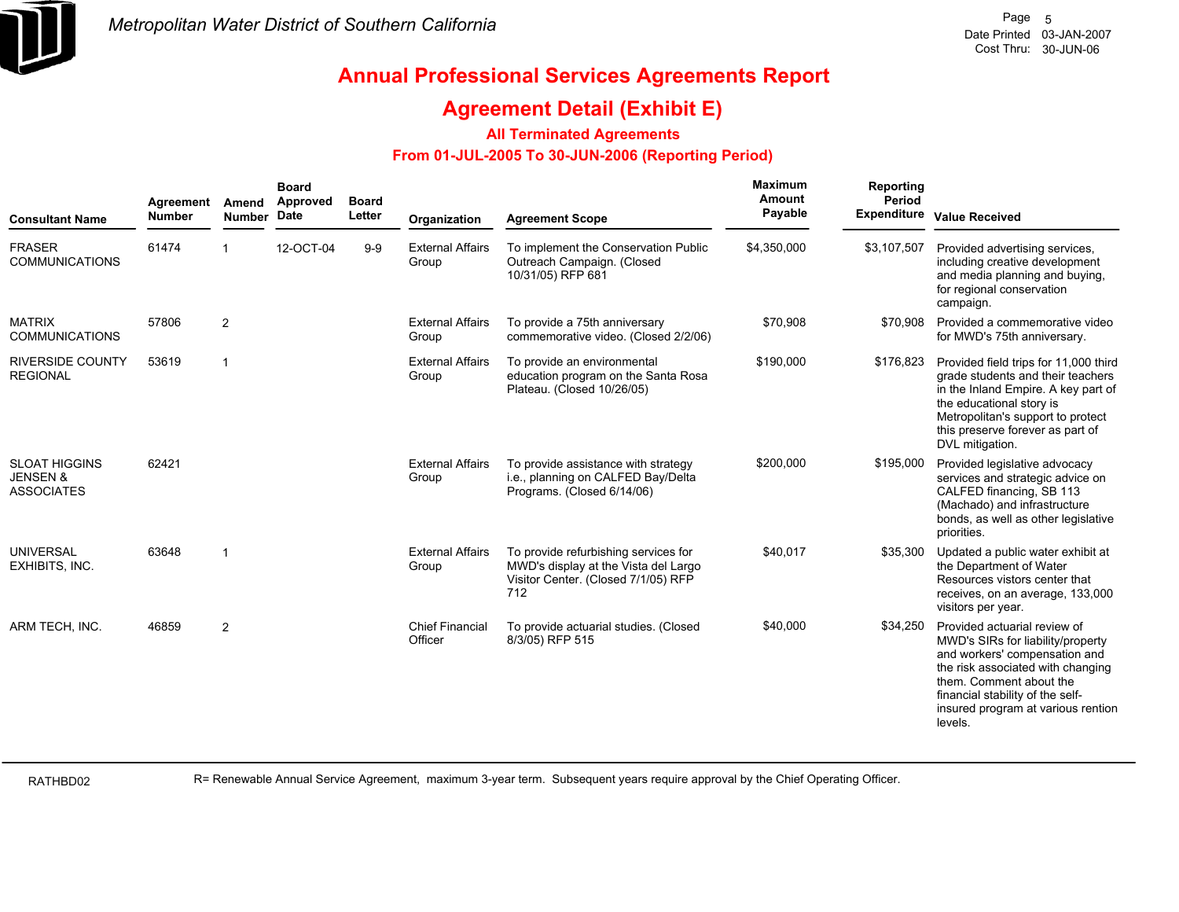Metropolitan Water District of Southern California

Date Printed 03-JAN-2007
Cost Thru: 30-JUN-06

# Annual Professional Services Agreements Report

## Agreement Detail (Exhibit E)

### All Terminated Agreements

### From 01-JUL-2005 To 30-JUN-2006 (Reporting Period)

| Consultant Name | Agreement Number | Amend Number | Board Approved Date | Board Letter | Organization | Agreement Scope | Maximum Amount Payable | Reporting Period Expenditure | Value Received |
|---|---|---|---|---|---|---|---|---|---|
| FRASER COMMUNICATIONS | 61474 | 1 | 12-OCT-04 | 9-9 | External Affairs Group | To implement the Conservation Public Outreach Campaign. (Closed 10/31/05) RFP 681 | $4,350,000 | $3,107,507 | Provided advertising services, including creative development and media planning and buying, for regional conservation campaign. |
| MATRIX COMMUNICATIONS | 57806 | 2 | | | External Affairs Group | To provide a 75th anniversary commemorative video. (Closed 2/2/06) | $70,908 | $70,908 | Provided a commemorative video for MWD's 75th anniversary. |
| RIVERSIDE COUNTY REGIONAL | 53619 | 1 | | | External Affairs Group | To provide an environmental education program on the Santa Rosa Plateau. (Closed 10/26/05) | $190,000 | $176,823 | Provided field trips for 11,000 third grade students and their teachers in the Inland Empire. A key part of the educational story is Metropolitan's support to protect this preserve forever as part of DVL mitigation. |
| SLOAT HIGGINS JENSEN & ASSOCIATES | 62421 | | | | External Affairs Group | To provide assistance with strategy i.e., planning on CALFED Bay/Delta Programs. (Closed 6/14/06) | $200,000 | $195,000 | Provided legislative advocacy services and strategic advice on CALFED financing, SB 113 (Machado) and infrastructure bonds, as well as other legislative priorities. |
| UNIVERSAL EXHIBITS, INC. | 63648 | 1 | | | External Affairs Group | To provide refurbishing services for MWD's display at the Vista del Largo Visitor Center. (Closed 7/1/05) RFP 712 | $40,017 | $35,300 | Updated a public water exhibit at the Department of Water Resources vistors center that receives, on an average, 133,000 visitors per year. |
| ARM TECH, INC. | 46859 | 2 | | | Chief Financial Officer | To provide actuarial studies. (Closed 8/3/05) RFP 515 | $40,000 | $34,250 | Provided actuarial review of MWD's SIRs for liability/property and workers' compensation and the risk associated with changing them. Comment about the financial stability of the self-insured program at various rention levels. |

RATHBD02

R= Renewable Annual Service Agreement, maximum 3-year term. Subsequent years require approval by the Chief Operating Officer.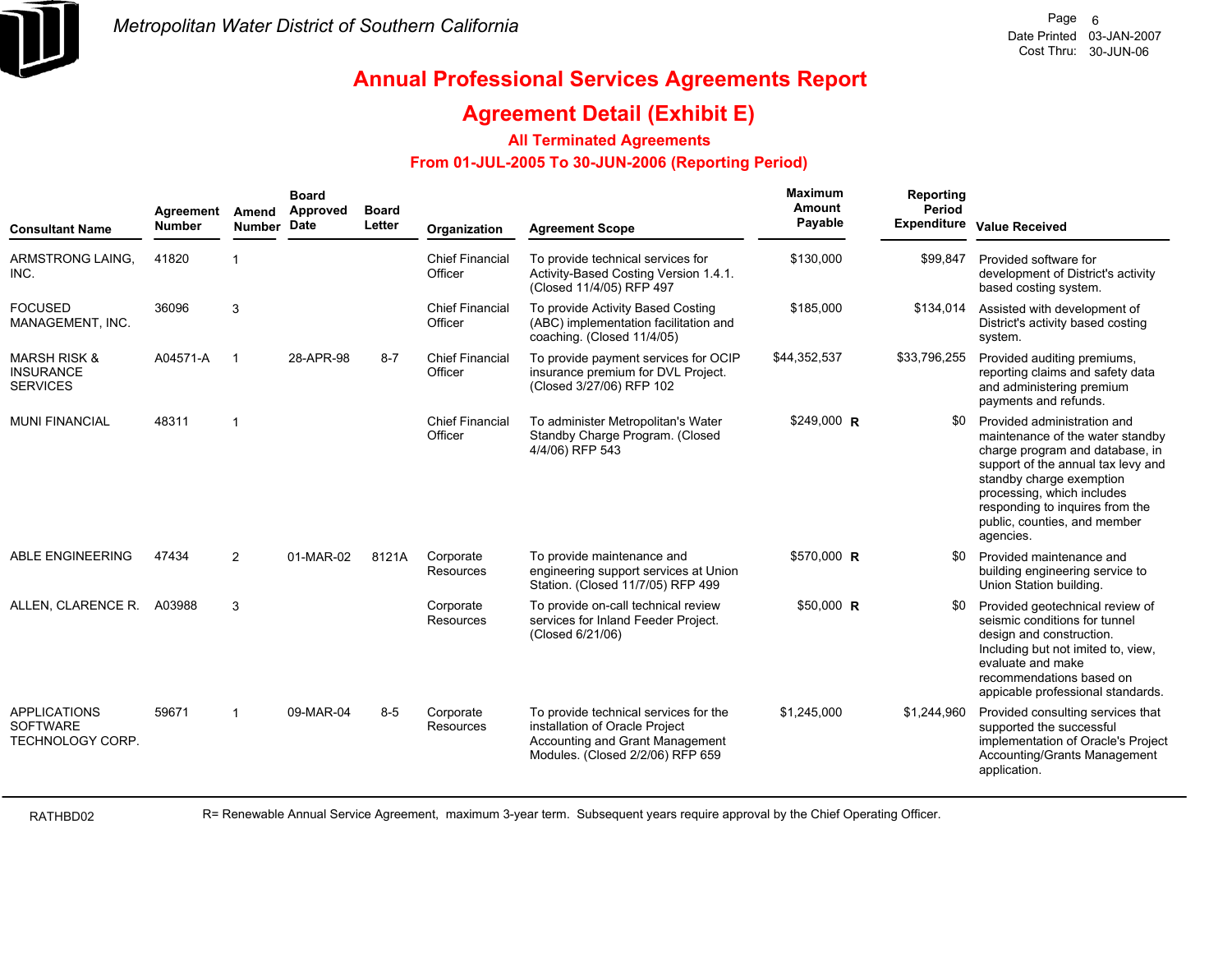# Annual Professional Services Agreements Report

## Agreement Detail (Exhibit E)

### All Terminated Agreements

### From 01-JUL-2005 To 30-JUN-2006 (Reporting Period)

| Consultant Name | Agreement Number | Amend Number | Board Approved Date | Board Letter | Organization | Agreement Scope | Maximum Amount Payable | | Reporting Period Expenditure | Value Received |
|---|---|---|---|---|---|---|---|---|---|---|
| ARMSTRONG LAING, INC. | 41820 | 1 | | | Chief Financial Officer | To provide technical services for Activity-Based Costing Version 1.4.1. (Closed 11/4/05) RFP 497 | $130,000 | | $99,847 | Provided software for development of District's activity based costing system. |
| FOCUSED MANAGEMENT, INC. | 36096 | 3 | | | Chief Financial Officer | To provide Activity Based Costing (ABC) implementation facilitation and coaching. (Closed 11/4/05) | $185,000 | | $134,014 | Assisted with development of District's activity based costing system. |
| MARSH RISK & INSURANCE SERVICES | A04571-A | 1 | 28-APR-98 | 8-7 | Chief Financial Officer | To provide payment services for OCIP insurance premium for DVL Project. (Closed 3/27/06) RFP 102 | $44,352,537 | | $33,796,255 | Provided auditing premiums, reporting claims and safety data and administering premium payments and refunds. |
| MUNI FINANCIAL | 48311 | 1 | | | Chief Financial Officer | To administer Metropolitan's Water Standby Charge Program. (Closed 4/4/06) RFP 543 | $249,000 | R | $0 | Provided administration and maintenance of the water standby charge program and database, in support of the annual tax levy and standby charge exemption processing, which includes responding to inquires from the public, counties, and member agencies. |
| ABLE ENGINEERING | 47434 | 2 | 01-MAR-02 | 8121A | Corporate Resources | To provide maintenance and engineering support services at Union Station. (Closed 11/7/05) RFP 499 | $570,000 | R | $0 | Provided maintenance and building engineering service to Union Station building. |
| ALLEN, CLARENCE R. | A03988 | 3 | | | Corporate Resources | To provide on-call technical review services for Inland Feeder Project. (Closed 6/21/06) | $50,000 | R | $0 | Provided geotechnical review of seismic conditions for tunnel design and construction. Including but not imited to, view, evaluate and make recommendations based on appicable professional standards. |
| APPLICATIONS SOFTWARE TECHNOLOGY CORP. | 59671 | 1 | 09-MAR-04 | 8-5 | Corporate Resources | To provide technical services for the installation of Oracle Project Accounting and Grant Management Modules. (Closed 2/2/06) RFP 659 | $1,245,000 | | $1,244,960 | Provided consulting services that supported the successful implementation of Oracle's Project Accounting/Grants Management application. |

R= Renewable Annual Service Agreement, maximum 3-year term. Subsequent years require approval by the Chief Operating Officer.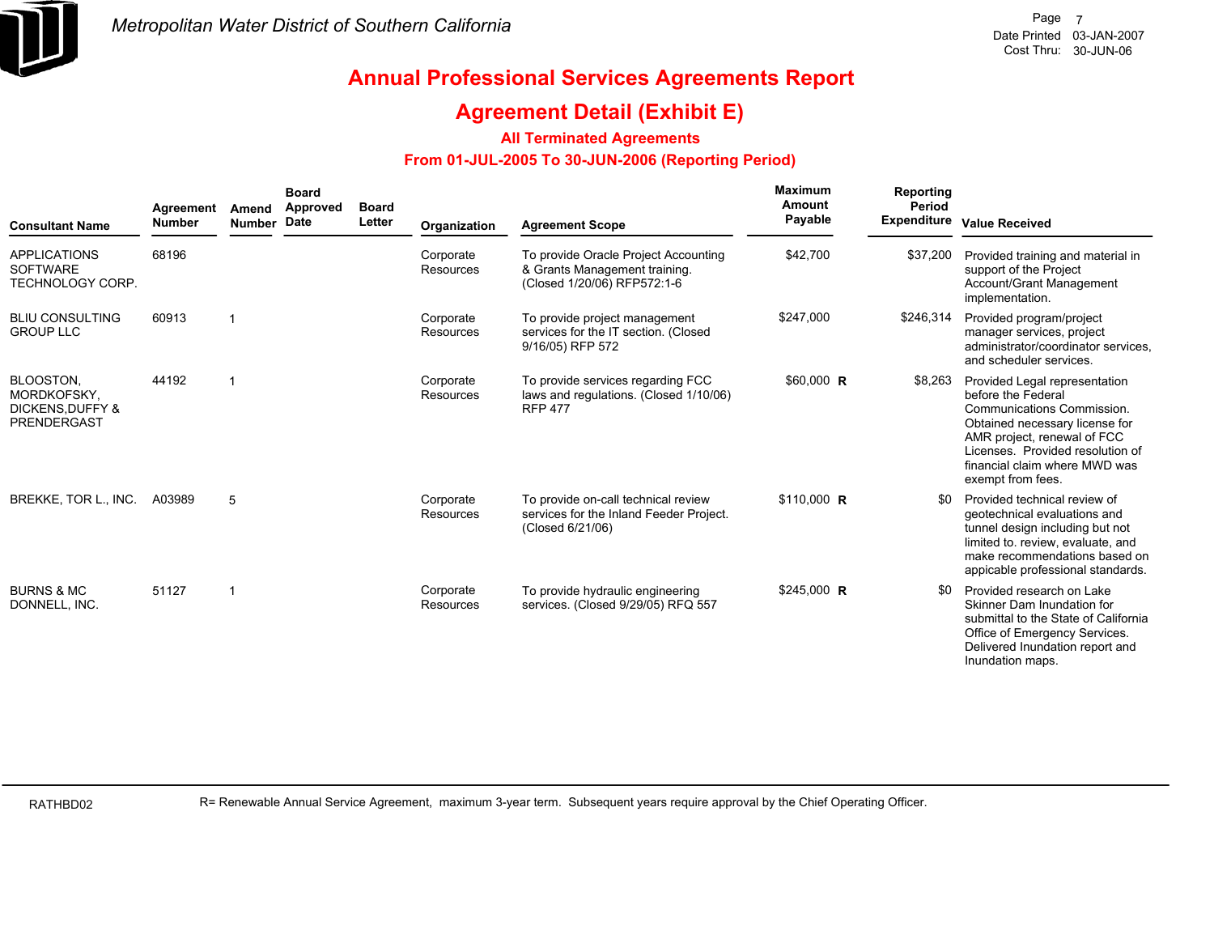Metropolitan Water District of Southern California

# Annual Professional Services Agreements Report

## Agreement Detail (Exhibit E)

### All Terminated Agreements

### From 01-JUL-2005 To 30-JUN-2006 (Reporting Period)

Date Printed 03-JAN-2007
Cost Thru: 30-JUN-06

| Consultant Name | Agreement Number | Amend Number | Board Approved Date | Board Letter | Organization | Agreement Scope | Maximum Amount Payable | Reporting Period Expenditure | Value Received |
|---|---|---|---|---|---|---|---|---|---|
| APPLICATIONS SOFTWARE TECHNOLOGY CORP. | 68196 | | | | Corporate Resources | To provide Oracle Project Accounting & Grants Management training. (Closed 1/20/06) RFP572:1-6 | $42,700 | $37,200 | Provided training and material in support of the Project Account/Grant Management implementation. |
| BLIU CONSULTING GROUP LLC | 60913 | 1 | | | Corporate Resources | To provide project management services for the IT section. (Closed 9/16/05) RFP 572 | $247,000 | $246,314 | Provided program/project manager services, project administrator/coordinator services, and scheduler services. |
| BLOOSTON, MORDKOFSKY, DICKENS,DUFFY & PRENDERGAST | 44192 | 1 | | | Corporate Resources | To provide services regarding FCC laws and regulations. (Closed 1/10/06) RFP 477 | $60,000 R | $8,263 | Provided Legal representation before the Federal Communications Commission. Obtained necessary license for AMR project, renewal of FCC Licenses. Provided resolution of financial claim where MWD was exempt from fees. |
| BREKKE, TOR L., INC. | A03989 | 5 | | | Corporate Resources | To provide on-call technical review services for the Inland Feeder Project. (Closed 6/21/06) | $110,000 R | $0 | Provided technical review of geotechnical evaluations and tunnel design including but not limited to. review, evaluate, and make recommendations based on applicable professional standards. |
| BURNS & MC DONNELL, INC. | 51127 | 1 | | | Corporate Resources | To provide hydraulic engineering services. (Closed 9/29/05) RFQ 557 | $245,000 R | $0 | Provided research on Lake Skinner Dam Inundation for submittal to the State of California Office of Emergency Services. Delivered Inundation report and Inundation maps. |

RATHBD02

R= Renewable Annual Service Agreement, maximum 3-year term. Subsequent years require approval by the Chief Operating Officer.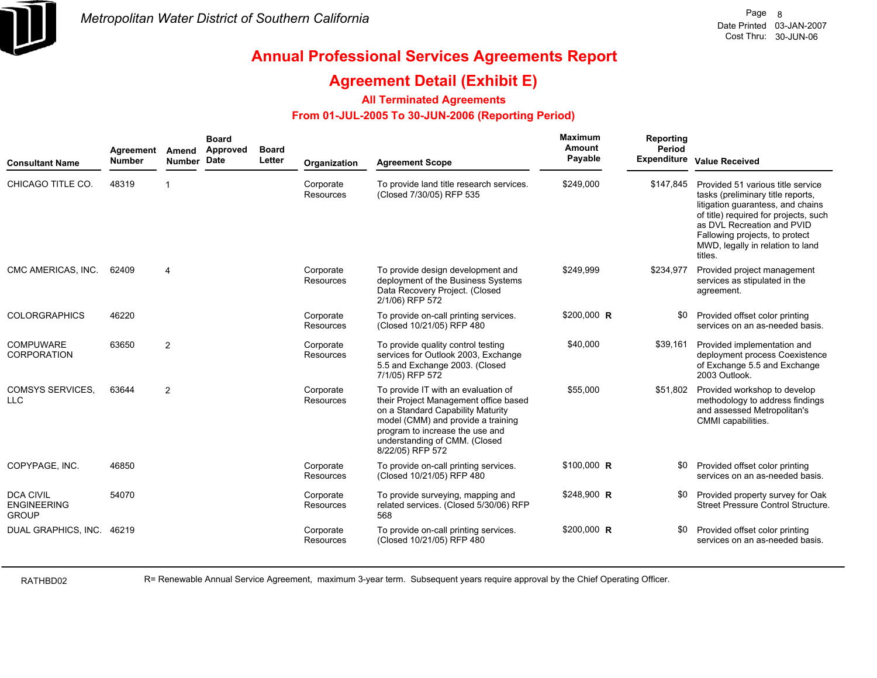Metropolitan Water District of Southern California

Date Printed 03-JAN-2007
Cost Thru: 30-JUN-06

# Annual Professional Services Agreements Report

## Agreement Detail (Exhibit E)

### All Terminated Agreements

### From 01-JUL-2005 To 30-JUN-2006 (Reporting Period)

| Consultant Name | Agreement Number | Amend Number | Board Approved Date | Board Letter | Organization | Agreement Scope | Maximum Amount Payable | Reporting Period Expenditure | Value Received |
|---|---|---|---|---|---|---|---|---|---|
| CHICAGO TITLE CO. | 48319 | 1 | | | Corporate Resources | To provide land title research services. (Closed 7/30/05) RFP 535 | $249,000 | $147,845 | Provided 51 various title service tasks (preliminary title reports, litigation guarantess, and chains of title) required for projects, such as DVL Recreation and PVID Fallowing projects, to protect MWD, legally in relation to land titles. |
| CMC AMERICAS, INC. | 62409 | 4 | | | Corporate Resources | To provide design development and deployment of the Business Systems Data Recovery Project. (Closed 2/1/06) RFP 572 | $249,999 | $234,977 | Provided project management services as stipulated in the agreement. |
| COLORGRAPHICS | 46220 | | | | Corporate Resources | To provide on-call printing services. (Closed 10/21/05) RFP 480 | $200,000 R | $0 | Provided offset color printing services on an as-needed basis. |
| COMPUWARE CORPORATION | 63650 | 2 | | | Corporate Resources | To provide quality control testing services for Outlook 2003, Exchange 5.5 and Exchange 2003. (Closed 7/1/05) RFP 572 | $40,000 | $39,161 | Provided implementation and deployment process Coexistence of Exchange 5.5 and Exchange 2003 Outlook. |
| COMSYS SERVICES, LLC | 63644 | 2 | | | Corporate Resources | To provide IT with an evaluation of their Project Management office based on a Standard Capability Maturity model (CMM) and provide a training program to increase the use and understanding of CMM. (Closed 8/22/05) RFP 572 | $55,000 | $51,802 | Provided workshop to develop methodology to address findings and assessed Metropolitan's CMMI capabilities. |
| COPYPAGE, INC. | 46850 | | | | Corporate Resources | To provide on-call printing services. (Closed 10/21/05) RFP 480 | $100,000 R | $0 | Provided offset color printing services on an as-needed basis. |
| DCA CIVIL ENGINEERING GROUP | 54070 | | | | Corporate Resources | To provide surveying, mapping and related services. (Closed 5/30/06) RFP 568 | $248,900 R | $0 | Provided property survey for Oak Street Pressure Control Structure. |
| DUAL GRAPHICS, INC. | 46219 | | | | Corporate Resources | To provide on-call printing services. (Closed 10/21/05) RFP 480 | $200,000 R | $0 | Provided offset color printing services on an as-needed basis. |

RATHBD02

R= Renewable Annual Service Agreement, maximum 3-year term. Subsequent years require approval by the Chief Operating Officer.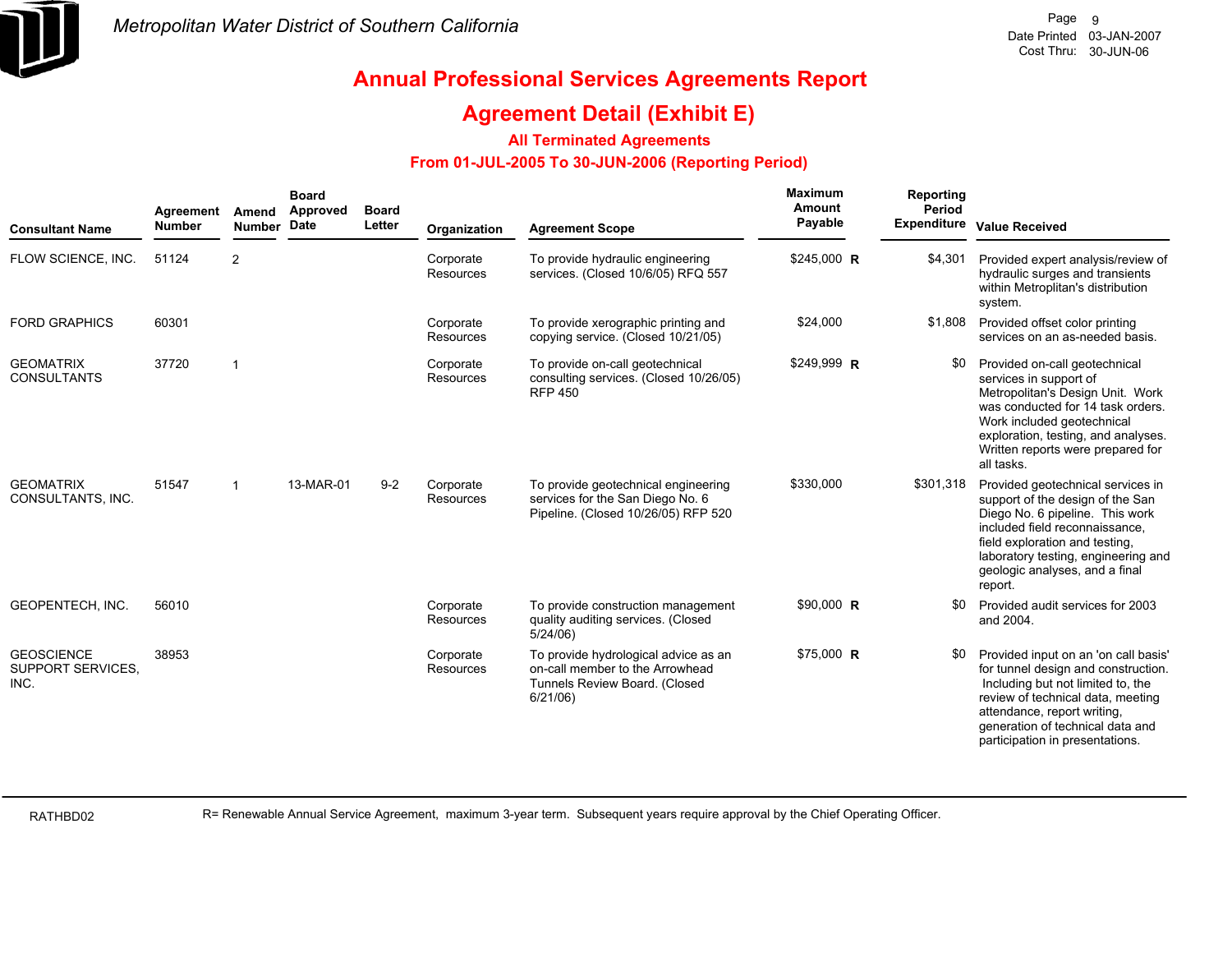# Annual Professional Services Agreements Report

## Agreement Detail (Exhibit E)

### All Terminated Agreements

### From 01-JUL-2005 To 30-JUN-2006 (Reporting Period)

| Consultant Name | Agreement Number | Amend Number | Board Approved Date | Board Letter | Organization | Agreement Scope | Maximum Amount Payable | | Reporting Period Expenditure | Value Received |
|---|---|---|---|---|---|---|---|---|---|---|
| FLOW SCIENCE, INC. | 51124 | 2 | | | Corporate Resources | To provide hydraulic engineering services. (Closed 10/6/05) RFQ 557 | $245,000 | R | $4,301 | Provided expert analysis/review of hydraulic surges and transients within Metroplitan's distribution system. |
| FORD GRAPHICS | 60301 | | | | Corporate Resources | To provide xerographic printing and copying service. (Closed 10/21/05) | $24,000 | | $1,808 | Provided offset color printing services on an as-needed basis. |
| GEOMATRIX CONSULTANTS | 37720 | 1 | | | Corporate Resources | To provide on-call geotechnical consulting services. (Closed 10/26/05) RFP 450 | $249,999 | R | $0 | Provided on-call geotechnical services in support of Metropolitan's Design Unit. Work was conducted for 14 task orders. Work included geotechnical exploration, testing, and analyses. Written reports were prepared for all tasks. |
| GEOMATRIX CONSULTANTS, INC. | 51547 | 1 | 13-MAR-01 | 9-2 | Corporate Resources | To provide geotechnical engineering services for the San Diego No. 6 Pipeline. (Closed 10/26/05) RFP 520 | $330,000 | | $301,318 | Provided geotechnical services in support of the design of the San Diego No. 6 pipeline. This work included field reconnaissance, field exploration and testing, laboratory testing, engineering and geologic analyses, and a final report. |
| GEOPENTECH, INC. | 56010 | | | | Corporate Resources | To provide construction management quality auditing services. (Closed 5/24/06) | $90,000 | R | $0 | Provided audit services for 2003 and 2004. |
| GEOSCIENCE SUPPORT SERVICES, INC. | 38953 | | | | Corporate Resources | To provide hydrological advice as an on-call member to the Arrowhead Tunnels Review Board. (Closed 6/21/06) | $75,000 | R | $0 | Provided input on an 'on call basis' for tunnel design and construction. Including but not limited to, the review of technical data, meeting attendance, report writing, generation of technical data and participation in presentations. |

R= Renewable Annual Service Agreement, maximum 3-year term. Subsequent years require approval by the Chief Operating Officer.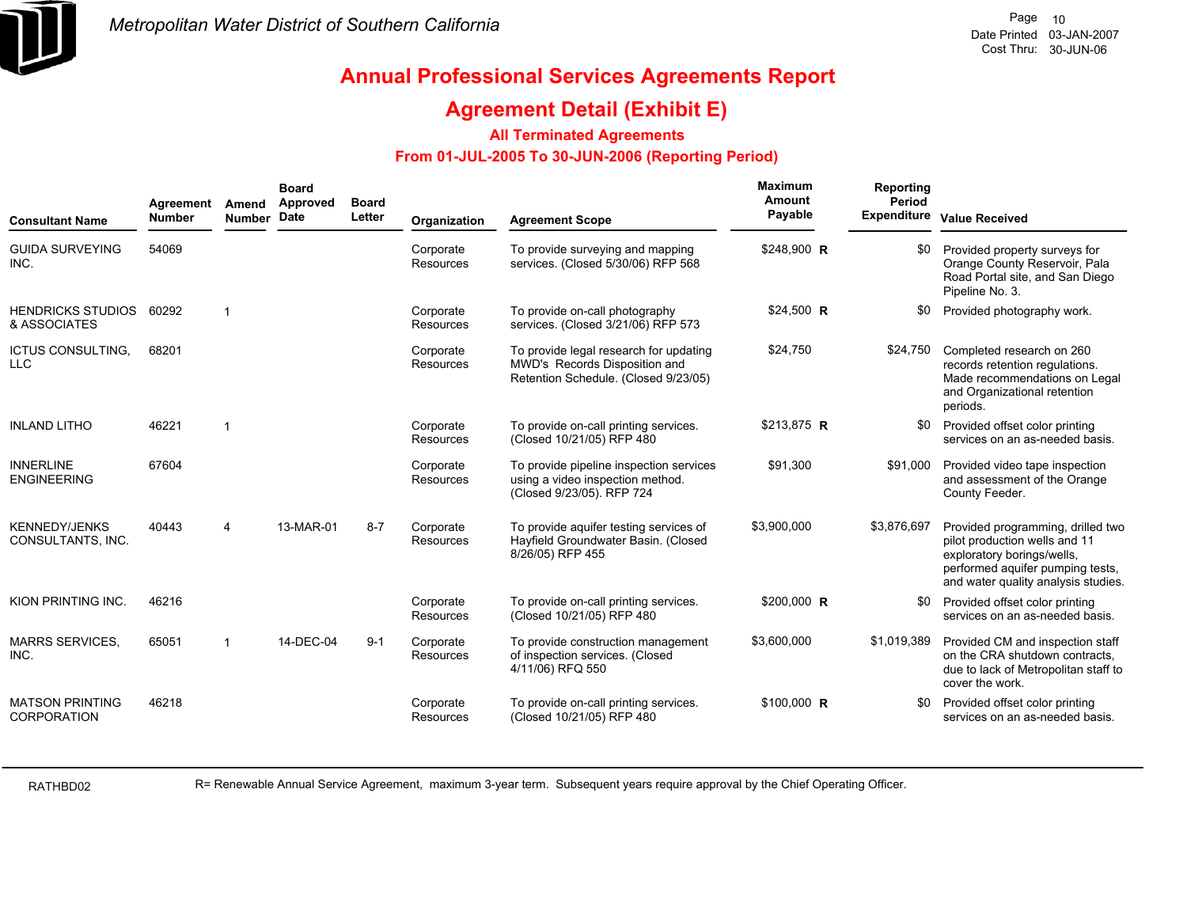Metropolitan Water District of Southern California

# Annual Professional Services Agreements Report

## Agreement Detail (Exhibit E)

### All Terminated Agreements

### From 01-JUL-2005 To 30-JUN-2006 (Reporting Period)

| Consultant Name | Agreement Number | Amend Number | Board Approved Date | Board Letter | Organization | Agreement Scope | Maximum Amount Payable | Reporting Period Expenditure | Value Received |
|---|---|---|---|---|---|---|---|---|---|
| GUIDA SURVEYING INC. | 54069 | | | | Corporate Resources | To provide surveying and mapping services. (Closed 5/30/06) RFP 568 | $248,900 **R** | $0 | Provided property surveys for Orange County Reservoir, Pala Road Portal site, and San Diego Pipeline No. 3. |
| HENDRICKS STUDIOS & ASSOCIATES | 60292 | 1 | | | Corporate Resources | To provide on-call photography services. (Closed 3/21/06) RFP 573 | $24,500 **R** | $0 | Provided photography work. |
| ICTUS CONSULTING, LLC | 68201 | | | | Corporate Resources | To provide legal research for updating MWD's Records Disposition and Retention Schedule. (Closed 9/23/05) | $24,750 | $24,750 | Completed research on 260 records retention regulations. Made recommendations on Legal and Organizational retention periods. |
| INLAND LITHO | 46221 | 1 | | | Corporate Resources | To provide on-call printing services. (Closed 10/21/05) RFP 480 | $213,875 **R** | $0 | Provided offset color printing services on an as-needed basis. |
| INNERLINE ENGINEERING | 67604 | | | | Corporate Resources | To provide pipeline inspection services using a video inspection method. (Closed 9/23/05). RFP 724 | $91,300 | $91,000 | Provided video tape inspection and assessment of the Orange County Feeder. |
| KENNEDY/JENKS CONSULTANTS, INC. | 40443 | 4 | 13-MAR-01 | 8-7 | Corporate Resources | To provide aquifer testing services of Hayfield Groundwater Basin. (Closed 8/26/05) RFP 455 | $3,900,000 | $3,876,697 | Provided programming, drilled two pilot production wells and 11 exploratory borings/wells, performed aquifer pumping tests, and water quality analysis studies. |
| KION PRINTING INC. | 46216 | | | | Corporate Resources | To provide on-call printing services. (Closed 10/21/05) RFP 480 | $200,000 **R** | $0 | Provided offset color printing services on an as-needed basis. |
| MARRS SERVICES, INC. | 65051 | 1 | 14-DEC-04 | 9-1 | Corporate Resources | To provide construction management of inspection services. (Closed 4/11/06) RFQ 550 | $3,600,000 | $1,019,389 | Provided CM and inspection staff on the CRA shutdown contracts, due to lack of Metropolitan staff to cover the work. |
| MATSON PRINTING CORPORATION | 46218 | | | | Corporate Resources | To provide on-call printing services. (Closed 10/21/05) RFP 480 | $100,000 **R** | $0 | Provided offset color printing services on an as-needed basis. |

RATHBD02

R= Renewable Annual Service Agreement, maximum 3-year term. Subsequent years require approval by the Chief Operating Officer.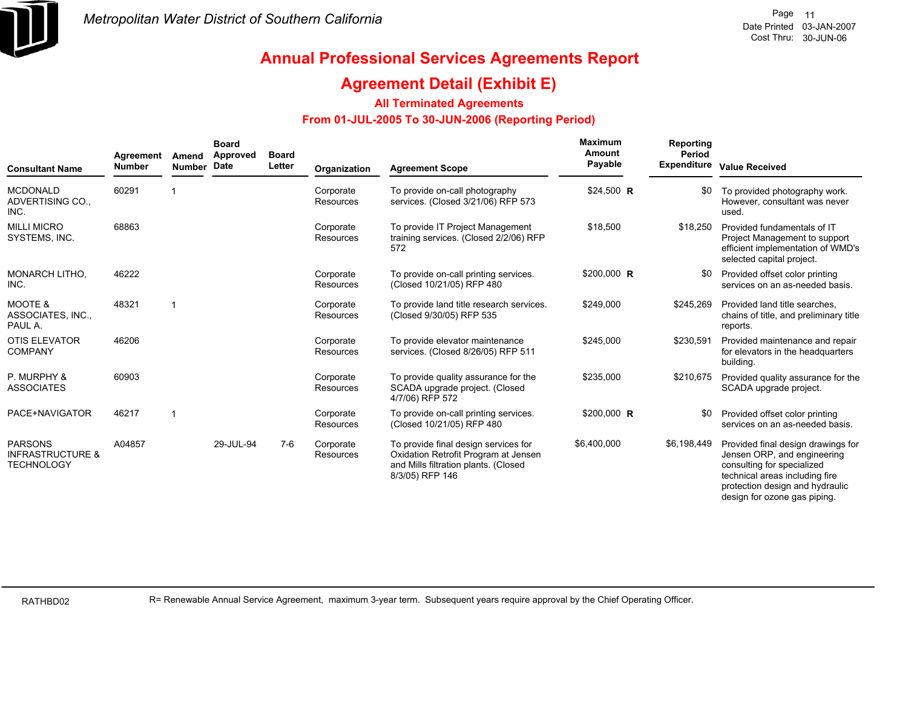Metropolitan Water District of Southern California

Date Printed 03-JAN-2007
Cost Thru: 30-JUN-06

# Annual Professional Services Agreements Report

## Agreement Detail (Exhibit E)

### All Terminated Agreements

### From 01-JUL-2005 To 30-JUN-2006 (Reporting Period)

| Consultant Name | Agreement Number | Amend Number | Board Approved Date | Board Letter | Organization | Agreement Scope | Maximum Amount Payable | | Reporting Period Expenditure | Value Received |
|---|---|---|---|---|---|---|---|---|---|---|
| MCDONALD ADVERTISING CO., INC. | 60291 | 1 | | | Corporate Resources | To provide on-call photography services. (Closed 3/21/06) RFP 573 | $24,500 | R | $0 | To provided photography work. However, consultant was never used. |
| MILLI MICRO SYSTEMS, INC. | 68863 | | | | Corporate Resources | To provide IT Project Management training services. (Closed 2/2/06) RFP 572 | $18,500 | | $18,250 | Provided fundamentals of IT Project Management to support efficient implementation of WMD's selected capital project. |
| MONARCH LITHO, INC. | 46222 | | | | Corporate Resources | To provide on-call printing services. (Closed 10/21/05) RFP 480 | $200,000 | R | $0 | Provided offset color printing services on an as-needed basis. |
| MOOTE & ASSOCIATES, INC., PAUL A. | 48321 | 1 | | | Corporate Resources | To provide land title research services. (Closed 9/30/05) RFP 535 | $249,000 | | $245,269 | Provided land title searches, chains of title, and preliminary title reports. |
| OTIS ELEVATOR COMPANY | 46206 | | | | Corporate Resources | To provide elevator maintenance services. (Closed 8/26/05) RFP 511 | $245,000 | | $230,591 | Provided maintenance and repair for elevators in the headquarters building. |
| P. MURPHY & ASSOCIATES | 60903 | | | | Corporate Resources | To provide quality assurance for the SCADA upgrade project. (Closed 4/7/06) RFP 572 | $235,000 | | $210,675 | Provided quality assurance for the SCADA upgrade project. |
| PACE+NAVIGATOR | 46217 | 1 | | | Corporate Resources | To provide on-call printing services. (Closed 10/21/05) RFP 480 | $200,000 | R | $0 | Provided offset color printing services on an as-needed basis. |
| PARSONS INFRASTRUCTURE & TECHNOLOGY | A04857 | | 29-JUL-94 | 7-6 | Corporate Resources | To provide final design services for Oxidation Retrofit Program at Jensen and Mills filtration plants. (Closed 8/3/05) RFP 146 | $6,400,000 | | $6,198,449 | Provided final design drawings for Jensen ORP, and engineering consulting for specialized technical areas including fire protection design and hydraulic design for ozone gas piping. |

RATHBD02

R= Renewable Annual Service Agreement, maximum 3-year term. Subsequent years require approval by the Chief Operating Officer.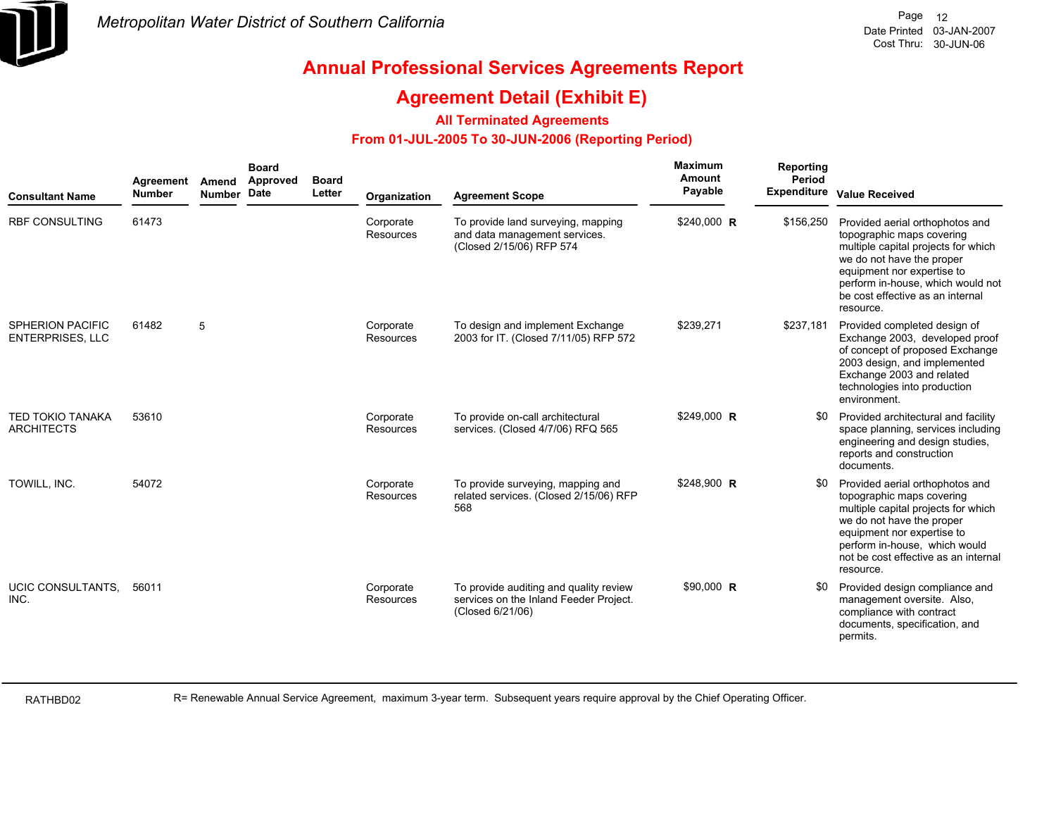# Annual Professional Services Agreements Report

## Agreement Detail (Exhibit E)

### All Terminated Agreements

### From 01-JUL-2005 To 30-JUN-2006 (Reporting Period)

| Consultant Name | Agreement Number | Amend Number | Board Approved Date | Board Letter | Organization | Agreement Scope | Maximum Amount Payable | | Reporting Period Expenditure | Value Received |
|---|---|---|---|---|---|---|---|---|---|---|
| RBF CONSULTING | 61473 | | | | Corporate Resources | To provide land surveying, mapping and data management services. (Closed 2/15/06) RFP 574 | $240,000 | **R** | $156,250 | Provided aerial orthophotos and topographic maps covering multiple capital projects for which we do not have the proper equipment nor expertise to perform in-house, which would not be cost effective as an internal resource. |
| SPHERION PACIFIC ENTERPRISES, LLC | 61482 | 5 | | | Corporate Resources | To design and implement Exchange 2003 for IT. (Closed 7/11/05) RFP 572 | $239,271 | | $237,181 | Provided completed design of Exchange 2003, developed proof of concept of proposed Exchange 2003 design, and implemented Exchange 2003 and related technologies into production environment. |
| TED TOKIO TANAKA ARCHITECTS | 53610 | | | | Corporate Resources | To provide on-call architectural services. (Closed 4/7/06) RFQ 565 | $249,000 | **R** | $0 | Provided architectural and facility space planning, services including engineering and design studies, reports and construction documents. |
| TOWILL, INC. | 54072 | | | | Corporate Resources | To provide surveying, mapping and related services. (Closed 2/15/06) RFP 568 | $248,900 | **R** | $0 | Provided aerial orthophotos and topographic maps covering multiple capital projects for which we do not have the proper equipment nor expertise to perform in-house, which would not be cost effective as an internal resource. |
| UCIC CONSULTANTS, INC. | 56011 | | | | Corporate Resources | To provide auditing and quality review services on the Inland Feeder Project. (Closed 6/21/06) | $90,000 | **R** | $0 | Provided design compliance and management oversite. Also, compliance with contract documents, specification, and permits. |

R= Renewable Annual Service Agreement, maximum 3-year term. Subsequent years require approval by the Chief Operating Officer.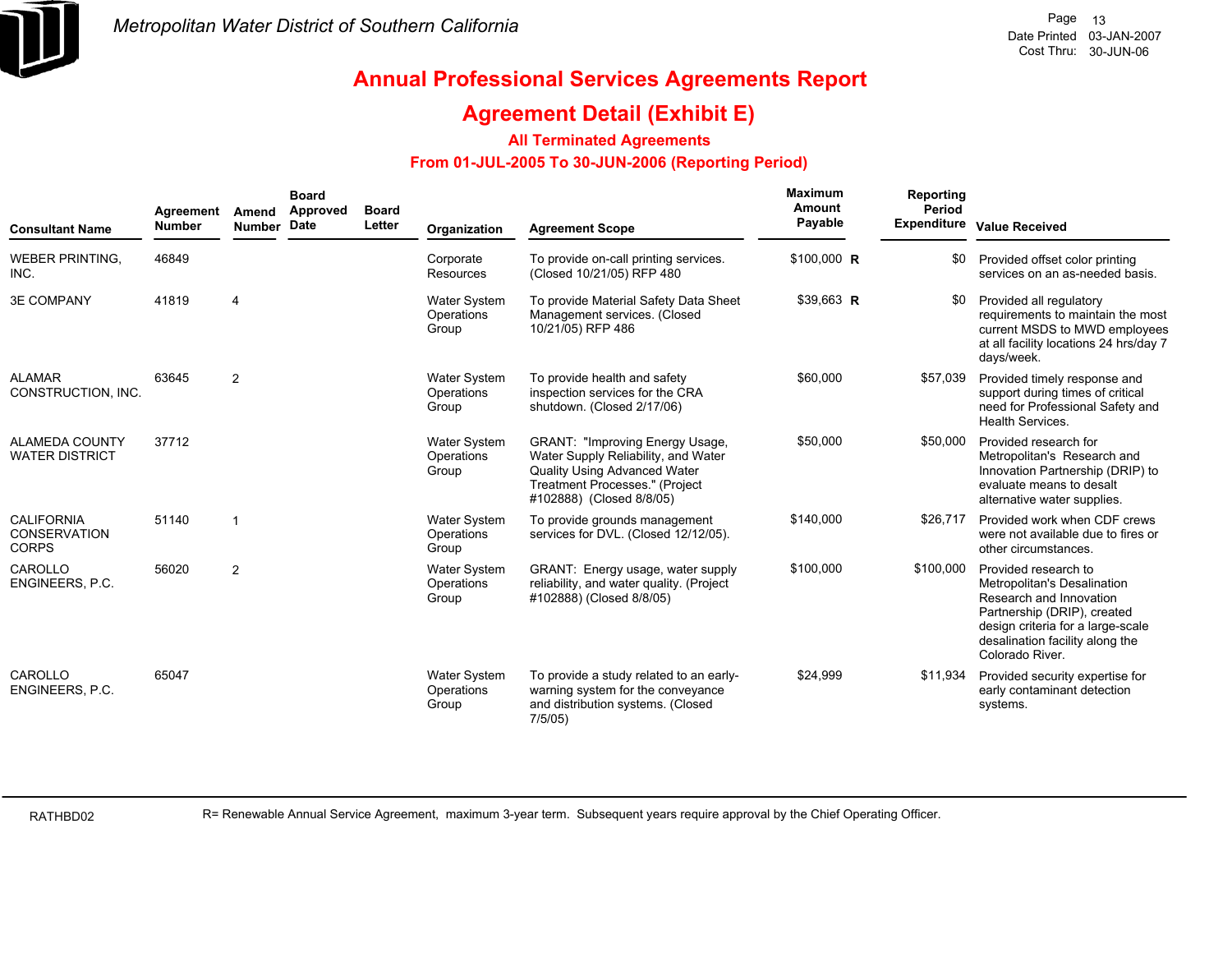Metropolitan Water District of Southern California

Date Printed 03-JAN-2007
Cost Thru: 30-JUN-06

# Annual Professional Services Agreements Report

## Agreement Detail (Exhibit E)

### All Terminated Agreements

### From 01-JUL-2005 To 30-JUN-2006 (Reporting Period)

| Consultant Name | Agreement Number | Amend Number | Board Approved Date | Board Letter | Organization | Agreement Scope | Maximum Amount Payable | Reporting Period Expenditure | Value Received |
|---|---|---|---|---|---|---|---|---|---|
| WEBER PRINTING, INC. | 46849 | | | | Corporate Resources | To provide on-call printing services. (Closed 10/21/05) RFP 480 | $100,000 R | $0 | Provided offset color printing services on an as-needed basis. |
| 3E COMPANY | 41819 | 4 | | | Water System Operations Group | To provide Material Safety Data Sheet Management services. (Closed 10/21/05) RFP 486 | $39,663 R | $0 | Provided all regulatory requirements to maintain the most current MSDS to MWD employees at all facility locations 24 hrs/day 7 days/week. |
| ALAMAR CONSTRUCTION, INC. | 63645 | 2 | | | Water System Operations Group | To provide health and safety inspection services for the CRA shutdown. (Closed 2/17/06) | $60,000 | $57,039 | Provided timely response and support during times of critical need for Professional Safety and Health Services. |
| ALAMEDA COUNTY WATER DISTRICT | 37712 | | | | Water System Operations Group | GRANT: "Improving Energy Usage, Water Supply Reliability, and Water Quality Using Advanced Water Treatment Processes." (Project #102888) (Closed 8/8/05) | $50,000 | $50,000 | Provided research for Metropolitan's Research and Innovation Partnership (DRIP) to evaluate means to desalt alternative water supplies. |
| CALIFORNIA CONSERVATION CORPS | 51140 | 1 | | | Water System Operations Group | To provide grounds management services for DVL. (Closed 12/12/05). | $140,000 | $26,717 | Provided work when CDF crews were not available due to fires or other circumstances. |
| CAROLLO ENGINEERS, P.C. | 56020 | 2 | | | Water System Operations Group | GRANT: Energy usage, water supply reliability, and water quality. (Project #102888) (Closed 8/8/05) | $100,000 | $100,000 | Provided research to Metropolitan's Desalination Research and Innovation Partnership (DRIP), created design criteria for a large-scale desalination facility along the Colorado River. |
| CAROLLO ENGINEERS, P.C. | 65047 | | | | Water System Operations Group | To provide a study related to an early-warning system for the conveyance and distribution systems. (Closed 7/5/05) | $24,999 | $11,934 | Provided security expertise for early contaminant detection systems. |

R= Renewable Annual Service Agreement, maximum 3-year term. Subsequent years require approval by the Chief Operating Officer.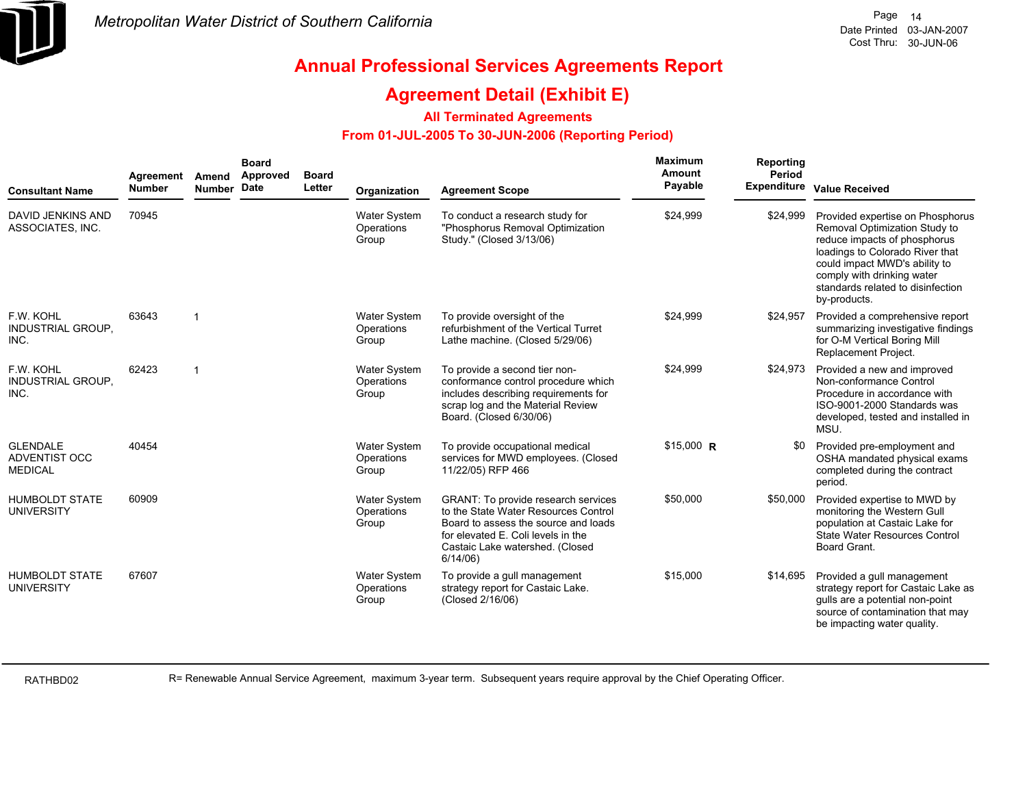# Annual Professional Services Agreements Report

## Agreement Detail (Exhibit E)

### All Terminated Agreements

### From 01-JUL-2005 To 30-JUN-2006 (Reporting Period)

| Consultant Name | Agreement Number | Amend Number | Board Approved Date | Board Letter | Organization | Agreement Scope | Maximum Amount Payable | Reporting Period Expenditure | Value Received |
|---|---|---|---|---|---|---|---|---|---|
| DAVID JENKINS AND ASSOCIATES, INC. | 70945 | | | | Water System Operations Group | To conduct a research study for "Phosphorus Removal Optimization Study." (Closed 3/13/06) | $24,999 | $24,999 | Provided expertise on Phosphorus Removal Optimization Study to reduce impacts of phosphorus loadings to Colorado River that could impact MWD's ability to comply with drinking water standards related to disinfection by-products. |
| F.W. KOHL INDUSTRIAL GROUP, INC. | 63643 | 1 | | | Water System Operations Group | To provide oversight of the refurbishment of the Vertical Turret Lathe machine. (Closed 5/29/06) | $24,999 | $24,957 | Provided a comprehensive report summarizing investigative findings for O-M Vertical Boring Mill Replacement Project. |
| F.W. KOHL INDUSTRIAL GROUP, INC. | 62423 | 1 | | | Water System Operations Group | To provide a second tier non-conformance control procedure which includes describing requirements for scrap log and the Material Review Board. (Closed 6/30/06) | $24,999 | $24,973 | Provided a new and improved Non-conformance Control Procedure in accordance with ISO-9001-2000 Standards was developed, tested and installed in MSU. |
| GLENDALE ADVENTIST OCC MEDICAL | 40454 | | | | Water System Operations Group | To provide occupational medical services for MWD employees. (Closed 11/22/05) RFP 466 | $15,000 **R** | $0 | Provided pre-employment and OSHA mandated physical exams completed during the contract period. |
| HUMBOLDT STATE UNIVERSITY | 60909 | | | | Water System Operations Group | GRANT: To provide research services to the State Water Resources Control Board to assess the source and loads for elevated E. Coli levels in the Castaic Lake watershed. (Closed 6/14/06) | $50,000 | $50,000 | Provided expertise to MWD by monitoring the Western Gull population at Castaic Lake for State Water Resources Control Board Grant. |
| HUMBOLDT STATE UNIVERSITY | 67607 | | | | Water System Operations Group | To provide a gull management strategy report for Castaic Lake. (Closed 2/16/06) | $15,000 | $14,695 | Provided a gull management strategy report for Castaic Lake as gulls are a potential non-point source of contamination that may be impacting water quality. |

R= Renewable Annual Service Agreement, maximum 3-year term. Subsequent years require approval by the Chief Operating Officer.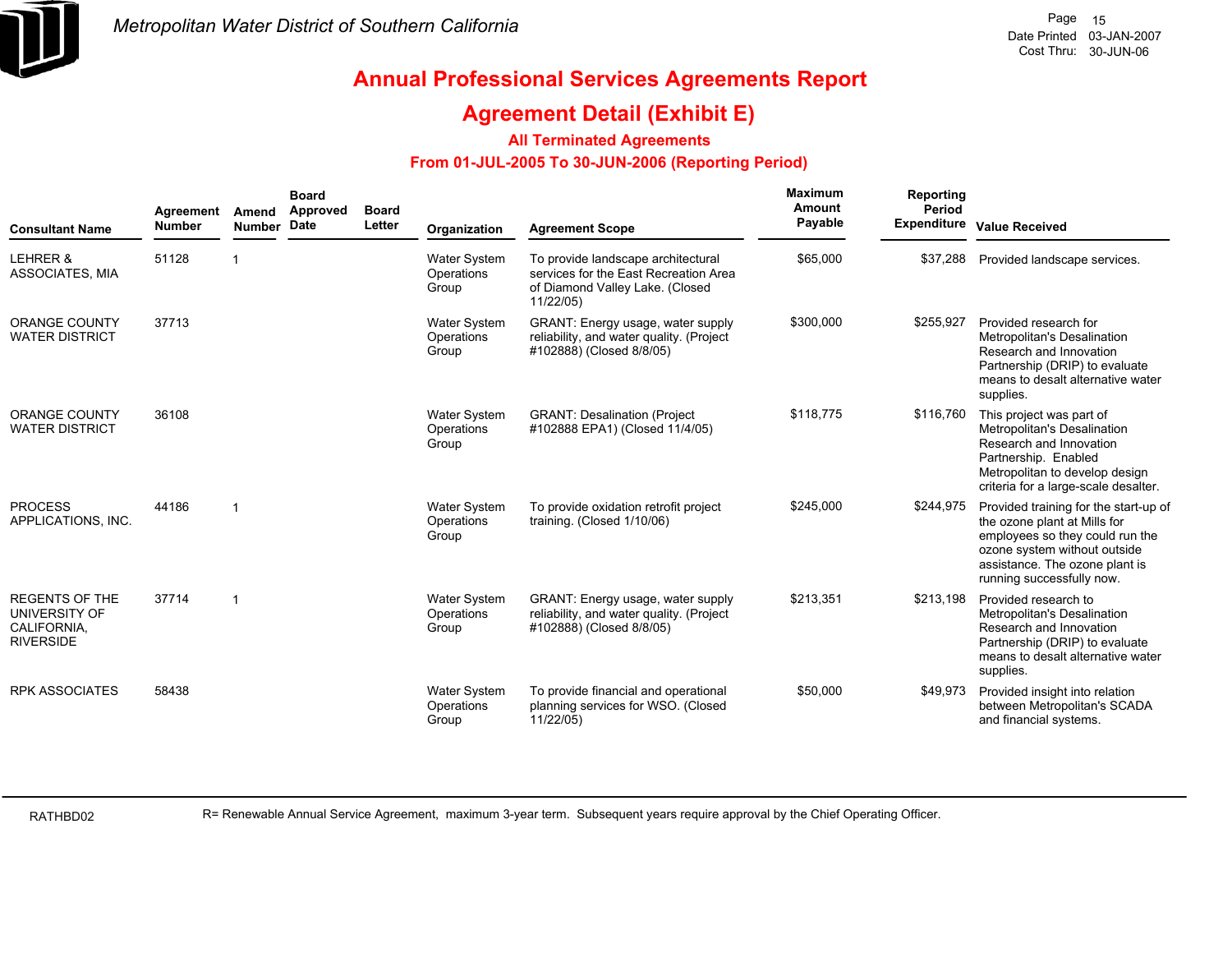*Metropolitan Water District of Southern California*

Page 15
Date Printed 03-JAN-2007
Cost Thru: 30-JUN-06

# Annual Professional Services Agreements Report

## Agreement Detail (Exhibit E)

### All Terminated Agreements

### From 01-JUL-2005 To 30-JUN-2006 (Reporting Period)

| Consultant Name | Agreement Number | Amend Number | Board Approved Date | Board Letter | Organization | Agreement Scope | Maximum Amount Payable | Reporting Period Expenditure | Value Received |
|---|---|---|---|---|---|---|---|---|---|
| LEHRER & ASSOCIATES, MIA | 51128 | 1 | | | Water System Operations Group | To provide landscape architectural services for the East Recreation Area of Diamond Valley Lake. (Closed 11/22/05) | $65,000 | $37,288 | Provided landscape services. |
| ORANGE COUNTY WATER DISTRICT | 37713 | | | | Water System Operations Group | GRANT: Energy usage, water supply reliability, and water quality. (Project #102888) (Closed 8/8/05) | $300,000 | $255,927 | Provided research for Metropolitan's Desalination Research and Innovation Partnership (DRIP) to evaluate means to desalt alternative water supplies. |
| ORANGE COUNTY WATER DISTRICT | 36108 | | | | Water System Operations Group | GRANT: Desalination (Project #102888 EPA1) (Closed 11/4/05) | $118,775 | $116,760 | This project was part of Metropolitan's Desalination Research and Innovation Partnership. Enabled Metropolitan to develop design criteria for a large-scale desalter. |
| PROCESS APPLICATIONS, INC. | 44186 | 1 | | | Water System Operations Group | To provide oxidation retrofit project training. (Closed 1/10/06) | $245,000 | $244,975 | Provided training for the start-up of the ozone plant at Mills for employees so they could run the ozone system without outside assistance. The ozone plant is running successfully now. |
| REGENTS OF THE UNIVERSITY OF CALIFORNIA, RIVERSIDE | 37714 | 1 | | | Water System Operations Group | GRANT: Energy usage, water supply reliability, and water quality. (Project #102888) (Closed 8/8/05) | $213,351 | $213,198 | Provided research to Metropolitan's Desalination Research and Innovation Partnership (DRIP) to evaluate means to desalt alternative water supplies. |
| RPK ASSOCIATES | 58438 | | | | Water System Operations Group | To provide financial and operational planning services for WSO. (Closed 11/22/05) | $50,000 | $49,973 | Provided insight into relation between Metropolitan's SCADA and financial systems. |

RATHBD02

R= Renewable Annual Service Agreement, maximum 3-year term. Subsequent years require approval by the Chief Operating Officer.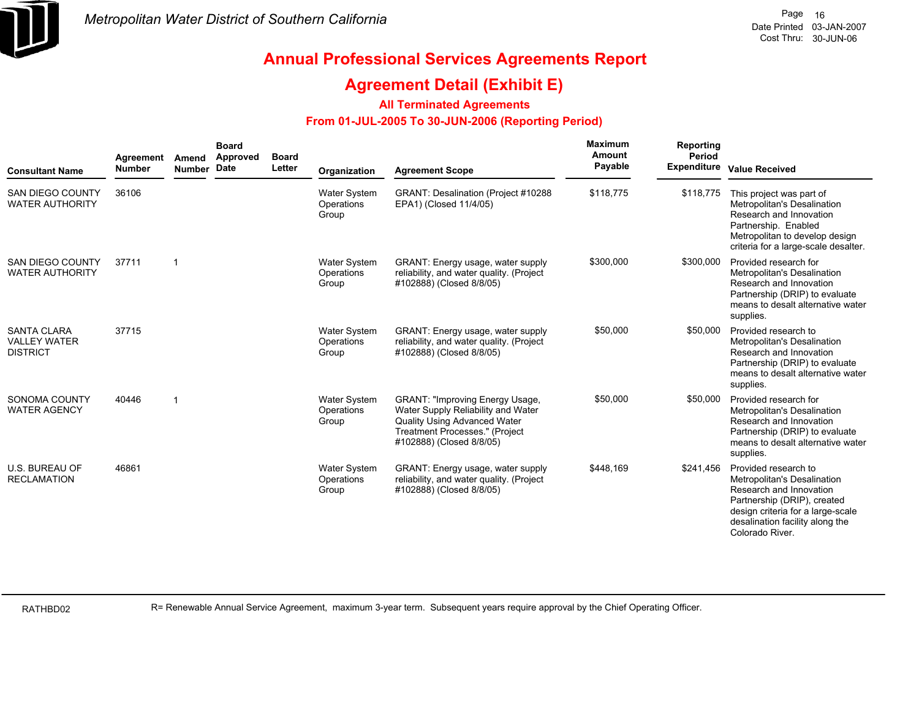# Annual Professional Services Agreements Report

## Agreement Detail (Exhibit E)

### All Terminated Agreements

### From 01-JUL-2005 To 30-JUN-2006 (Reporting Period)

| Consultant Name | Agreement Number | Amend Number | Board Approved Date | Board Letter | Organization | Agreement Scope | Maximum Amount Payable | Reporting Period Expenditure | Value Received |
|---|---|---|---|---|---|---|---|---|---|
| SAN DIEGO COUNTY WATER AUTHORITY | 36106 | | | | Water System Operations Group | GRANT: Desalination (Project #10288 EPA1) (Closed 11/4/05) | $118,775 | $118,775 | This project was part of Metropolitan's Desalination Research and Innovation Partnership. Enabled Metropolitan to develop design criteria for a large-scale desalter. |
| SAN DIEGO COUNTY WATER AUTHORITY | 37711 | 1 | | | Water System Operations Group | GRANT: Energy usage, water supply reliability, and water quality. (Project #102888) (Closed 8/8/05) | $300,000 | $300,000 | Provided research for Metropolitan's Desalination Research and Innovation Partnership (DRIP) to evaluate means to desalt alternative water supplies. |
| SANTA CLARA VALLEY WATER DISTRICT | 37715 | | | | Water System Operations Group | GRANT: Energy usage, water supply reliability, and water quality. (Project #102888) (Closed 8/8/05) | $50,000 | $50,000 | Provided research to Metropolitan's Desalination Research and Innovation Partnership (DRIP) to evaluate means to desalt alternative water supplies. |
| SONOMA COUNTY WATER AGENCY | 40446 | 1 | | | Water System Operations Group | GRANT: "Improving Energy Usage, Water Supply Reliability and Water Quality Using Advanced Water Treatment Processes." (Project #102888) (Closed 8/8/05) | $50,000 | $50,000 | Provided research for Metropolitan's Desalination Research and Innovation Partnership (DRIP) to evaluate means to desalt alternative water supplies. |
| U.S. BUREAU OF RECLAMATION | 46861 | | | | Water System Operations Group | GRANT: Energy usage, water supply reliability, and water quality. (Project #102888) (Closed 8/8/05) | $448,169 | $241,456 | Provided research to Metropolitan's Desalination Research and Innovation Partnership (DRIP), created design criteria for a large-scale desalination facility along the Colorado River. |

R= Renewable Annual Service Agreement, maximum 3-year term. Subsequent years require approval by the Chief Operating Officer.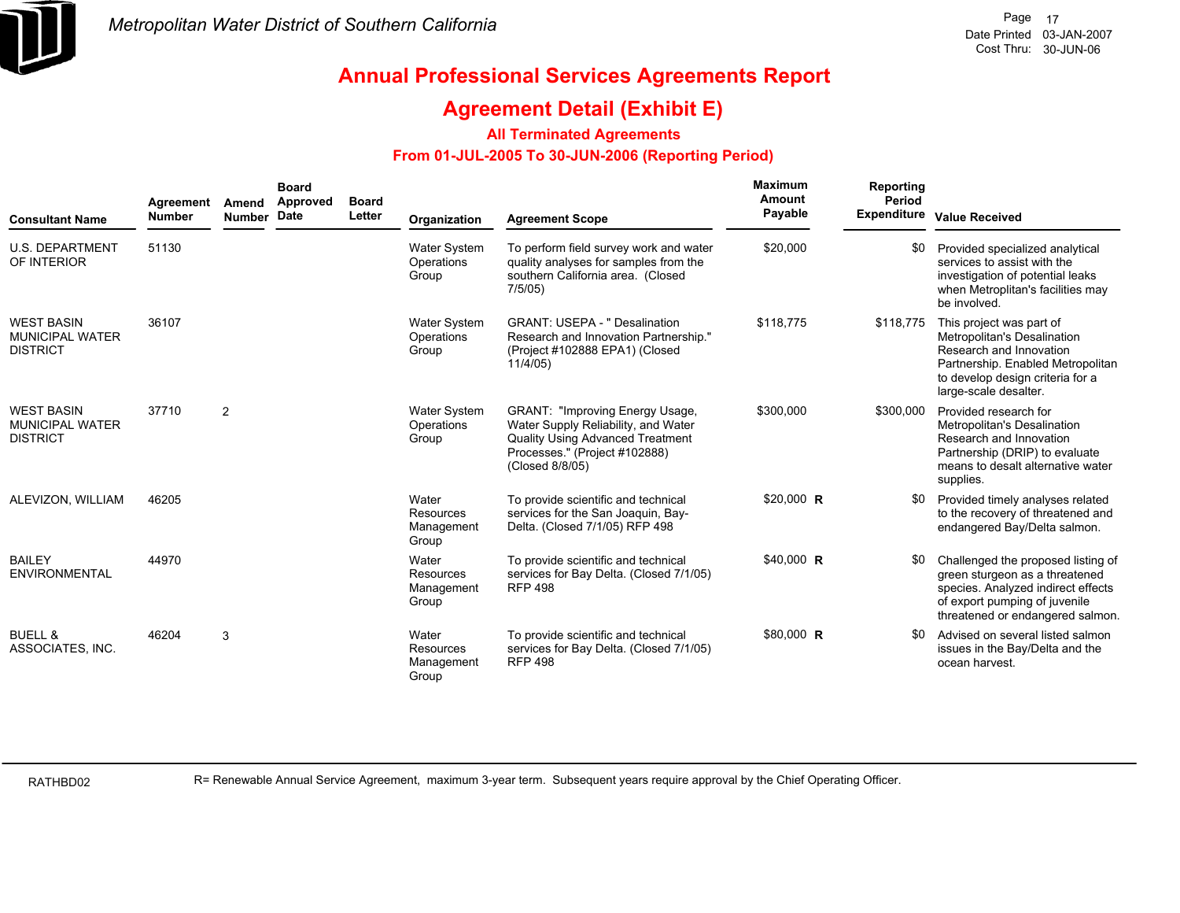# Annual Professional Services Agreements Report

## Agreement Detail (Exhibit E)

### All Terminated Agreements

### From 01-JUL-2005 To 30-JUN-2006 (Reporting Period)

| Consultant Name | Agreement Number | Amend Number | Board Approved Date | Board Letter | Organization | Agreement Scope | Maximum Amount Payable | Reporting Period Expenditure | Value Received |
|---|---|---|---|---|---|---|---|---|---|
| U.S. DEPARTMENT OF INTERIOR | 51130 | | | | Water System Operations Group | To perform field survey work and water quality analyses for samples from the southern California area. (Closed 7/5/05) | $20,000 | $0 | Provided specialized analytical services to assist with the investigation of potential leaks when Metroplitan's facilities may be involved. |
| WEST BASIN MUNICIPAL WATER DISTRICT | 36107 | | | | Water System Operations Group | GRANT: USEPA - " Desalination Research and Innovation Partnership." (Project #102888 EPA1) (Closed 11/4/05) | $118,775 | $118,775 | This project was part of Metropolitan's Desalination Research and Innovation Partnership. Enabled Metropolitan to develop design criteria for a large-scale desalter. |
| WEST BASIN MUNICIPAL WATER DISTRICT | 37710 | 2 | | | Water System Operations Group | GRANT: "Improving Energy Usage, Water Supply Reliability, and Water Quality Using Advanced Treatment Processes." (Project #102888) (Closed 8/8/05) | $300,000 | $300,000 | Provided research for Metropolitan's Desalination Research and Innovation Partnership (DRIP) to evaluate means to desalt alternative water supplies. |
| ALEVIZON, WILLIAM | 46205 | | | | Water Resources Management Group | To provide scientific and technical services for the San Joaquin, Bay-Delta. (Closed 7/1/05) RFP 498 | $20,000 R | $0 | Provided timely analyses related to the recovery of threatened and endangered Bay/Delta salmon. |
| BAILEY ENVIRONMENTAL | 44970 | | | | Water Resources Management Group | To provide scientific and technical services for Bay Delta. (Closed 7/1/05) RFP 498 | $40,000 R | $0 | Challenged the proposed listing of green sturgeon as a threatened species. Analyzed indirect effects of export pumping of juvenile threatened or endangered salmon. |
| BUELL & ASSOCIATES, INC. | 46204 | 3 | | | Water Resources Management Group | To provide scientific and technical services for Bay Delta. (Closed 7/1/05) RFP 498 | $80,000 R | $0 | Advised on several listed salmon issues in the Bay/Delta and the ocean harvest. |

R= Renewable Annual Service Agreement, maximum 3-year term. Subsequent years require approval by the Chief Operating Officer.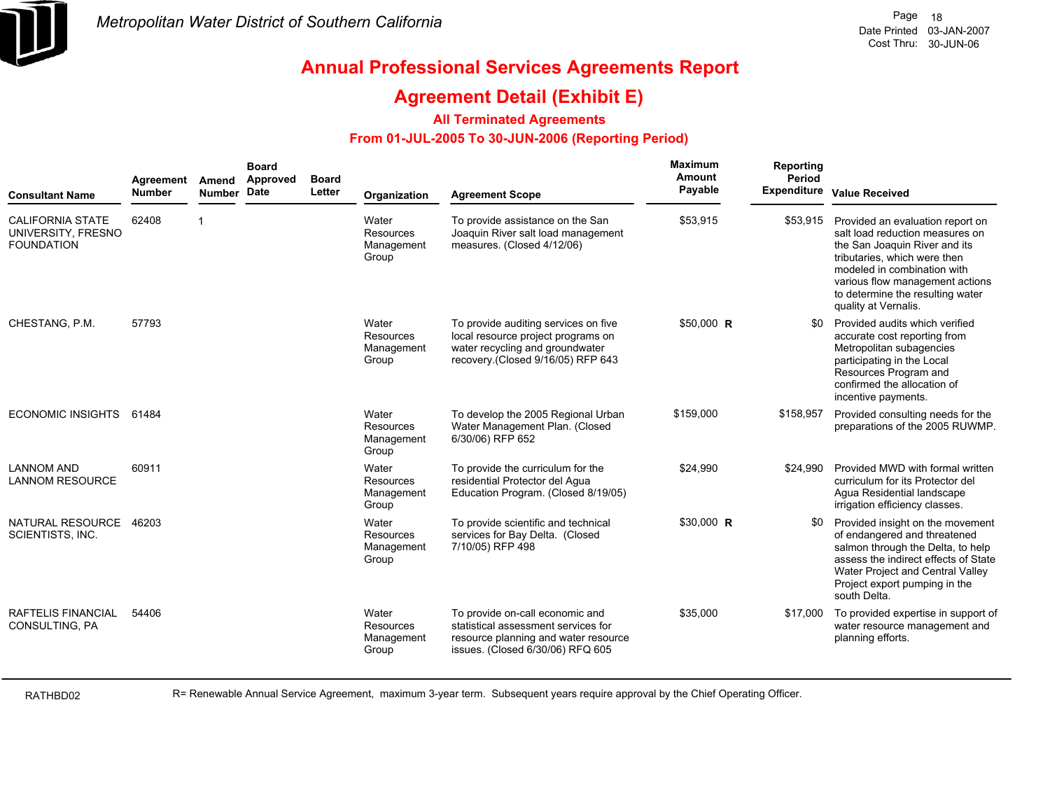# Annual Professional Services Agreements Report

## Agreement Detail (Exhibit E)

### All Terminated Agreements

### From 01-JUL-2005 To 30-JUN-2006 (Reporting Period)

| Consultant Name | Agreement Number | Amend Number | Board Approved Date | Board Letter | Organization | Agreement Scope | Maximum Amount Payable | | Reporting Period Expenditure | Value Received |
|---|---|---|---|---|---|---|---|---|---|---|
| CALIFORNIA STATE UNIVERSITY, FRESNO FOUNDATION | 62408 | 1 | | | Water Resources Management Group | To provide assistance on the San Joaquin River salt load management measures. (Closed 4/12/06) | $53,915 | | $53,915 | Provided an evaluation report on salt load reduction measures on the San Joaquin River and its tributaries, which were then modeled in combination with various flow management actions to determine the resulting water quality at Vernalis. |
| CHESTANG, P.M. | 57793 | | | | Water Resources Management Group | To provide auditing services on five local resource project programs on water recycling and groundwater recovery.(Closed 9/16/05) RFP 643 | $50,000 | **R** | $0 | Provided audits which verified accurate cost reporting from Metropolitan subagencies participating in the Local Resources Program and confirmed the allocation of incentive payments. |
| ECONOMIC INSIGHTS | 61484 | | | | Water Resources Management Group | To develop the 2005 Regional Urban Water Management Plan. (Closed 6/30/06) RFP 652 | $159,000 | | $158,957 | Provided consulting needs for the preparations of the 2005 RUWMP. |
| LANNOM AND LANNOM RESOURCE | 60911 | | | | Water Resources Management Group | To provide the curriculum for the residential Protector del Agua Education Program. (Closed 8/19/05) | $24,990 | | $24,990 | Provided MWD with formal written curriculum for its Protector del Agua Residential landscape irrigation efficiency classes. |
| NATURAL RESOURCE SCIENTISTS, INC. | 46203 | | | | Water Resources Management Group | To provide scientific and technical services for Bay Delta. (Closed 7/10/05) RFP 498 | $30,000 | **R** | $0 | Provided insight on the movement of endangered and threatened salmon through the Delta, to help assess the indirect effects of State Water Project and Central Valley Project export pumping in the south Delta. |
| RAFTELIS FINANCIAL CONSULTING, PA | 54406 | | | | Water Resources Management Group | To provide on-call economic and statistical assessment services for resource planning and water resource issues. (Closed 6/30/06) RFQ 605 | $35,000 | | $17,000 | To provided expertise in support of water resource management and planning efforts. |

RATHBD02

R= Renewable Annual Service Agreement, maximum 3-year term. Subsequent years require approval by the Chief Operating Officer.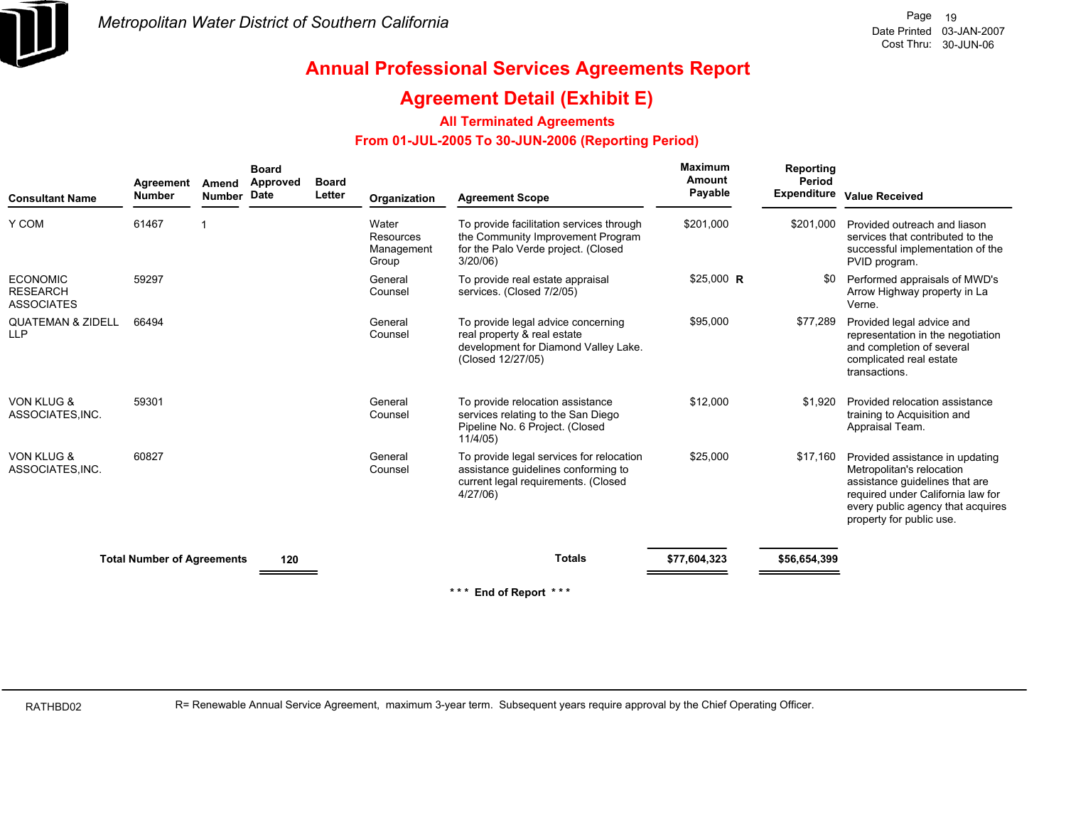# Annual Professional Services Agreements Report

## Agreement Detail (Exhibit E)

### All Terminated Agreements

### From 01-JUL-2005 To 30-JUN-2006 (Reporting Period)

| Consultant Name | Agreement Number | Amend Number | Board Approved Date | Board Letter | Organization | Agreement Scope | Maximum Amount Payable | Reporting Period Expenditure | Value Received |
|---|---|---|---|---|---|---|---|---|---|
| Y COM | 61467 | 1 | | | Water Resources Management Group | To provide facilitation services through the Community Improvement Program for the Palo Verde project. (Closed 3/20/06) | $201,000 | $201,000 | Provided outreach and liason services that contributed to the successful implementation of the PVID program. |
| ECONOMIC RESEARCH ASSOCIATES | 59297 | | | | General Counsel | To provide real estate appraisal services. (Closed 7/2/05) | $25,000 R | $0 | Performed appraisals of MWD's Arrow Highway property in La Verne. |
| QUATEMAN & ZIDELL LLP | 66494 | | | | General Counsel | To provide legal advice concerning real property & real estate development for Diamond Valley Lake. (Closed 12/27/05) | $95,000 | $77,289 | Provided legal advice and representation in the negotiation and completion of several complicated real estate transactions. |
| VON KLUG & ASSOCIATES,INC. | 59301 | | | | General Counsel | To provide relocation assistance services relating to the San Diego Pipeline No. 6 Project. (Closed 11/4/05) | $12,000 | $1,920 | Provided relocation assistance training to Acquisition and Appraisal Team. |
| VON KLUG & ASSOCIATES,INC. | 60827 | | | | General Counsel | To provide legal services for relocation assistance guidelines conforming to current legal requirements. (Closed 4/27/06) | $25,000 | $17,160 | Provided assistance in updating Metropolitan's relocation assistance guidelines that are required under California law for every public agency that acquires property for public use. |

**Total Number of Agreements** **120**

**Totals** **$77,604,323** **$56,654,399**

**\*\*\* End of Report \*\*\***

RATHBD02

R= Renewable Annual Service Agreement, maximum 3-year term. Subsequent years require approval by the Chief Operating Officer.